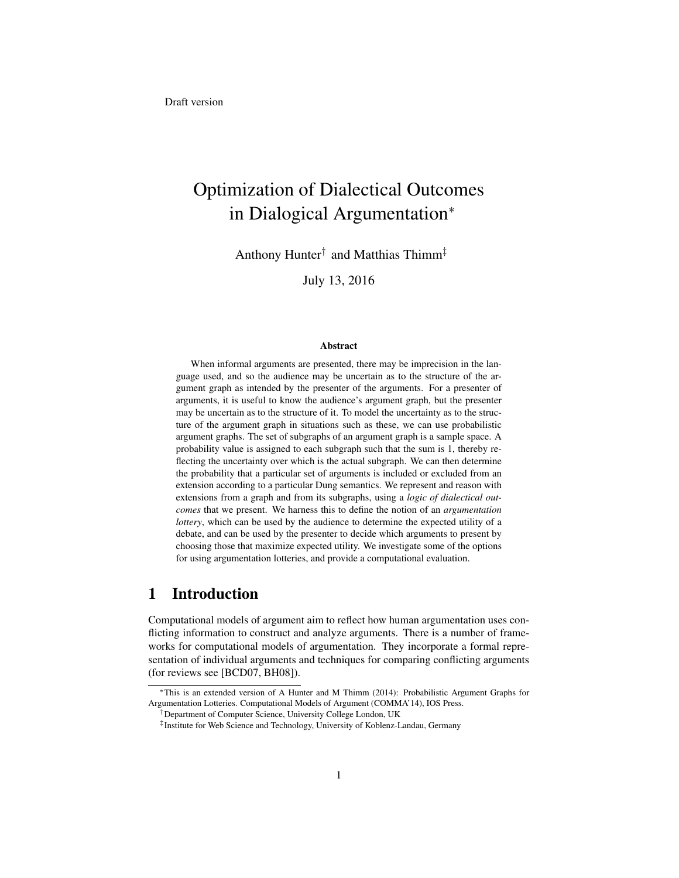Draft version

# Optimization of Dialectical Outcomes in Dialogical Argumentation*

Anthony Hunter[†] and Matthias Thimm[‡]

July 13, 2016

### Abstract

When informal arguments are presented, there may be imprecision in the language used, and so the audience may be uncertain as to the structure of the argument graph as intended by the presenter of the arguments. For a presenter of arguments, it is useful to know the audience's argument graph, but the presenter may be uncertain as to the structure of it. To model the uncertainty as to the structure of the argument graph in situations such as these, we can use probabilistic argument graphs. The set of subgraphs of an argument graph is a sample space. A probability value is assigned to each subgraph such that the sum is 1, thereby reflecting the uncertainty over which is the actual subgraph. We can then determine the probability that a particular set of arguments is included or excluded from an extension according to a particular Dung semantics. We represent and reason with extensions from a graph and from its subgraphs, using a *logic of dialectical outcomes* that we present. We harness this to define the notion of an *argumentation lottery*, which can be used by the audience to determine the expected utility of a debate, and can be used by the presenter to decide which arguments to present by choosing those that maximize expected utility. We investigate some of the options for using argumentation lotteries, and provide a computational evaluation.

## 1 Introduction

Computational models of argument aim to reflect how human argumentation uses conflicting information to construct and analyze arguments. There is a number of frameworks for computational models of argumentation. They incorporate a formal representation of individual arguments and techniques for comparing conflicting arguments (for reviews see [BCD07, BH08]).

*This is an extended version of A Hunter and M Thimm (2014): Probabilistic Argument Graphs for Argumentation Lotteries. Computational Models of Argument (COMMA'14), IOS Press.

[†]Department of Computer Science, University College London, UK

[‡]Institute for Web Science and Technology, University of Koblenz-Landau, Germany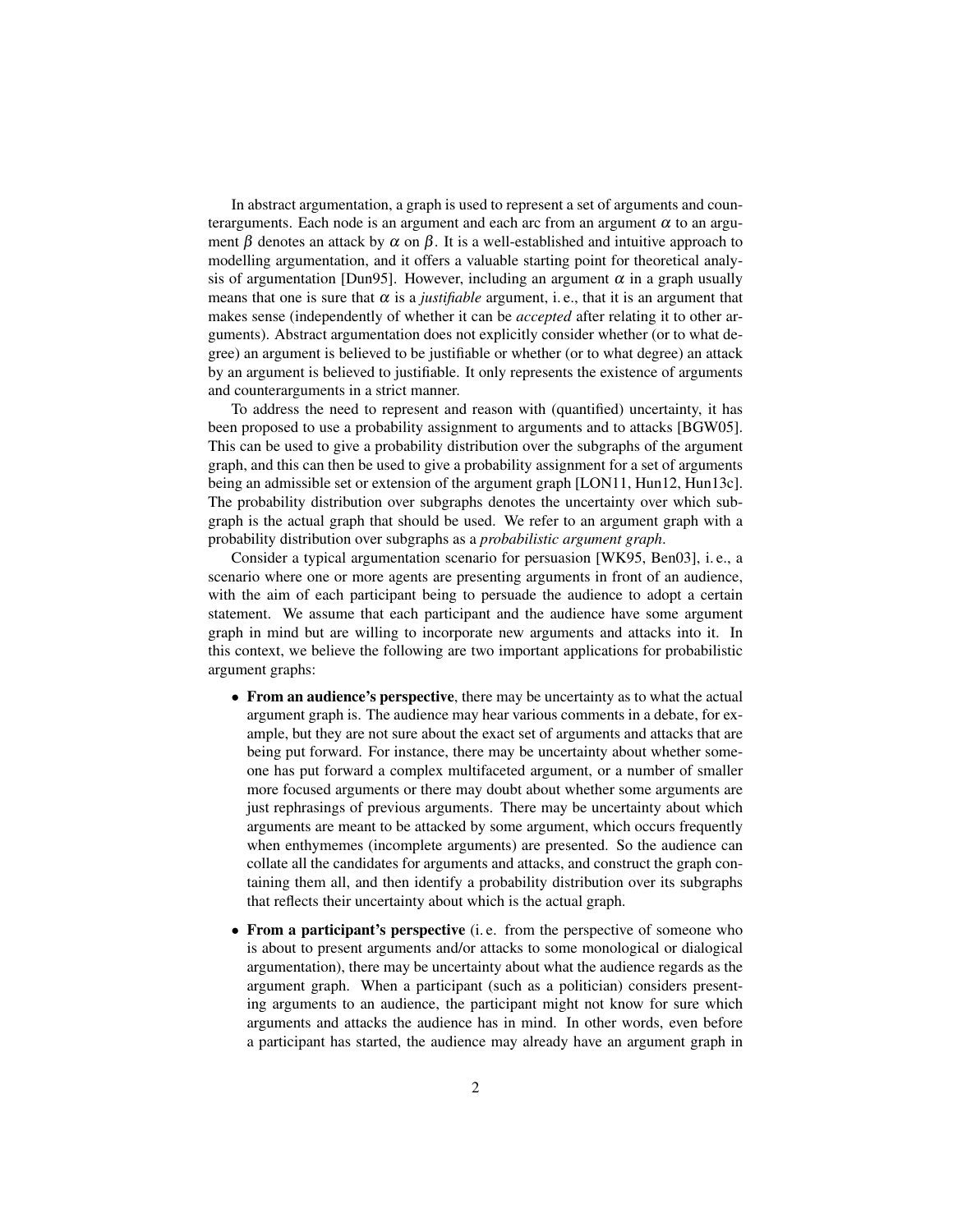In abstract argumentation, a graph is used to represent a set of arguments and counterarguments. Each node is an argument and each arc from an argument $\alpha$ to an argument $\beta$ denotes an attack by $\alpha$ on $\beta$. It is a well-established and intuitive approach to modelling argumentation, and it offers a valuable starting point for theoretical analysis of argumentation [Dun95]. However, including an argument $\alpha$ in a graph usually means that one is sure that $\alpha$ is a *justifiable* argument, i. e., that it is an argument that makes sense (independently of whether it can be *accepted* after relating it to other arguments). Abstract argumentation does not explicitly consider whether (or to what degree) an argument is believed to be justifiable or whether (or to what degree) an attack by an argument is believed to justifiable. It only represents the existence of arguments and counterarguments in a strict manner.

To address the need to represent and reason with (quantified) uncertainty, it has been proposed to use a probability assignment to arguments and to attacks [BGW05]. This can be used to give a probability distribution over the subgraphs of the argument graph, and this can then be used to give a probability assignment for a set of arguments being an admissible set or extension of the argument graph [LON11, Hun12, Hun13c]. The probability distribution over subgraphs denotes the uncertainty over which subgraph is the actual graph that should be used. We refer to an argument graph with a probability distribution over subgraphs as a *probabilistic argument graph*.

Consider a typical argumentation scenario for persuasion [WK95, Ben03], i. e., a scenario where one or more agents are presenting arguments in front of an audience, with the aim of each participant being to persuade the audience to adopt a certain statement. We assume that each participant and the audience have some argument graph in mind but are willing to incorporate new arguments and attacks into it. In this context, we believe the following are two important applications for probabilistic argument graphs:

- **From an audience's perspective**, there may be uncertainty as to what the actual argument graph is. The audience may hear various comments in a debate, for example, but they are not sure about the exact set of arguments and attacks that are being put forward. For instance, there may be uncertainty about whether someone has put forward a complex multifaceted argument, or a number of smaller more focused arguments or there may doubt about whether some arguments are just rephrasings of previous arguments. There may be uncertainty about which arguments are meant to be attacked by some argument, which occurs frequently when enthymemes (incomplete arguments) are presented. So the audience can collate all the candidates for arguments and attacks, and construct the graph containing them all, and then identify a probability distribution over its subgraphs that reflects their uncertainty about which is the actual graph.
- **From a participant's perspective** (i. e. from the perspective of someone who is about to present arguments and/or attacks to some monological or dialogical argumentation), there may be uncertainty about what the audience regards as the argument graph. When a participant (such as a politician) considers presenting arguments to an audience, the participant might not know for sure which arguments and attacks the audience has in mind. In other words, even before a participant has started, the audience may already have an argument graph in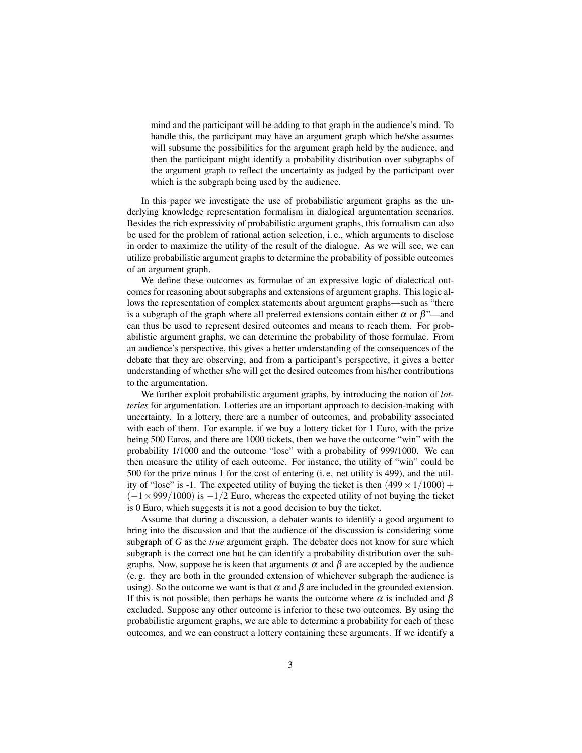mind and the participant will be adding to that graph in the audience's mind. To handle this, the participant may have an argument graph which he/she assumes will subsume the possibilities for the argument graph held by the audience, and then the participant might identify a probability distribution over subgraphs of the argument graph to reflect the uncertainty as judged by the participant over which is the subgraph being used by the audience.

In this paper we investigate the use of probabilistic argument graphs as the underlying knowledge representation formalism in dialogical argumentation scenarios. Besides the rich expressivity of probabilistic argument graphs, this formalism can also be used for the problem of rational action selection, i. e., which arguments to disclose in order to maximize the utility of the result of the dialogue. As we will see, we can utilize probabilistic argument graphs to determine the probability of possible outcomes of an argument graph.

We define these outcomes as formulae of an expressive logic of dialectical outcomes for reasoning about subgraphs and extensions of argument graphs. This logic allows the representation of complex statements about argument graphs—such as "there is a subgraph of the graph where all preferred extensions contain either $\alpha$ or $\beta$"—and can thus be used to represent desired outcomes and means to reach them. For probabilistic argument graphs, we can determine the probability of those formulae. From an audience's perspective, this gives a better understanding of the consequences of the debate that they are observing, and from a participant's perspective, it gives a better understanding of whether s/he will get the desired outcomes from his/her contributions to the argumentation.

We further exploit probabilistic argument graphs, by introducing the notion of *lotteries* for argumentation. Lotteries are an important approach to decision-making with uncertainty. In a lottery, there are a number of outcomes, and probability associated with each of them. For example, if we buy a lottery ticket for 1 Euro, with the prize being 500 Euros, and there are 1000 tickets, then we have the outcome "win" with the probability 1/1000 and the outcome "lose" with a probability of 999/1000. We can then measure the utility of each outcome. For instance, the utility of "win" could be 500 for the prize minus 1 for the cost of entering (i. e. net utility is 499), and the utility of "lose" is -1. The expected utility of buying the ticket is then $(499 \times 1/1000) + (-1 \times 999/1000)$ is $-1/2$ Euro, whereas the expected utility of not buying the ticket is 0 Euro, which suggests it is not a good decision to buy the ticket.

Assume that during a discussion, a debater wants to identify a good argument to bring into the discussion and that the audience of the discussion is considering some subgraph of $G$ as the *true* argument graph. The debater does not know for sure which subgraph is the correct one but he can identify a probability distribution over the subgraphs. Now, suppose he is keen that arguments $\alpha$ and $\beta$ are accepted by the audience (e. g. they are both in the grounded extension of whichever subgraph the audience is using). So the outcome we want is that $\alpha$ and $\beta$ are included in the grounded extension. If this is not possible, then perhaps he wants the outcome where $\alpha$ is included and $\beta$ excluded. Suppose any other outcome is inferior to these two outcomes. By using the probabilistic argument graphs, we are able to determine a probability for each of these outcomes, and we can construct a lottery containing these arguments. If we identify a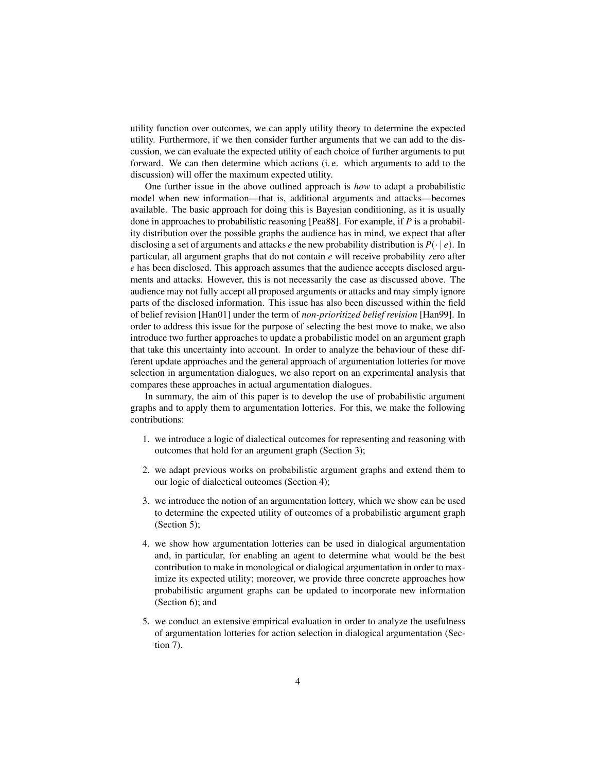utility function over outcomes, we can apply utility theory to determine the expected utility. Furthermore, if we then consider further arguments that we can add to the discussion, we can evaluate the expected utility of each choice of further arguments to put forward. We can then determine which actions (i. e. which arguments to add to the discussion) will offer the maximum expected utility.

One further issue in the above outlined approach is *how* to adapt a probabilistic model when new information—that is, additional arguments and attacks—becomes available. The basic approach for doing this is Bayesian conditioning, as it is usually done in approaches to probabilistic reasoning [Pea88]. For example, if $P$ is a probability distribution over the possible graphs the audience has in mind, we expect that after disclosing a set of arguments and attacks $e$ the new probability distribution is $P(\cdot \mid e)$. In particular, all argument graphs that do not contain $e$ will receive probability zero after $e$ has been disclosed. This approach assumes that the audience accepts disclosed arguments and attacks. However, this is not necessarily the case as discussed above. The audience may not fully accept all proposed arguments or attacks and may simply ignore parts of the disclosed information. This issue has also been discussed within the field of belief revision [Han01] under the term of *non-prioritized belief revision* [Han99]. In order to address this issue for the purpose of selecting the best move to make, we also introduce two further approaches to update a probabilistic model on an argument graph that take this uncertainty into account. In order to analyze the behaviour of these different update approaches and the general approach of argumentation lotteries for move selection in argumentation dialogues, we also report on an experimental analysis that compares these approaches in actual argumentation dialogues.

In summary, the aim of this paper is to develop the use of probabilistic argument graphs and to apply them to argumentation lotteries. For this, we make the following contributions:

1. we introduce a logic of dialectical outcomes for representing and reasoning with outcomes that hold for an argument graph (Section 3);
2. we adapt previous works on probabilistic argument graphs and extend them to our logic of dialectical outcomes (Section 4);
3. we introduce the notion of an argumentation lottery, which we show can be used to determine the expected utility of outcomes of a probabilistic argument graph (Section 5);
4. we show how argumentation lotteries can be used in dialogical argumentation and, in particular, for enabling an agent to determine what would be the best contribution to make in monological or dialogical argumentation in order to maximize its expected utility; moreover, we provide three concrete approaches how probabilistic argument graphs can be updated to incorporate new information (Section 6); and
5. we conduct an extensive empirical evaluation in order to analyze the usefulness of argumentation lotteries for action selection in dialogical argumentation (Section 7).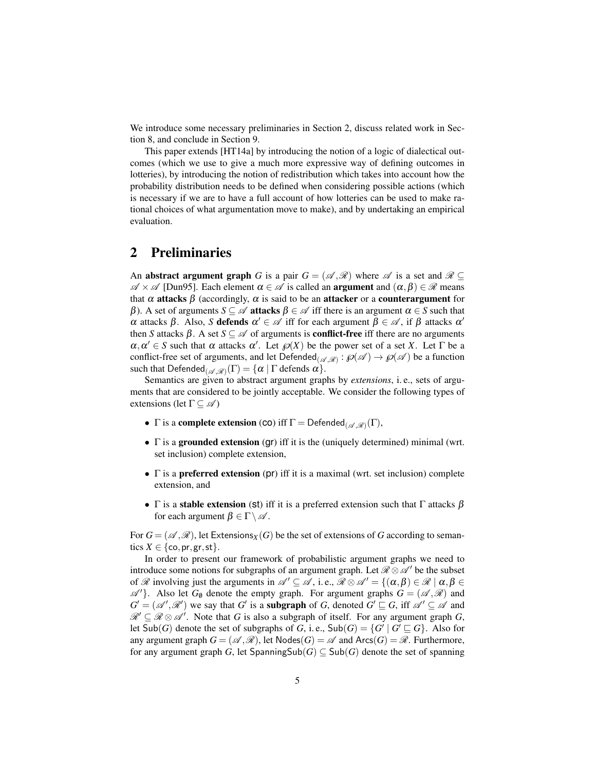We introduce some necessary preliminaries in Section 2, discuss related work in Section 8, and conclude in Section 9.

This paper extends [HT14a] by introducing the notion of a logic of dialectical outcomes (which we use to give a much more expressive way of defining outcomes in lotteries), by introducing the notion of redistribution which takes into account how the probability distribution needs to be defined when considering possible actions (which is necessary if we are to have a full account of how lotteries can be used to make rational choices of what argumentation move to make), and by undertaking an empirical evaluation.

## 2 Preliminaries

An **abstract argument graph** $G$ is a pair $G = (\mathscr{A}, \mathscr{R})$ where $\mathscr{A}$ is a set and $\mathscr{R} \subseteq \mathscr{A} \times \mathscr{A}$ [Dun95]. Each element $\alpha \in \mathscr{A}$ is called an **argument** and $(\alpha, \beta) \in \mathscr{R}$ means that $\alpha$ **attacks** $\beta$ (accordingly, $\alpha$ is said to be an **attacker** or a **counterargument** for $\beta$). A set of arguments $S \subseteq \mathscr{A}$ **attacks** $\beta \in \mathscr{A}$ iff there is an argument $\alpha \in S$ such that $\alpha$ attacks $\beta$. Also, $S$ **defends** $\alpha' \in \mathscr{A}$ iff for each argument $\beta \in \mathscr{A}$, if $\beta$ attacks $\alpha'$ then $S$ attacks $\beta$. A set $S \subseteq \mathscr{A}$ of arguments is **conflict-free** iff there are no arguments $\alpha, \alpha' \in S$ such that $\alpha$ attacks $\alpha'$. Let $\wp(X)$ be the power set of a set $X$. Let $\Gamma$ be a conflict-free set of arguments, and let $\mathsf{Defended}_{(\mathscr{A},\mathscr{R})} : \wp(\mathscr{A}) \rightarrow \wp(\mathscr{A})$ be a function such that $\mathsf{Defended}_{(\mathscr{A},\mathscr{R})}(\Gamma) = \{\alpha \mid \Gamma \text{ defends } \alpha\}$.

Semantics are given to abstract argument graphs by *extensions*, i. e., sets of arguments that are considered to be jointly acceptable. We consider the following types of extensions (let $\Gamma \subseteq \mathscr{A}$)

- $\Gamma$ is a **complete extension** (co) iff $\Gamma = \mathsf{Defended}_{(\mathscr{A},\mathscr{R})}(\Gamma)$,
- $\Gamma$ is a **grounded extension** (gr) iff it is the (uniquely determined) minimal (wrt. set inclusion) complete extension,
- $\Gamma$ is a **preferred extension** (pr) iff it is a maximal (wrt. set inclusion) complete extension, and
- $\Gamma$ is a **stable extension** (st) iff it is a preferred extension such that $\Gamma$ attacks $\beta$ for each argument $\beta \in \Gamma \setminus \mathscr{A}$.

For $G = (\mathscr{A}, \mathscr{R})$, let $\mathsf{Extensions}_X(G)$ be the set of extensions of $G$ according to semantics $X \in \{\mathsf{co}, \mathsf{pr}, \mathsf{gr}, \mathsf{st}\}$.

In order to present our framework of probabilistic argument graphs we need to introduce some notions for subgraphs of an argument graph. Let $\mathscr{R} \otimes \mathscr{A}'$ be the subset of $\mathscr{R}$ involving just the arguments in $\mathscr{A}' \subseteq \mathscr{A}$, i. e., $\mathscr{R} \otimes \mathscr{A}' = \{(\alpha, \beta) \in \mathscr{R} \mid \alpha, \beta \in \mathscr{A}'\}$. Also let $G_\emptyset$ denote the empty graph. For argument graphs $G = (\mathscr{A}, \mathscr{R})$ and $G' = (\mathscr{A}', \mathscr{R}')$ we say that $G'$ is a **subgraph** of $G$, denoted $G' \sqsubseteq G$, iff $\mathscr{A}' \subseteq \mathscr{A}$ and $\mathscr{R}' \subseteq \mathscr{R} \otimes \mathscr{A}'$. Note that $G$ is also a subgraph of itself. For any argument graph $G$, let $\mathsf{Sub}(G)$ denote the set of subgraphs of $G$, i. e., $\mathsf{Sub}(G) = \{G' \mid G' \sqsubseteq G\}$. Also for any argument graph $G = (\mathscr{A}, \mathscr{R})$, let $\mathsf{Nodes}(G) = \mathscr{A}$ and $\mathsf{Arcs}(G) = \mathscr{R}$. Furthermore, for any argument graph $G$, let $\mathsf{SpanningSub}(G) \subseteq \mathsf{Sub}(G)$ denote the set of spanning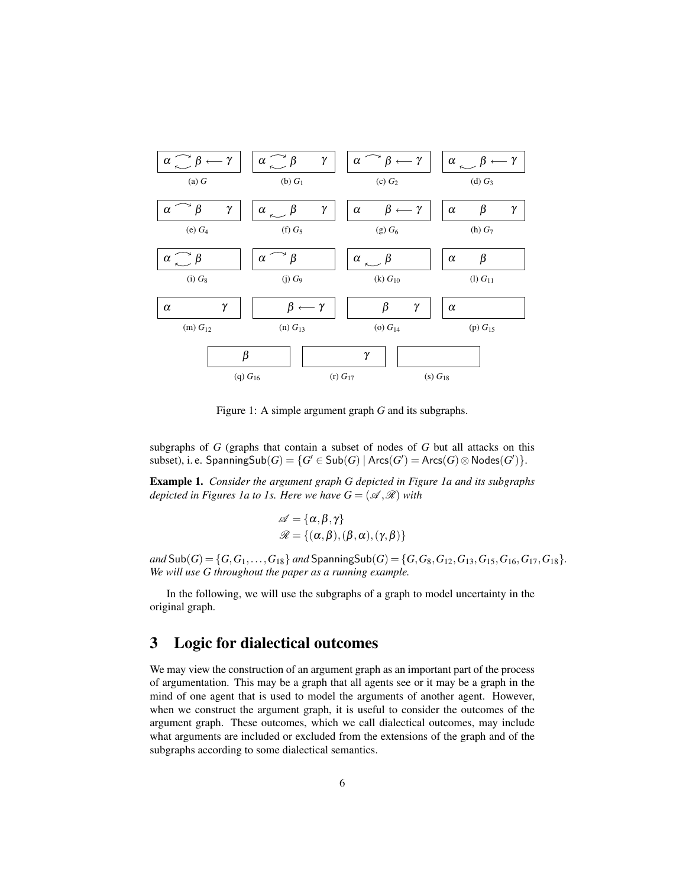$\alpha \rightleftarrows \beta \longleftarrow \gamma$

(a) $G$

$\alpha \rightleftarrows \beta \quad \gamma$

(b) $G_1$

$\alpha \rightarrow \beta \longleftarrow \gamma$

(c) $G_2$

$\alpha \leftarrow \beta \longleftarrow \gamma$

(d) $G_3$

$\alpha \rightarrow \beta \quad \gamma$

(e) $G_4$

$\alpha \leftarrow \beta \quad \gamma$

(f) $G_5$

$\alpha \quad \beta \longleftarrow \gamma$

(g) $G_6$

$\alpha \quad \beta \quad \gamma$

(h) $G_7$

$\alpha \rightleftarrows \beta$

(i) $G_8$

$\alpha \rightarrow \beta$

(j) $G_9$

$\alpha \leftarrow \beta$

(k) $G_{10}$

$\alpha \quad \beta$

(l) $G_{11}$

$\alpha \quad \gamma$

(m) $G_{12}$

$\beta \longleftarrow \gamma$

(n) $G_{13}$

$\beta \quad \gamma$

(o) $G_{14}$

$\alpha$

(p) $G_{15}$

$\beta$

(q) $G_{16}$

$\gamma$

(r) $G_{17}$

(s) $G_{18}$

Figure 1: A simple argument graph $G$ and its subgraphs.

subgraphs of $G$ (graphs that contain a subset of nodes of $G$ but all attacks on this subset), i. e. $\mathsf{SpanningSub}(G) = \{G' \in \mathsf{Sub}(G) \mid \mathsf{Arcs}(G') = \mathsf{Arcs}(G) \otimes \mathsf{Nodes}(G')\}$.

**Example 1.** *Consider the argument graph $G$ depicted in Figure 1a and its subgraphs depicted in Figures 1a to 1s. Here we have $G = (\mathscr{A}, \mathscr{R})$ with*

$$\mathscr{A} = \{\alpha, \beta, \gamma\}$$
$$\mathscr{R} = \{(\alpha, \beta), (\beta, \alpha), (\gamma, \beta)\}$$

*and $\mathsf{Sub}(G) = \{G, G_1, \ldots, G_{18}\}$ and $\mathsf{SpanningSub}(G) = \{G, G_8, G_{12}, G_{13}, G_{15}, G_{16}, G_{17}, G_{18}\}$. We will use $G$ throughout the paper as a running example.*

In the following, we will use the subgraphs of a graph to model uncertainty in the original graph.

## 3 Logic for dialectical outcomes

We may view the construction of an argument graph as an important part of the process of argumentation. This may be a graph that all agents see or it may be a graph in the mind of one agent that is used to model the arguments of another agent. However, when we construct the argument graph, it is useful to consider the outcomes of the argument graph. These outcomes, which we call dialectical outcomes, may include what arguments are included or excluded from the extensions of the graph and of the subgraphs according to some dialectical semantics.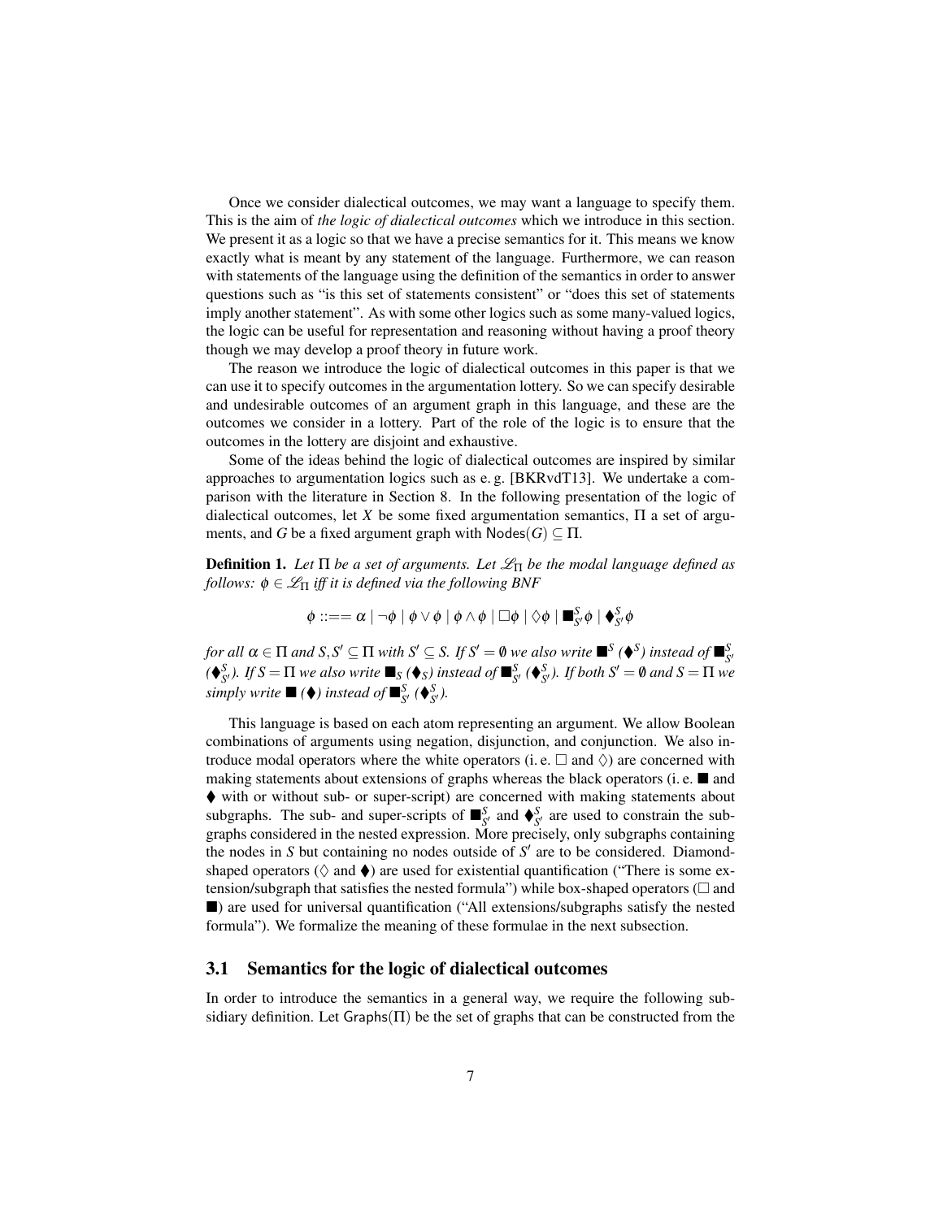Once we consider dialectical outcomes, we may want a language to specify them. This is the aim of *the logic of dialectical outcomes* which we introduce in this section. We present it as a logic so that we have a precise semantics for it. This means we know exactly what is meant by any statement of the language. Furthermore, we can reason with statements of the language using the definition of the semantics in order to answer questions such as "is this set of statements consistent" or "does this set of statements imply another statement". As with some other logics such as some many-valued logics, the logic can be useful for representation and reasoning without having a proof theory though we may develop a proof theory in future work.

The reason we introduce the logic of dialectical outcomes in this paper is that we can use it to specify outcomes in the argumentation lottery. So we can specify desirable and undesirable outcomes of an argument graph in this language, and these are the outcomes we consider in a lottery. Part of the role of the logic is to ensure that the outcomes in the lottery are disjoint and exhaustive.

Some of the ideas behind the logic of dialectical outcomes are inspired by similar approaches to argumentation logics such as e. g. [BKRvdT13]. We undertake a comparison with the literature in Section 8. In the following presentation of the logic of dialectical outcomes, let $X$ be some fixed argumentation semantics, $\Pi$ a set of arguments, and $G$ be a fixed argument graph with $\mathsf{Nodes}(G) \subseteq \Pi$.

**Definition 1.** *Let $\Pi$ be a set of arguments. Let $\mathscr{L}_\Pi$ be the modal language defined as follows: $\phi \in \mathscr{L}_\Pi$ iff it is defined via the following BNF*

$$\phi ::== \alpha \mid \neg\phi \mid \phi \vee \phi \mid \phi \wedge \phi \mid \Box\phi \mid \Diamond\phi \mid \blacksquare^S_{S'}\phi \mid \blacklozenge^S_{S'}\phi$$

*for all $\alpha \in \Pi$ and $S, S' \subseteq \Pi$ with $S' \subseteq S$. If $S' = \emptyset$ we also write $\blacksquare^S$ ($\blacklozenge^S$) instead of $\blacksquare^S_{S'}$ ($\blacklozenge^S_{S'}$). If $S = \Pi$ we also write $\blacksquare_S$ ($\blacklozenge_S$) instead of $\blacksquare^S_{S'}$ ($\blacklozenge^S_{S'}$). If both $S' = \emptyset$ and $S = \Pi$ we simply write $\blacksquare$ ($\blacklozenge$) instead of $\blacksquare^S_{S'}$ ($\blacklozenge^S_{S'}$).*

This language is based on each atom representing an argument. We allow Boolean combinations of arguments using negation, disjunction, and conjunction. We also introduce modal operators where the white operators (i. e. $\Box$ and $\Diamond$) are concerned with making statements about extensions of graphs whereas the black operators (i. e. $\blacksquare$ and $\blacklozenge$ with or without sub- or super-script) are concerned with making statements about subgraphs. The sub- and super-scripts of $\blacksquare^S_{S'}$ and $\blacklozenge^S_{S'}$ are used to constrain the subgraphs considered in the nested expression. More precisely, only subgraphs containing the nodes in $S$ but containing no nodes outside of $S'$ are to be considered. Diamond-shaped operators ($\Diamond$ and $\blacklozenge$) are used for existential quantification ("There is some extension/subgraph that satisfies the nested formula") while box-shaped operators ($\Box$ and $\blacksquare$) are used for universal quantification ("All extensions/subgraphs satisfy the nested formula"). We formalize the meaning of these formulae in the next subsection.

## 3.1 Semantics for the logic of dialectical outcomes

In order to introduce the semantics in a general way, we require the following subsidiary definition. Let $\mathsf{Graphs}(\Pi)$ be the set of graphs that can be constructed from the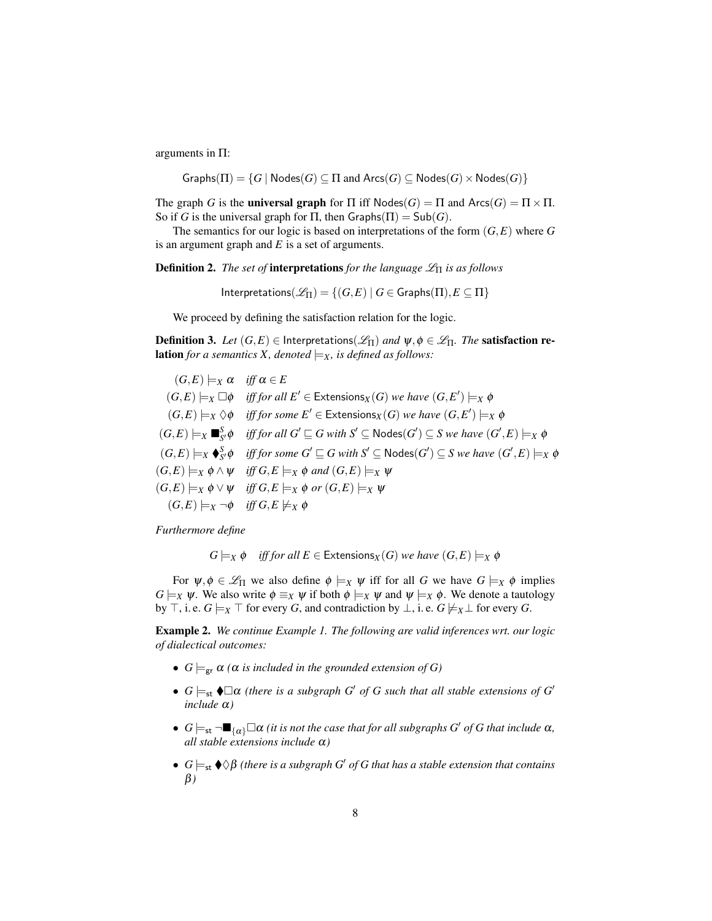arguments in $\Pi$:

$$\mathsf{Graphs}(\Pi) = \{G \mid \mathsf{Nodes}(G) \subseteq \Pi \text{ and } \mathsf{Arcs}(G) \subseteq \mathsf{Nodes}(G) \times \mathsf{Nodes}(G)\}$$

The graph $G$ is the **universal graph** for $\Pi$ iff $\mathsf{Nodes}(G) = \Pi$ and $\mathsf{Arcs}(G) = \Pi \times \Pi$. So if $G$ is the universal graph for $\Pi$, then $\mathsf{Graphs}(\Pi) = \mathsf{Sub}(G)$.

The semantics for our logic is based on interpretations of the form $(G,E)$ where $G$ is an argument graph and $E$ is a set of arguments.

**Definition 2.** *The set of* **interpretations** *for the language $\mathscr{L}_\Pi$ is as follows*

$$\mathsf{Interpretations}(\mathscr{L}_\Pi) = \{(G,E) \mid G \in \mathsf{Graphs}(\Pi), E \subseteq \Pi\}$$

We proceed by defining the satisfaction relation for the logic.

**Definition 3.** *Let $(G,E) \in \mathsf{Interpretations}(\mathscr{L}_\Pi)$ and $\psi, \phi \in \mathscr{L}_\Pi$. The* **satisfaction relation** *for a semantics $X$, denoted $\models_X$, is defined as follows:*

$(G,E) \models_X \alpha$ *iff* $\alpha \in E$

$(G,E) \models_X \Box\phi$ *iff for all* $E' \in \mathsf{Extensions}_X(G)$ *we have* $(G,E') \models_X \phi$

$(G,E) \models_X \Diamond\phi$ *iff for some* $E' \in \mathsf{Extensions}_X(G)$ *we have* $(G,E') \models_X \phi$

$(G,E) \models_X \blacksquare^S_{S'}\phi$ *iff for all* $G' \sqsubseteq G$ *with* $S' \subseteq \mathsf{Nodes}(G') \subseteq S$ *we have* $(G',E) \models_X \phi$

$(G,E) \models_X \blacklozenge^S_{S'}\phi$ *iff for some* $G' \sqsubseteq G$ *with* $S' \subseteq \mathsf{Nodes}(G') \subseteq S$ *we have* $(G',E) \models_X \phi$

$(G,E) \models_X \phi \wedge \psi$ *iff* $G,E \models_X \phi$ *and* $(G,E) \models_X \psi$

$(G,E) \models_X \phi \vee \psi$ *iff* $G,E \models_X \phi$ *or* $(G,E) \models_X \psi$

$(G,E) \models_X \neg\phi$ *iff* $G,E \not\models_X \phi$

*Furthermore define*

$$G \models_X \phi \quad \textit{iff for all } E \in \mathsf{Extensions}_X(G) \textit{ we have } (G,E) \models_X \phi$$

For $\psi, \phi \in \mathscr{L}_\Pi$ we also define $\phi \models_X \psi$ iff for all $G$ we have $G \models_X \phi$ implies $G \models_X \psi$. We also write $\phi \equiv_X \psi$ if both $\phi \models_X \psi$ and $\psi \models_X \phi$. We denote a tautology by $\top$, i. e. $G \models_X \top$ for every $G$, and contradiction by $\bot$, i. e. $G \not\models_X \bot$ for every $G$.

**Example 2.** *We continue Example 1. The following are valid inferences wrt. our logic of dialectical outcomes:*

- $G \models_{\mathsf{gr}} \alpha$ *($\alpha$ is included in the grounded extension of $G$)*
- $G \models_{\mathsf{st}} \blacklozenge\Box\alpha$ *(there is a subgraph $G'$ of $G$ such that all stable extensions of $G'$ include $\alpha$)*
- $G \models_{\mathsf{st}} \neg\blacksquare_{\{\alpha\}}\Box\alpha$ *(it is not the case that for all subgraphs $G'$ of $G$ that include $\alpha$, all stable extensions include $\alpha$)*
- $G \models_{\mathsf{st}} \blacklozenge\Diamond\beta$ *(there is a subgraph $G'$ of $G$ that has a stable extension that contains $\beta$)*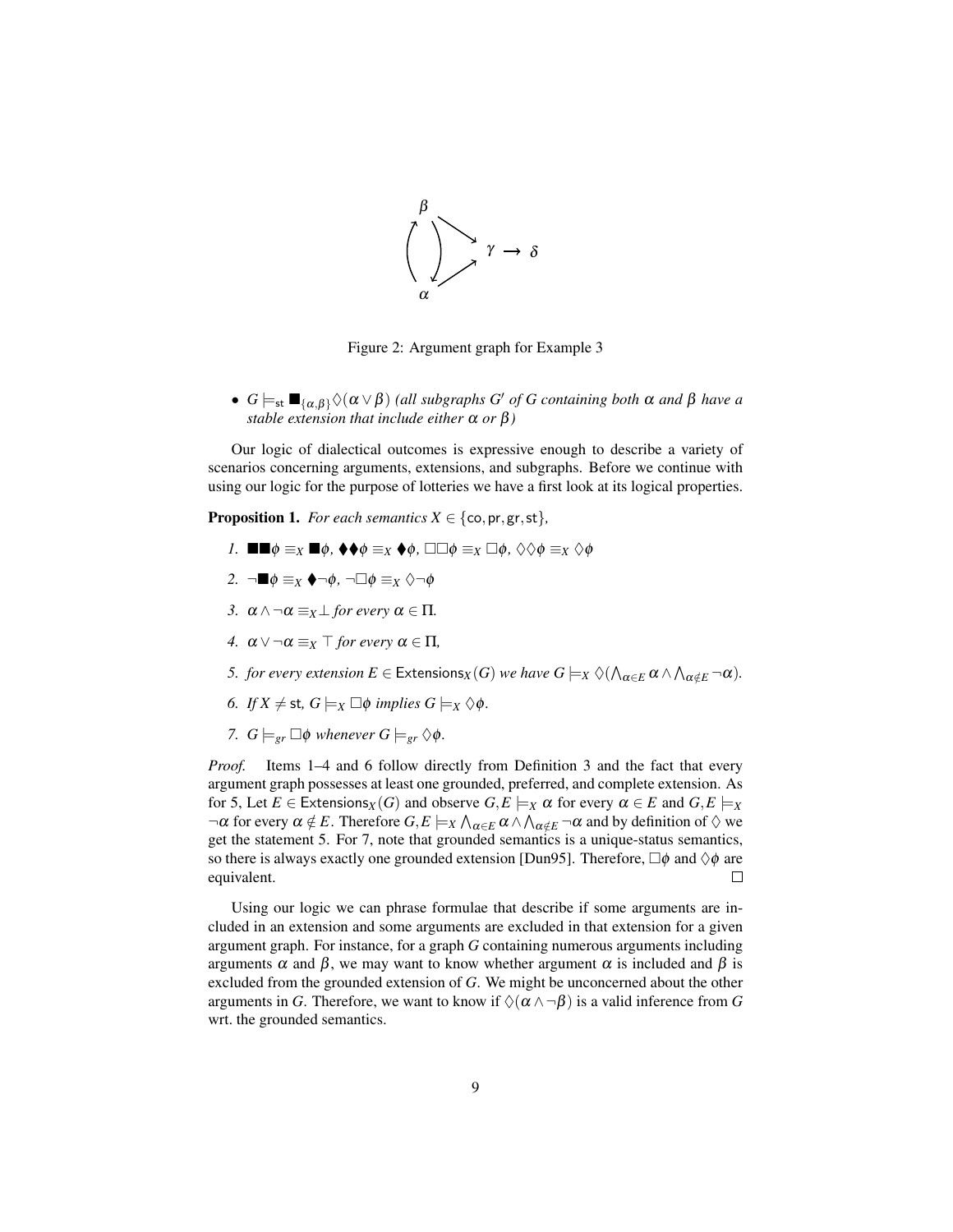Figure 2: Argument graph for Example 3

- $G \models_{\mathsf{st}} \blacksquare_{\{\alpha,\beta\}} \Diamond(\alpha \vee \beta)$ *(all subgraphs $G'$ of $G$ containing both $\alpha$ and $\beta$ have a stable extension that include either $\alpha$ or $\beta$)*

Our logic of dialectical outcomes is expressive enough to describe a variety of scenarios concerning arguments, extensions, and subgraphs. Before we continue with using our logic for the purpose of lotteries we have a first look at its logical properties.

**Proposition 1.** *For each semantics $X \in \{\mathsf{co}, \mathsf{pr}, \mathsf{gr}, \mathsf{st}\}$,*

1. $\blacksquare\blacksquare\phi \equiv_X \blacksquare\phi$, $\blacklozenge\blacklozenge\phi \equiv_X \blacklozenge\phi$, $\Box\Box\phi \equiv_X \Box\phi$, $\Diamond\Diamond\phi \equiv_X \Diamond\phi$
2. $\neg\blacksquare\phi \equiv_X \blacklozenge\neg\phi$, $\neg\Box\phi \equiv_X \Diamond\neg\phi$
3. $\alpha \wedge \neg\alpha \equiv_X \bot$ *for every* $\alpha \in \Pi$.
4. $\alpha \vee \neg\alpha \equiv_X \top$ *for every* $\alpha \in \Pi$,
5. *for every extension* $E \in \mathsf{Extensions}_X(G)$ *we have* $G \models_X \Diamond(\bigwedge_{\alpha \in E} \alpha \wedge \bigwedge_{\alpha \notin E} \neg\alpha)$.
6. *If* $X \neq \mathsf{st}$, $G \models_X \Box\phi$ *implies* $G \models_X \Diamond\phi$.
7. $G \models_{gr} \Box\phi$ *whenever* $G \models_{gr} \Diamond\phi$.

*Proof.* Items 1–4 and 6 follow directly from Definition 3 and the fact that every argument graph possesses at least one grounded, preferred, and complete extension. As for 5, Let $E \in \mathsf{Extensions}_X(G)$ and observe $G, E \models_X \alpha$ for every $\alpha \in E$ and $G, E \models_X \neg\alpha$ for every $\alpha \notin E$. Therefore $G, E \models_X \bigwedge_{\alpha \in E} \alpha \wedge \bigwedge_{\alpha \notin E} \neg\alpha$ and by definition of $\Diamond$ we get the statement 5. For 7, note that grounded semantics is a unique-status semantics, so there is always exactly one grounded extension [Dun95]. Therefore, $\Box\phi$ and $\Diamond\phi$ are equivalent. □

Using our logic we can phrase formulae that describe if some arguments are included in an extension and some arguments are excluded in that extension for a given argument graph. For instance, for a graph $G$ containing numerous arguments including arguments $\alpha$ and $\beta$, we may want to know whether argument $\alpha$ is included and $\beta$ is excluded from the grounded extension of $G$. We might be unconcerned about the other arguments in $G$. Therefore, we want to know if $\Diamond(\alpha \wedge \neg\beta)$ is a valid inference from $G$ wrt. the grounded semantics.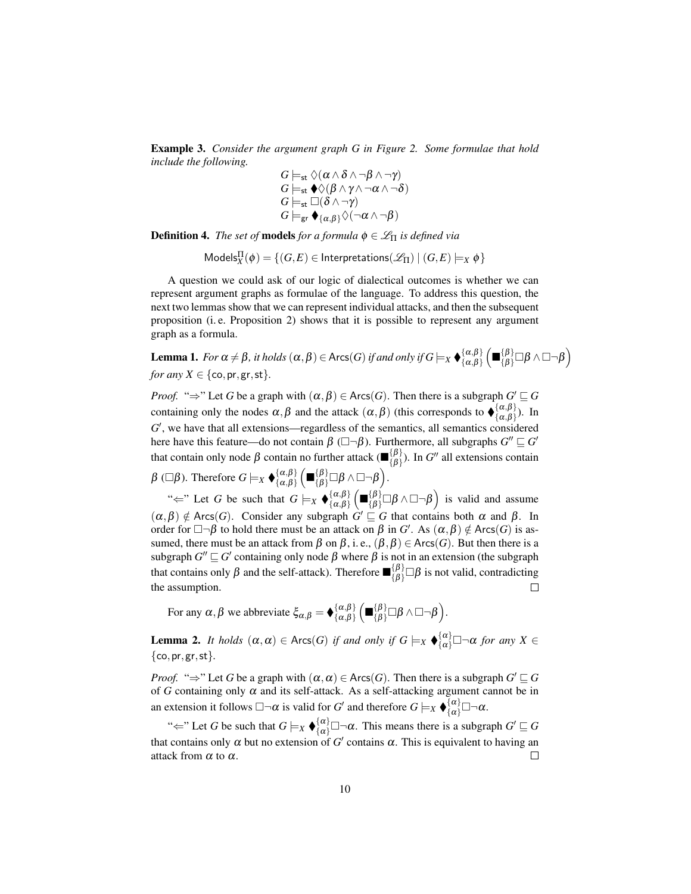**Example 3.** *Consider the argument graph $G$ in Figure 2. Some formulae that hold include the following.*

$$G \models_{\mathsf{st}} \Diamond(\alpha \wedge \delta \wedge \neg\beta \wedge \neg\gamma)$$
$$G \models_{\mathsf{st}} \blacklozenge\Diamond(\beta \wedge \gamma \wedge \neg\alpha \wedge \neg\delta)$$
$$G \models_{\mathsf{st}} \Box(\delta \wedge \neg\gamma)$$
$$G \models_{\mathsf{gr}} \blacklozenge_{\{\alpha,\beta\}}\Diamond(\neg\alpha \wedge \neg\beta)$$

**Definition 4.** *The set of* **models** *for a formula $\phi \in \mathscr{L}_\Pi$ is defined via*

$$\mathsf{Models}_X^\Pi(\phi) = \{(G,E) \in \mathsf{Interpretations}(\mathscr{L}_\Pi) \mid (G,E) \models_X \phi\}$$

A question we could ask of our logic of dialectical outcomes is whether we can represent argument graphs as formulae of the language. To address this question, the next two lemmas show that we can represent individual attacks, and then the subsequent proposition (i. e. Proposition 2) shows that it is possible to represent any argument graph as a formula.

**Lemma 1.** *For $\alpha \neq \beta$, it holds $(\alpha,\beta) \in \mathsf{Arcs}(G)$ if and only if $G \models_X \blacklozenge^{\{\alpha,\beta\}}_{\{\alpha,\beta\}}\left(\blacksquare^{\{\beta\}}_{\{\beta\}}\Box\beta \wedge \Box\neg\beta\right)$ for any $X \in \{\mathsf{co},\mathsf{pr},\mathsf{gr},\mathsf{st}\}$.*

*Proof.* "$\Rightarrow$" Let $G$ be a graph with $(\alpha,\beta) \in \mathsf{Arcs}(G)$. Then there is a subgraph $G' \sqsubseteq G$ containing only the nodes $\alpha,\beta$ and the attack $(\alpha,\beta)$ (this corresponds to $\blacklozenge^{\{\alpha,\beta\}}_{\{\alpha,\beta\}}$). In $G'$, we have that all extensions—regardless of the semantics, all semantics considered here have this feature—do not contain $\beta$ ($\Box\neg\beta$). Furthermore, all subgraphs $G'' \sqsubseteq G'$ that contain only node $\beta$ contain no further attack ($\blacksquare^{\{\beta\}}_{\{\beta\}}$). In $G''$ all extensions contain $\beta$ ($\Box\beta$). Therefore $G \models_X \blacklozenge^{\{\alpha,\beta\}}_{\{\alpha,\beta\}}\left(\blacksquare^{\{\beta\}}_{\{\beta\}}\Box\beta \wedge \Box\neg\beta\right)$.

"$\Leftarrow$" Let $G$ be such that $G \models_X \blacklozenge^{\{\alpha,\beta\}}_{\{\alpha,\beta\}}\left(\blacksquare^{\{\beta\}}_{\{\beta\}}\Box\beta \wedge \Box\neg\beta\right)$ is valid and assume $(\alpha,\beta) \notin \mathsf{Arcs}(G)$. Consider any subgraph $G' \sqsubseteq G$ that contains both $\alpha$ and $\beta$. In order for $\Box\neg\beta$ to hold there must be an attack on $\beta$ in $G'$. As $(\alpha,\beta) \notin \mathsf{Arcs}(G)$ is assumed, there must be an attack from $\beta$ on $\beta$, i. e., $(\beta,\beta) \in \mathsf{Arcs}(G)$. But then there is a subgraph $G'' \sqsubseteq G'$ containing only node $\beta$ where $\beta$ is not in an extension (the subgraph that contains only $\beta$ and the self-attack). Therefore $\blacksquare^{\{\beta\}}_{\{\beta\}}\Box\beta$ is not valid, contradicting the assumption. $\square$

For any $\alpha,\beta$ we abbreviate $\xi_{\alpha,\beta} = \blacklozenge^{\{\alpha,\beta\}}_{\{\alpha,\beta\}}\left(\blacksquare^{\{\beta\}}_{\{\beta\}}\Box\beta \wedge \Box\neg\beta\right)$.

**Lemma 2.** *It holds $(\alpha,\alpha) \in \mathsf{Arcs}(G)$ if and only if $G \models_X \blacklozenge^{\{\alpha\}}_{\{\alpha\}}\Box\neg\alpha$ for any $X \in \{\mathsf{co},\mathsf{pr},\mathsf{gr},\mathsf{st}\}$.*

*Proof.* "$\Rightarrow$" Let $G$ be a graph with $(\alpha,\alpha) \in \mathsf{Arcs}(G)$. Then there is a subgraph $G' \sqsubseteq G$ of $G$ containing only $\alpha$ and its self-attack. As a self-attacking argument cannot be in an extension it follows $\Box\neg\alpha$ is valid for $G'$ and therefore $G \models_X \blacklozenge^{\{\alpha\}}_{\{\alpha\}}\Box\neg\alpha$.

"$\Leftarrow$" Let $G$ be such that $G \models_X \blacklozenge^{\{\alpha\}}_{\{\alpha\}}\Box\neg\alpha$. This means there is a subgraph $G' \sqsubseteq G$ that contains only $\alpha$ but no extension of $G'$ contains $\alpha$. This is equivalent to having an attack from $\alpha$ to $\alpha$. $\square$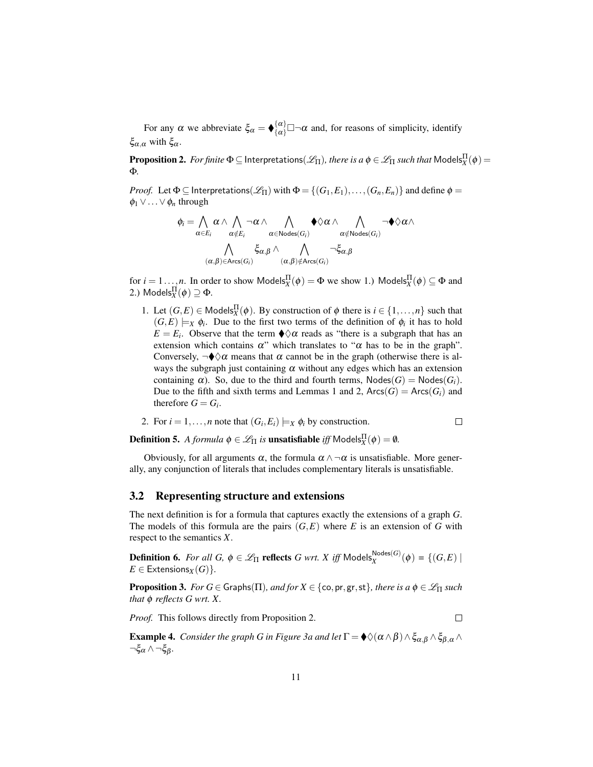For any $\alpha$ we abbreviate $\xi_\alpha = \blacklozenge^{\{\alpha\}}_{\{\alpha\}}\Box\neg\alpha$ and, for reasons of simplicity, identify $\xi_{\alpha,\alpha}$ with $\xi_\alpha$.

**Proposition 2.** *For finite $\Phi \subseteq \mathsf{Interpretations}(\mathscr{L}_\Pi)$, there is a $\phi \in \mathscr{L}_\Pi$ such that $\mathsf{Models}^\Pi_X(\phi) = \Phi$.*

*Proof.* Let $\Phi \subseteq \mathsf{Interpretations}(\mathscr{L}_\Pi)$ with $\Phi = \{(G_1,E_1),\ldots,(G_n,E_n)\}$ and define $\phi = \phi_1 \vee \ldots \vee \phi_n$ through

$$\phi_i = \bigwedge_{\alpha\in E_i} \alpha \wedge \bigwedge_{\alpha\notin E_i} \neg\alpha \wedge \bigwedge_{\alpha\in\mathsf{Nodes}(G_i)} \blacklozenge\Diamond\alpha \wedge \bigwedge_{\alpha\notin\mathsf{Nodes}(G_i)} \neg\blacklozenge\Diamond\alpha \wedge$$
$$\bigwedge_{(\alpha,\beta)\in\mathsf{Arcs}(G_i)} \xi_{\alpha,\beta} \wedge \bigwedge_{(\alpha,\beta)\notin\mathsf{Arcs}(G_i)} \neg\xi_{\alpha,\beta}$$

for $i = 1\ldots,n$. In order to show $\mathsf{Models}^\Pi_X(\phi) = \Phi$ we show 1.) $\mathsf{Models}^\Pi_X(\phi) \subseteq \Phi$ and 2.) $\mathsf{Models}^\Pi_X(\phi) \supseteq \Phi$.

1. Let $(G,E) \in \mathsf{Models}^\Pi_X(\phi)$. By construction of $\phi$ there is $i \in \{1,\ldots,n\}$ such that $(G,E) \models_X \phi_i$. Due to the first two terms of the definition of $\phi_i$ it has to hold $E = E_i$. Observe that the term $\blacklozenge\Diamond\alpha$ reads as "there is a subgraph that has an extension which contains $\alpha$" which translates to "$\alpha$ has to be in the graph". Conversely, $\neg\blacklozenge\Diamond\alpha$ means that $\alpha$ cannot be in the graph (otherwise there is always the subgraph just containing $\alpha$ without any edges which has an extension containing $\alpha$). So, due to the third and fourth terms, $\mathsf{Nodes}(G) = \mathsf{Nodes}(G_i)$. Due to the fifth and sixth terms and Lemmas 1 and 2, $\mathsf{Arcs}(G) = \mathsf{Arcs}(G_i)$ and therefore $G = G_i$.
2. For $i = 1,\ldots,n$ note that $(G_i,E_i) \models_X \phi_i$ by construction. $\square$

**Definition 5.** *A formula $\phi \in \mathscr{L}_\Pi$ is* **unsatisfiable** *iff $\mathsf{Models}^\Pi_X(\phi) = \emptyset$.*

Obviously, for all arguments $\alpha$, the formula $\alpha \wedge \neg\alpha$ is unsatisfiable. More generally, any conjunction of literals that includes complementary literals is unsatisfiable.

## 3.2 Representing structure and extensions

The next definition is for a formula that captures exactly the extensions of a graph $G$. The models of this formula are the pairs $(G,E)$ where $E$ is an extension of $G$ with respect to the semantics $X$.

**Definition 6.** *For all $G$, $\phi \in \mathscr{L}_\Pi$* **reflects** *$G$ wrt. $X$ iff $\mathsf{Models}^{\mathsf{Nodes}(G)}_X(\phi) = \{(G,E) \mid E \in \mathsf{Extensions}_X(G)\}$.*

**Proposition 3.** *For $G \in \mathsf{Graphs}(\Pi)$, and for $X \in \{\mathsf{co},\mathsf{pr},\mathsf{gr},\mathsf{st}\}$, there is a $\phi \in \mathscr{L}_\Pi$ such that $\phi$ reflects $G$ wrt. $X$.*

*Proof.* This follows directly from Proposition 2. $\square$

**Example 4.** *Consider the graph $G$ in Figure 3a and let $\Gamma = \blacklozenge\Diamond(\alpha\wedge\beta) \wedge \xi_{\alpha,\beta} \wedge \xi_{\beta,\alpha} \wedge \neg\xi_\alpha \wedge \neg\xi_\beta$.*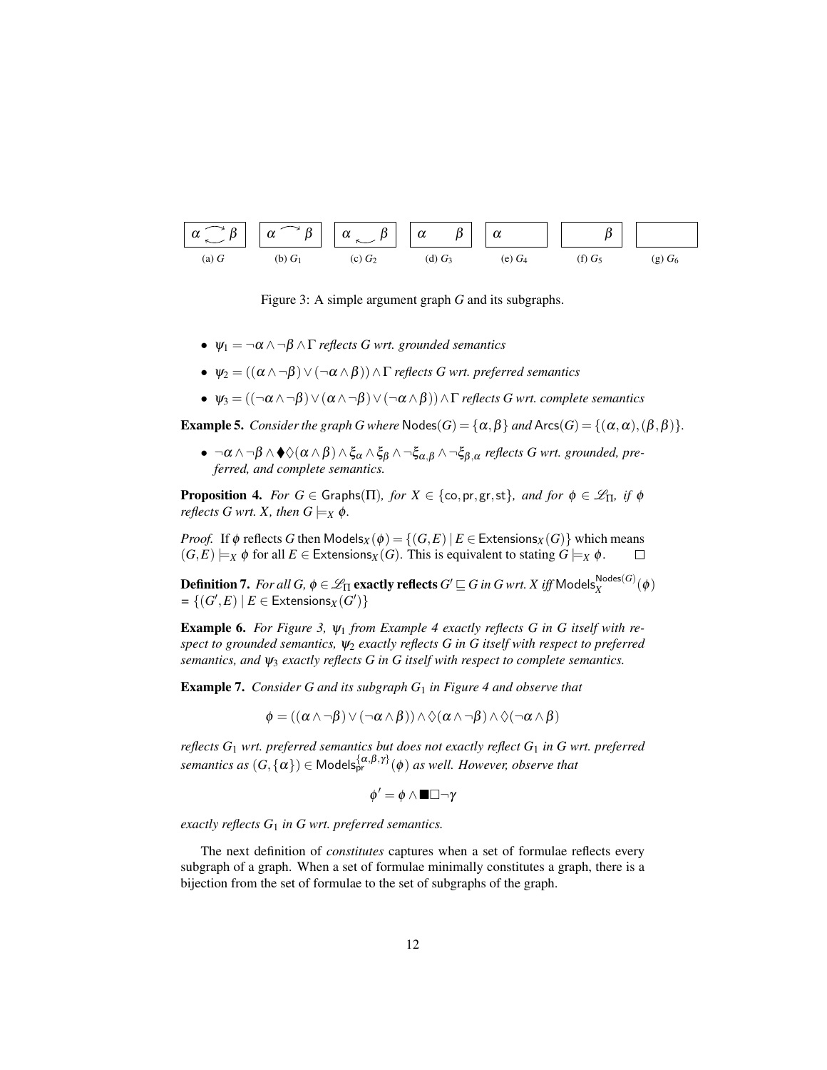(a) $G$ (b) $G_1$ (c) $G_2$ (d) $G_3$ (e) $G_4$ (f) $G_5$ (g) $G_6$

Figure 3: A simple argument graph $G$ and its subgraphs.

- $\psi_1 = \neg\alpha \wedge \neg\beta \wedge \Gamma$ *reflects $G$ wrt. grounded semantics*
- $\psi_2 = ((\alpha \wedge \neg\beta) \vee (\neg\alpha \wedge \beta)) \wedge \Gamma$ *reflects $G$ wrt. preferred semantics*
- $\psi_3 = ((\neg\alpha \wedge \neg\beta) \vee (\alpha \wedge \neg\beta) \vee (\neg\alpha \wedge \beta)) \wedge \Gamma$ *reflects $G$ wrt. complete semantics*

**Example 5.** *Consider the graph $G$ where $\mathsf{Nodes}(G) = \{\alpha, \beta\}$ and $\mathsf{Arcs}(G) = \{(\alpha, \alpha), (\beta, \beta)\}$.*

- $\neg\alpha \wedge \neg\beta \wedge \blacklozenge\Diamond(\alpha \wedge \beta) \wedge \xi_\alpha \wedge \xi_\beta \wedge \neg\xi_{\alpha,\beta} \wedge \neg\xi_{\beta,\alpha}$ *reflects $G$ wrt. grounded, preferred, and complete semantics.*

**Proposition 4.** *For $G \in \mathsf{Graphs}(\Pi)$, for $X \in \{\mathsf{co}, \mathsf{pr}, \mathsf{gr}, \mathsf{st}\}$, and for $\phi \in \mathscr{L}_\Pi$, if $\phi$ reflects $G$ wrt. $X$, then $G \models_X \phi$.*

*Proof.* If $\phi$ reflects $G$ then $\mathsf{Models}_X(\phi) = \{(G, E) \mid E \in \mathsf{Extensions}_X(G)\}$ which means $(G, E) \models_X \phi$ for all $E \in \mathsf{Extensions}_X(G)$. This is equivalent to stating $G \models_X \phi$. $\square$

**Definition 7.** *For all $G$, $\phi \in \mathscr{L}_\Pi$* **exactly reflects** *$G' \sqsubseteq G$ in $G$ wrt. $X$ iff $\mathsf{Models}_X^{\mathsf{Nodes}(G)}(\phi)$ $= \{(G', E) \mid E \in \mathsf{Extensions}_X(G')\}$*

**Example 6.** *For Figure 3, $\psi_1$ from Example 4 exactly reflects $G$ in $G$ itself with respect to grounded semantics, $\psi_2$ exactly reflects $G$ in $G$ itself with respect to preferred semantics, and $\psi_3$ exactly reflects $G$ in $G$ itself with respect to complete semantics.*

**Example 7.** *Consider $G$ and its subgraph $G_1$ in Figure 4 and observe that*

$$\phi = ((\alpha \wedge \neg\beta) \vee (\neg\alpha \wedge \beta)) \wedge \Diamond(\alpha \wedge \neg\beta) \wedge \Diamond(\neg\alpha \wedge \beta)$$

*reflects $G_1$ wrt. preferred semantics but does not exactly reflect $G_1$ in $G$ wrt. preferred semantics as $(G, \{\alpha\}) \in \mathsf{Models}_{\mathsf{pr}}^{\{\alpha,\beta,\gamma\}}(\phi)$ as well. However, observe that*

$$\phi' = \phi \wedge \blacksquare\Box\neg\gamma$$

*exactly reflects $G_1$ in $G$ wrt. preferred semantics.*

The next definition of *constitutes* captures when a set of formulae reflects every subgraph of a graph. When a set of formulae minimally constitutes a graph, there is a bijection from the set of formulae to the set of subgraphs of the graph.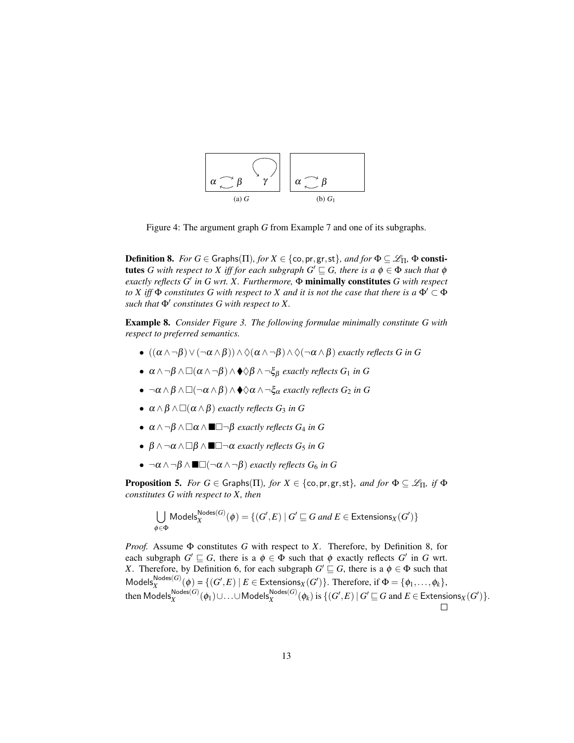(a) $G$

(b) $G_1$

Figure 4: The argument graph $G$ from Example 7 and one of its subgraphs.

**Definition 8.** *For $G \in \mathsf{Graphs}(\Pi)$, for $X \in \{\mathsf{co}, \mathsf{pr}, \mathsf{gr}, \mathsf{st}\}$, and for $\Phi \subseteq \mathcal{L}_\Pi$, $\Phi$* **constitutes** *$G$ with respect to $X$ iff for each subgraph $G' \sqsubseteq G$, there is a $\phi \in \Phi$ such that $\phi$ exactly reflects $G'$ in $G$ wrt. $X$. Furthermore, $\Phi$* **minimally constitutes** *$G$ with respect to $X$ iff $\Phi$ constitutes $G$ with respect to $X$ and it is not the case that there is a $\Phi' \subset \Phi$ such that $\Phi'$ constitutes $G$ with respect to $X$.*

**Example 8.** *Consider Figure 3. The following formulae minimally constitute $G$ with respect to preferred semantics.*

- $((\alpha \wedge \neg\beta) \vee (\neg\alpha \wedge \beta)) \wedge \Diamond(\alpha \wedge \neg\beta) \wedge \Diamond(\neg\alpha \wedge \beta)$ *exactly reflects $G$ in $G$*
- $\alpha \wedge \neg\beta \wedge \Box(\alpha \wedge \neg\beta) \wedge \blacklozenge\Diamond\beta \wedge \neg\xi_\beta$ *exactly reflects $G_1$ in $G$*
- $\neg\alpha \wedge \beta \wedge \Box(\neg\alpha \wedge \beta) \wedge \blacklozenge\Diamond\alpha \wedge \neg\xi_\alpha$ *exactly reflects $G_2$ in $G$*
- $\alpha \wedge \beta \wedge \Box(\alpha \wedge \beta)$ *exactly reflects $G_3$ in $G$*
- $\alpha \wedge \neg\beta \wedge \Box\alpha \wedge \blacksquare\Box\neg\beta$ *exactly reflects $G_4$ in $G$*
- $\beta \wedge \neg\alpha \wedge \Box\beta \wedge \blacksquare\Box\neg\alpha$ *exactly reflects $G_5$ in $G$*
- $\neg\alpha \wedge \neg\beta \wedge \blacksquare\Box(\neg\alpha \wedge \neg\beta)$ *exactly reflects $G_6$ in $G$*

**Proposition 5.** *For $G \in \mathsf{Graphs}(\Pi)$, for $X \in \{\mathsf{co}, \mathsf{pr}, \mathsf{gr}, \mathsf{st}\}$, and for $\Phi \subseteq \mathcal{L}_\Pi$, if $\Phi$ constitutes $G$ with respect to $X$, then*

$$\bigcup_{\phi \in \Phi} \mathsf{Models}_X^{\mathsf{Nodes}(G)}(\phi) = \{(G', E) \mid G' \sqsubseteq G \text{ and } E \in \mathsf{Extensions}_X(G')\}$$

*Proof.* Assume $\Phi$ constitutes $G$ with respect to $X$. Therefore, by Definition 8, for each subgraph $G' \sqsubseteq G$, there is a $\phi \in \Phi$ such that $\phi$ exactly reflects $G'$ in $G$ wrt. $X$. Therefore, by Definition 6, for each subgraph $G' \sqsubseteq G$, there is a $\phi \in \Phi$ such that $\mathsf{Models}_X^{\mathsf{Nodes}(G)}(\phi) = \{(G', E) \mid E \in \mathsf{Extensions}_X(G')\}$. Therefore, if $\Phi = \{\phi_1, \ldots, \phi_k\}$, then $\mathsf{Models}_X^{\mathsf{Nodes}(G)}(\phi_1) \cup \ldots \cup \mathsf{Models}_X^{\mathsf{Nodes}(G)}(\phi_k)$ is $\{(G', E) \mid G' \sqsubseteq G \text{ and } E \in \mathsf{Extensions}_X(G')\}$. $\square$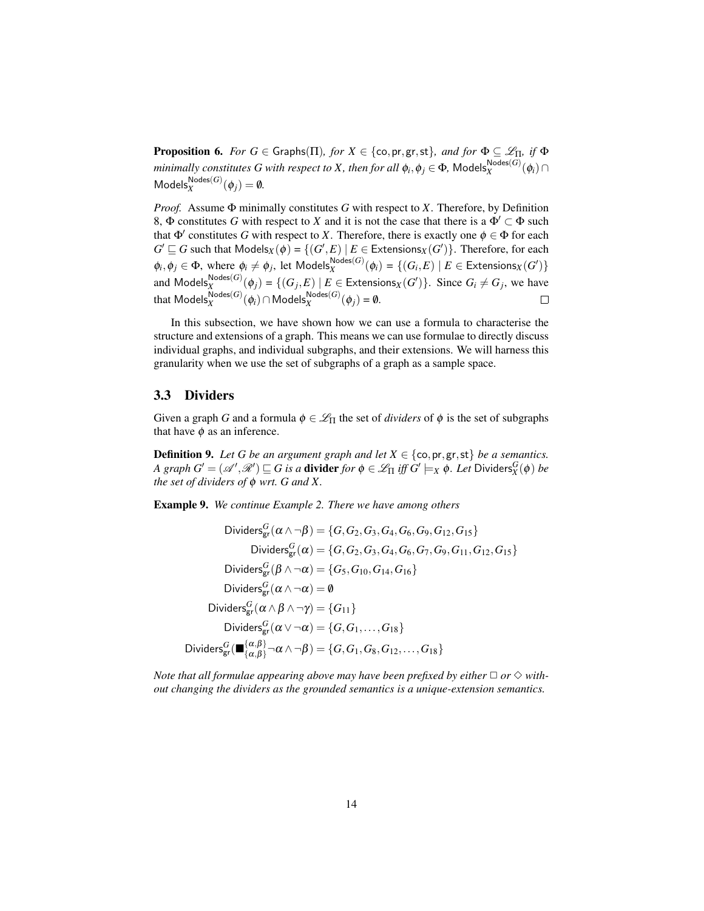**Proposition 6.** *For $G \in \mathsf{Graphs}(\Pi)$, for $X \in \{\mathsf{co}, \mathsf{pr}, \mathsf{gr}, \mathsf{st}\}$, and for $\Phi \subseteq \mathscr{L}_\Pi$, if $\Phi$ minimally constitutes $G$ with respect to $X$, then for all $\phi_i, \phi_j \in \Phi$, $\mathsf{Models}_X^{\mathsf{Nodes}(G)}(\phi_i) \cap \mathsf{Models}_X^{\mathsf{Nodes}(G)}(\phi_j) = \emptyset$.*

*Proof.* Assume $\Phi$ minimally constitutes $G$ with respect to $X$. Therefore, by Definition 8, $\Phi$ constitutes $G$ with respect to $X$ and it is not the case that there is a $\Phi' \subset \Phi$ such that $\Phi'$ constitutes $G$ with respect to $X$. Therefore, there is exactly one $\phi \in \Phi$ for each $G' \sqsubseteq G$ such that $\mathsf{Models}_X(\phi) = \{(G', E) \mid E \in \mathsf{Extensions}_X(G')\}$. Therefore, for each $\phi_i, \phi_j \in \Phi$, where $\phi_i \neq \phi_j$, let $\mathsf{Models}_X^{\mathsf{Nodes}(G)}(\phi_i) = \{(G_i, E) \mid E \in \mathsf{Extensions}_X(G')\}$ and $\mathsf{Models}_X^{\mathsf{Nodes}(G)}(\phi_j) = \{(G_j, E) \mid E \in \mathsf{Extensions}_X(G')\}$. Since $G_i \neq G_j$, we have that $\mathsf{Models}_X^{\mathsf{Nodes}(G)}(\phi_i) \cap \mathsf{Models}_X^{\mathsf{Nodes}(G)}(\phi_j) = \emptyset$. □

In this subsection, we have shown how we can use a formula to characterise the structure and extensions of a graph. This means we can use formulae to directly discuss individual graphs, and individual subgraphs, and their extensions. We will harness this granularity when we use the set of subgraphs of a graph as a sample space.

## 3.3 Dividers

Given a graph $G$ and a formula $\phi \in \mathscr{L}_\Pi$ the set of *dividers* of $\phi$ is the set of subgraphs that have $\phi$ as an inference.

**Definition 9.** *Let $G$ be an argument graph and let $X \in \{\mathsf{co}, \mathsf{pr}, \mathsf{gr}, \mathsf{st}\}$ be a semantics. A graph $G' = (\mathscr{A}', \mathscr{R}') \sqsubseteq G$ is a* **divider** *for $\phi \in \mathscr{L}_\Pi$ iff $G' \models_X \phi$. Let $\mathsf{Dividers}_X^G(\phi)$ be the set of dividers of $\phi$ wrt. $G$ and $X$.*

**Example 9.** *We continue Example 2. There we have among others*

$$
\begin{aligned}
\mathsf{Dividers}_{\mathsf{gr}}^G(\alpha \wedge \neg\beta) &= \{G, G_2, G_3, G_4, G_6, G_9, G_{12}, G_{15}\} \\
\mathsf{Dividers}_{\mathsf{gr}}^G(\alpha) &= \{G, G_2, G_3, G_4, G_6, G_7, G_9, G_{11}, G_{12}, G_{15}\} \\
\mathsf{Dividers}_{\mathsf{gr}}^G(\beta \wedge \neg\alpha) &= \{G_5, G_{10}, G_{14}, G_{16}\} \\
\mathsf{Dividers}_{\mathsf{gr}}^G(\alpha \wedge \neg\alpha) &= \emptyset \\
\mathsf{Dividers}_{\mathsf{gr}}^G(\alpha \wedge \beta \wedge \neg\gamma) &= \{G_{11}\} \\
\mathsf{Dividers}_{\mathsf{gr}}^G(\alpha \vee \neg\alpha) &= \{G, G_1, \ldots, G_{18}\} \\
\mathsf{Dividers}_{\mathsf{gr}}^G(\blacksquare_{\{\alpha,\beta\}}^{\{\alpha,\beta\}} \neg\alpha \wedge \neg\beta) &= \{G, G_1, G_8, G_{12}, \ldots, G_{18}\}
\end{aligned}
$$

*Note that all formulae appearing above may have been prefixed by either $\Box$ or $\Diamond$ without changing the dividers as the grounded semantics is a unique-extension semantics.*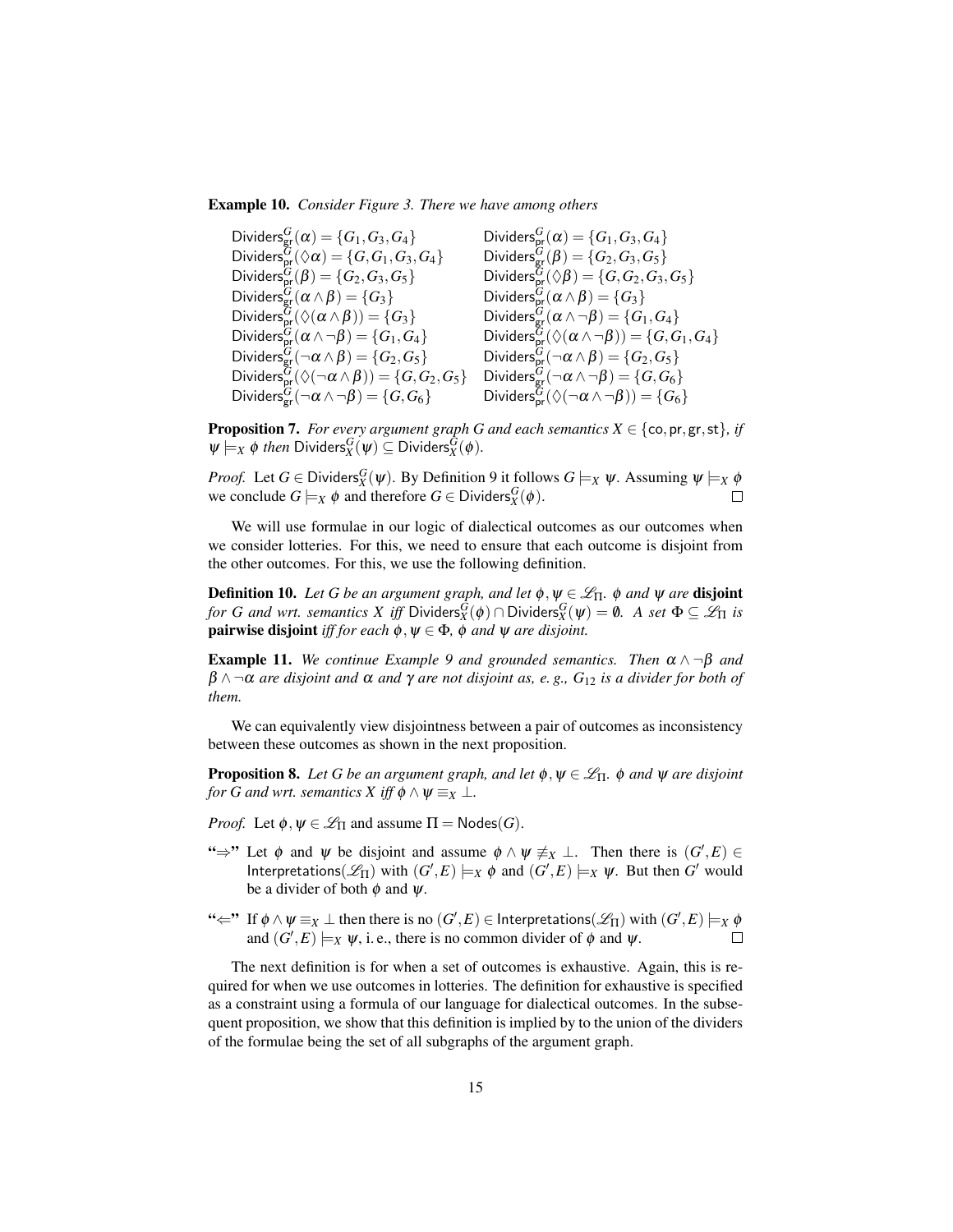**Example 10.** *Consider Figure 3. There we have among others*

$$
\begin{array}{ll}
\mathsf{Dividers}^G_{\mathsf{gr}}(\alpha) = \{G_1, G_3, G_4\} & \mathsf{Dividers}^G_{\mathsf{pr}}(\alpha) = \{G_1, G_3, G_4\} \\
\mathsf{Dividers}^G_{\mathsf{pr}}(\Diamond\alpha) = \{G, G_1, G_3, G_4\} & \mathsf{Dividers}^G_{\mathsf{gr}}(\beta) = \{G_2, G_3, G_5\} \\
\mathsf{Dividers}^G_{\mathsf{pr}}(\beta) = \{G_2, G_3, G_5\} & \mathsf{Dividers}^G_{\mathsf{pr}}(\Diamond\beta) = \{G, G_2, G_3, G_5\} \\
\mathsf{Dividers}^G_{\mathsf{gr}}(\alpha \wedge \beta) = \{G_3\} & \mathsf{Dividers}^G_{\mathsf{pr}}(\alpha \wedge \beta) = \{G_3\} \\
\mathsf{Dividers}^G_{\mathsf{pr}}(\Diamond(\alpha \wedge \beta)) = \{G_3\} & \mathsf{Dividers}^G_{\mathsf{gr}}(\alpha \wedge \neg\beta) = \{G_1, G_4\} \\
\mathsf{Dividers}^G_{\mathsf{pr}}(\alpha \wedge \neg\beta) = \{G_1, G_4\} & \mathsf{Dividers}^G_{\mathsf{pr}}(\Diamond(\alpha \wedge \neg\beta)) = \{G, G_1, G_4\} \\
\mathsf{Dividers}^G_{\mathsf{gr}}(\neg\alpha \wedge \beta) = \{G_2, G_5\} & \mathsf{Dividers}^G_{\mathsf{pr}}(\neg\alpha \wedge \beta) = \{G_2, G_5\} \\
\mathsf{Dividers}^G_{\mathsf{pr}}(\Diamond(\neg\alpha \wedge \beta)) = \{G, G_2, G_5\} & \mathsf{Dividers}^G_{\mathsf{gr}}(\neg\alpha \wedge \neg\beta) = \{G, G_6\} \\
\mathsf{Dividers}^G_{\mathsf{gr}}(\neg\alpha \wedge \neg\beta) = \{G, G_6\} & \mathsf{Dividers}^G_{\mathsf{pr}}(\Diamond(\neg\alpha \wedge \neg\beta)) = \{G_6\}
\end{array}
$$

**Proposition 7.** *For every argument graph $G$ and each semantics $X \in \{\mathsf{co}, \mathsf{pr}, \mathsf{gr}, \mathsf{st}\}$, if $\psi \models_X \phi$ then $\mathsf{Dividers}^G_X(\psi) \subseteq \mathsf{Dividers}^G_X(\phi)$.*

*Proof.* Let $G \in \mathsf{Dividers}^G_X(\psi)$. By Definition 9 it follows $G \models_X \psi$. Assuming $\psi \models_X \phi$ we conclude $G \models_X \phi$ and therefore $G \in \mathsf{Dividers}^G_X(\phi)$. □

We will use formulae in our logic of dialectical outcomes as our outcomes when we consider lotteries. For this, we need to ensure that each outcome is disjoint from the other outcomes. For this, we use the following definition.

**Definition 10.** *Let $G$ be an argument graph, and let $\phi, \psi \in \mathscr{L}_\Pi$. $\phi$ and $\psi$ are* **disjoint** *for $G$ and wrt. semantics $X$ iff $\mathsf{Dividers}^G_X(\phi) \cap \mathsf{Dividers}^G_X(\psi) = \emptyset$. A set $\Phi \subseteq \mathscr{L}_\Pi$ is* **pairwise disjoint** *iff for each $\phi, \psi \in \Phi$, $\phi$ and $\psi$ are disjoint.*

**Example 11.** *We continue Example 9 and grounded semantics. Then $\alpha \wedge \neg\beta$ and $\beta \wedge \neg\alpha$ are disjoint and $\alpha$ and $\gamma$ are not disjoint as, e. g., $G_{12}$ is a divider for both of them.*

We can equivalently view disjointness between a pair of outcomes as inconsistency between these outcomes as shown in the next proposition.

**Proposition 8.** *Let $G$ be an argument graph, and let $\phi, \psi \in \mathscr{L}_\Pi$. $\phi$ and $\psi$ are disjoint for $G$ and wrt. semantics $X$ iff $\phi \wedge \psi \equiv_X \bot$.*

*Proof.* Let $\phi, \psi \in \mathscr{L}_\Pi$ and assume $\Pi = \mathsf{Nodes}(G)$.

"⇒" Let $\phi$ and $\psi$ be disjoint and assume $\phi \wedge \psi \not\equiv_X \bot$. Then there is $(G', E) \in \mathsf{Interpretations}(\mathscr{L}_\Pi)$ with $(G', E) \models_X \phi$ and $(G', E) \models_X \psi$. But then $G'$ would be a divider of both $\phi$ and $\psi$.

"⇐" If $\phi \wedge \psi \equiv_X \bot$ then there is no $(G', E) \in \mathsf{Interpretations}(\mathscr{L}_\Pi)$ with $(G', E) \models_X \phi$ and $(G', E) \models_X \psi$, i. e., there is no common divider of $\phi$ and $\psi$. □

The next definition is for when a set of outcomes is exhaustive. Again, this is required for when we use outcomes in lotteries. The definition for exhaustive is specified as a constraint using a formula of our language for dialectical outcomes. In the subsequent proposition, we show that this definition is implied by to the union of the dividers of the formulae being the set of all subgraphs of the argument graph.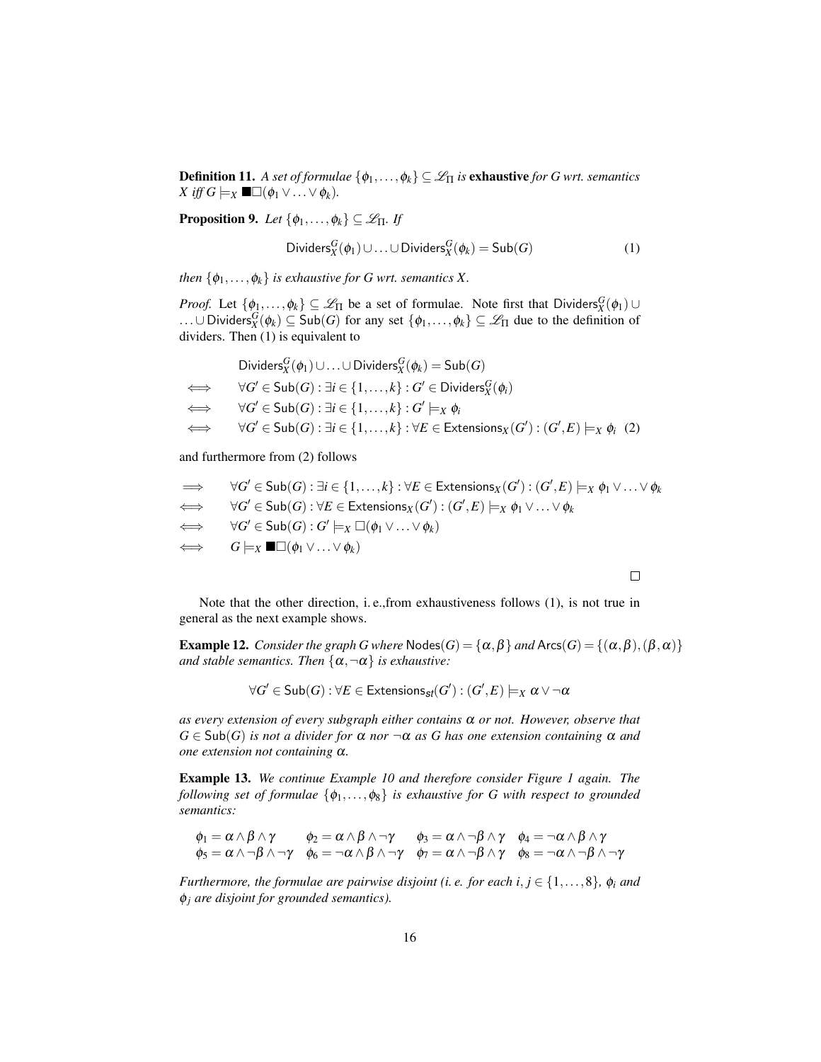**Definition 11.** *A set of formulae $\{\phi_1, \ldots, \phi_k\} \subseteq \mathscr{L}_\Pi$ is* **exhaustive** *for $G$ wrt. semantics $X$ iff $G \models_X \blacksquare\Box(\phi_1 \vee \ldots \vee \phi_k)$.*

**Proposition 9.** *Let $\{\phi_1, \ldots, \phi_k\} \subseteq \mathscr{L}_\Pi$. If*

$$\mathsf{Dividers}_X^G(\phi_1) \cup \ldots \cup \mathsf{Dividers}_X^G(\phi_k) = \mathsf{Sub}(G) \tag{1}$$

*then $\{\phi_1, \ldots, \phi_k\}$ is exhaustive for $G$ wrt. semantics $X$.*

*Proof.* Let $\{\phi_1, \ldots, \phi_k\} \subseteq \mathscr{L}_\Pi$ be a set of formulae. Note first that $\mathsf{Dividers}_X^G(\phi_1) \cup \ldots \cup \mathsf{Dividers}_X^G(\phi_k) \subseteq \mathsf{Sub}(G)$ for any set $\{\phi_1, \ldots, \phi_k\} \subseteq \mathscr{L}_\Pi$ due to the definition of dividers. Then (1) is equivalent to

$$\begin{aligned}
& \mathsf{Dividers}_X^G(\phi_1) \cup \ldots \cup \mathsf{Dividers}_X^G(\phi_k) = \mathsf{Sub}(G) \\
\iff \quad & \forall G' \in \mathsf{Sub}(G) : \exists i \in \{1, \ldots, k\} : G' \in \mathsf{Dividers}_X^G(\phi_i) \\
\iff \quad & \forall G' \in \mathsf{Sub}(G) : \exists i \in \{1, \ldots, k\} : G' \models_X \phi_i \\
\iff \quad & \forall G' \in \mathsf{Sub}(G) : \exists i \in \{1, \ldots, k\} : \forall E \in \mathsf{Extensions}_X(G') : (G', E) \models_X \phi_i \quad (2)
\end{aligned}$$

and furthermore from (2) follows

$$\begin{aligned}
\implies \quad & \forall G' \in \mathsf{Sub}(G) : \exists i \in \{1, \ldots, k\} : \forall E \in \mathsf{Extensions}_X(G') : (G', E) \models_X \phi_1 \vee \ldots \vee \phi_k \\
\iff \quad & \forall G' \in \mathsf{Sub}(G) : \forall E \in \mathsf{Extensions}_X(G') : (G', E) \models_X \phi_1 \vee \ldots \vee \phi_k \\
\iff \quad & \forall G' \in \mathsf{Sub}(G) : G' \models_X \Box(\phi_1 \vee \ldots \vee \phi_k) \\
\iff \quad & G \models_X \blacksquare\Box(\phi_1 \vee \ldots \vee \phi_k)
\end{aligned}$$

□

Note that the other direction, i. e.,from exhaustiveness follows (1), is not true in general as the next example shows.

**Example 12.** *Consider the graph $G$ where $\mathsf{Nodes}(G) = \{\alpha, \beta\}$ and $\mathsf{Arcs}(G) = \{(\alpha, \beta), (\beta, \alpha)\}$ and stable semantics. Then $\{\alpha, \neg\alpha\}$ is exhaustive:*

$$\forall G' \in \mathsf{Sub}(G) : \forall E \in \mathsf{Extensions}_{st}(G') : (G', E) \models_X \alpha \vee \neg\alpha$$

*as every extension of every subgraph either contains $\alpha$ or not. However, observe that $G \in \mathsf{Sub}(G)$ is not a divider for $\alpha$ nor $\neg\alpha$ as $G$ has one extension containing $\alpha$ and one extension not containing $\alpha$.*

**Example 13.** *We continue Example 10 and therefore consider Figure 1 again. The following set of formulae $\{\phi_1, \ldots, \phi_8\}$ is exhaustive for $G$ with respect to grounded semantics:*

$$\begin{array}{llll}
\phi_1 = \alpha \wedge \beta \wedge \gamma & \phi_2 = \alpha \wedge \beta \wedge \neg\gamma & \phi_3 = \alpha \wedge \neg\beta \wedge \gamma & \phi_4 = \neg\alpha \wedge \beta \wedge \gamma \\
\phi_5 = \alpha \wedge \neg\beta \wedge \neg\gamma & \phi_6 = \neg\alpha \wedge \beta \wedge \neg\gamma & \phi_7 = \alpha \wedge \neg\beta \wedge \gamma & \phi_8 = \neg\alpha \wedge \neg\beta \wedge \neg\gamma
\end{array}$$

*Furthermore, the formulae are pairwise disjoint (i. e. for each $i, j \in \{1, \ldots, 8\}$, $\phi_i$ and $\phi_j$ are disjoint for grounded semantics).*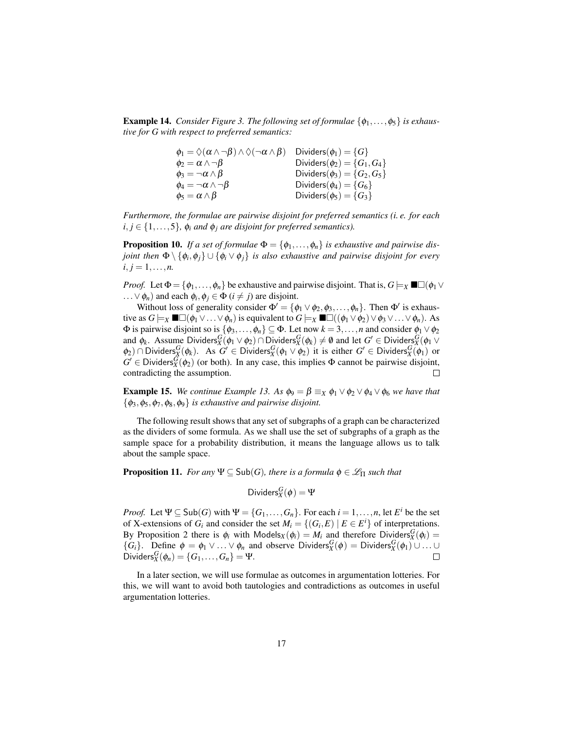**Example 14.** *Consider Figure 3. The following set of formulae $\{\phi_1, \ldots, \phi_5\}$ is exhaustive for $G$ with respect to preferred semantics:*

$$
\begin{array}{ll}
\phi_1 = \Diamond(\alpha \wedge \neg\beta) \wedge \Diamond(\neg\alpha \wedge \beta) & \mathsf{Dividers}(\phi_1) = \{G\} \\
\phi_2 = \alpha \wedge \neg\beta & \mathsf{Dividers}(\phi_2) = \{G_1, G_4\} \\
\phi_3 = \neg\alpha \wedge \beta & \mathsf{Dividers}(\phi_3) = \{G_2, G_5\} \\
\phi_4 = \neg\alpha \wedge \neg\beta & \mathsf{Dividers}(\phi_4) = \{G_6\} \\
\phi_5 = \alpha \wedge \beta & \mathsf{Dividers}(\phi_5) = \{G_3\}
\end{array}
$$

*Furthermore, the formulae are pairwise disjoint for preferred semantics (i. e. for each $i, j \in \{1, \ldots, 5\}$, $\phi_i$ and $\phi_j$ are disjoint for preferred semantics).*

**Proposition 10.** *If a set of formulae $\Phi = \{\phi_1, \ldots, \phi_n\}$ is exhaustive and pairwise disjoint then $\Phi \setminus \{\phi_i, \phi_j\} \cup \{\phi_i \vee \phi_j\}$ is also exhaustive and pairwise disjoint for every $i, j = 1, \ldots, n$.*

*Proof.* Let $\Phi = \{\phi_1, \ldots, \phi_n\}$ be exhaustive and pairwise disjoint. That is, $G \models_X \blacksquare\Box(\phi_1 \vee \ldots \vee \phi_n)$ and each $\phi_i, \phi_j \in \Phi$ $(i \neq j)$ are disjoint.

Without loss of generality consider $\Phi' = \{\phi_1 \vee \phi_2, \phi_3, \ldots, \phi_n\}$. Then $\Phi'$ is exhaustive as $G \models_X \blacksquare\Box(\phi_1 \vee \ldots \vee \phi_n)$ is equivalent to $G \models_X \blacksquare\Box((\phi_1 \vee \phi_2) \vee \phi_3 \vee \ldots \vee \phi_n)$. As $\Phi$ is pairwise disjoint so is $\{\phi_3, \ldots, \phi_n\} \subseteq \Phi$. Let now $k = 3, \ldots, n$ and consider $\phi_1 \vee \phi_2$ and $\phi_k$. Assume $\mathsf{Dividers}_X^G(\phi_1 \vee \phi_2) \cap \mathsf{Dividers}_X^G(\phi_k) \neq \emptyset$ and let $G' \in \mathsf{Dividers}_X^G(\phi_1 \vee \phi_2) \cap \mathsf{Dividers}_X^G(\phi_k)$. As $G' \in \mathsf{Dividers}_X^G(\phi_1 \vee \phi_2)$ it is either $G' \in \mathsf{Dividers}_X^G(\phi_1)$ or $G' \in \mathsf{Dividers}_X^G(\phi_2)$ (or both). In any case, this implies $\Phi$ cannot be pairwise disjoint, contradicting the assumption. $\square$

**Example 15.** *We continue Example 13. As $\phi_9 = \beta \equiv_X \phi_1 \vee \phi_2 \vee \phi_4 \vee \phi_6$ we have that $\{\phi_3, \phi_5, \phi_7, \phi_8, \phi_9\}$ is exhaustive and pairwise disjoint.*

The following result shows that any set of subgraphs of a graph can be characterized as the dividers of some formula. As we shall use the set of subgraphs of a graph as the sample space for a probability distribution, it means the language allows us to talk about the sample space.

**Proposition 11.** *For any $\Psi \subseteq \mathsf{Sub}(G)$, there is a formula $\phi \in \mathscr{L}_\Pi$ such that*

$$\mathsf{Dividers}_X^G(\phi) = \Psi$$

*Proof.* Let $\Psi \subseteq \mathsf{Sub}(G)$ with $\Psi = \{G_1, \ldots, G_n\}$. For each $i = 1, \ldots, n$, let $E^i$ be the set of X-extensions of $G_i$ and consider the set $M_i = \{(G_i, E) \mid E \in E^i\}$ of interpretations. By Proposition 2 there is $\phi_i$ with $\mathsf{Models}_X(\phi_i) = M_i$ and therefore $\mathsf{Dividers}_X^G(\phi_i) = \{G_i\}$. Define $\phi = \phi_1 \vee \ldots \vee \phi_n$ and observe $\mathsf{Dividers}_X^G(\phi) = \mathsf{Dividers}_X^G(\phi_1) \cup \ldots \cup \mathsf{Dividers}_X^G(\phi_n) = \{G_1, \ldots, G_n\} = \Psi$. $\square$

In a later section, we will use formulae as outcomes in argumentation lotteries. For this, we will want to avoid both tautologies and contradictions as outcomes in useful argumentation lotteries.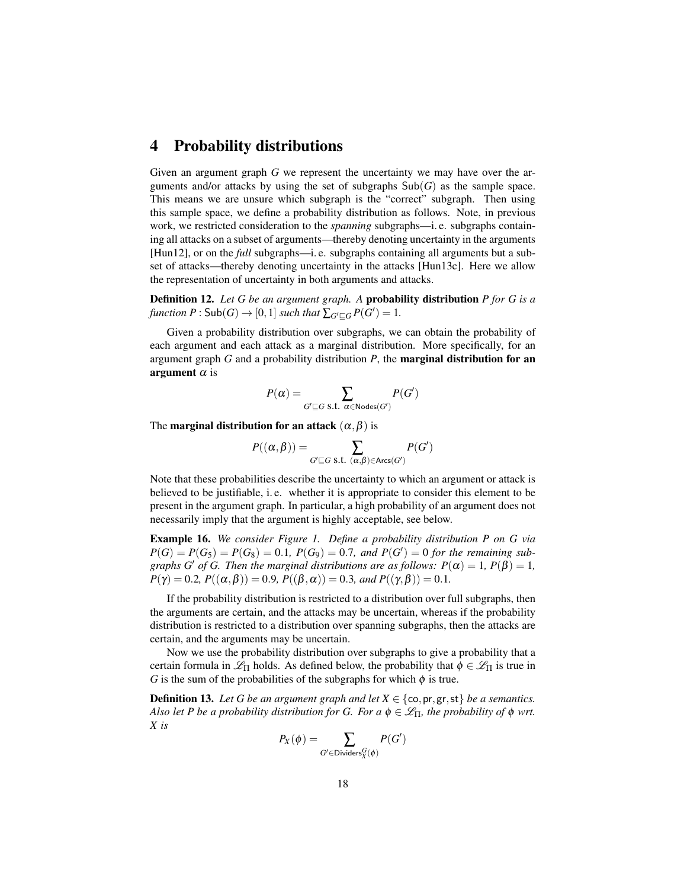# 4 Probability distributions

Given an argument graph $G$ we represent the uncertainty we may have over the arguments and/or attacks by using the set of subgraphs $\mathsf{Sub}(G)$ as the sample space. This means we are unsure which subgraph is the "correct" subgraph. Then using this sample space, we define a probability distribution as follows. Note, in previous work, we restricted consideration to the *spanning* subgraphs—i. e. subgraphs containing all attacks on a subset of arguments—thereby denoting uncertainty in the arguments [Hun12], or on the *full* subgraphs—i. e. subgraphs containing all arguments but a subset of attacks—thereby denoting uncertainty in the attacks [Hun13c]. Here we allow the representation of uncertainty in both arguments and attacks.

**Definition 12.** *Let $G$ be an argument graph. A* **probability distribution** *$P$ for $G$ is a function $P : \mathsf{Sub}(G) \to [0,1]$ such that $\sum_{G' \sqsubseteq G} P(G') = 1$.*

Given a probability distribution over subgraphs, we can obtain the probability of each argument and each attack as a marginal distribution. More specifically, for an argument graph $G$ and a probability distribution $P$, the **marginal distribution for an argument** $\alpha$ is

$$P(\alpha) = \sum_{G' \sqsubseteq G \text{ s.t. } \alpha \in \mathsf{Nodes}(G')} P(G')$$

The **marginal distribution for an attack** $(\alpha, \beta)$ is

$$P((\alpha,\beta)) = \sum_{G' \sqsubseteq G \text{ s.t. } (\alpha,\beta) \in \mathsf{Arcs}(G')} P(G')$$

Note that these probabilities describe the uncertainty to which an argument or attack is believed to be justifiable, i. e. whether it is appropriate to consider this element to be present in the argument graph. In particular, a high probability of an argument does not necessarily imply that the argument is highly acceptable, see below.

**Example 16.** *We consider Figure 1. Define a probability distribution $P$ on $G$ via $P(G) = P(G_5) = P(G_8) = 0.1$, $P(G_9) = 0.7$, and $P(G') = 0$ for the remaining subgraphs $G'$ of $G$. Then the marginal distributions are as follows: $P(\alpha) = 1$, $P(\beta) = 1$, $P(\gamma) = 0.2$, $P((\alpha,\beta)) = 0.9$, $P((\beta,\alpha)) = 0.3$, and $P((\gamma,\beta)) = 0.1$.*

If the probability distribution is restricted to a distribution over full subgraphs, then the arguments are certain, and the attacks may be uncertain, whereas if the probability distribution is restricted to a distribution over spanning subgraphs, then the attacks are certain, and the arguments may be uncertain.

Now we use the probability distribution over subgraphs to give a probability that a certain formula in $\mathscr{L}_\Pi$ holds. As defined below, the probability that $\phi \in \mathscr{L}_\Pi$ is true in $G$ is the sum of the probabilities of the subgraphs for which $\phi$ is true.

**Definition 13.** *Let $G$ be an argument graph and let $X \in \{\mathsf{co}, \mathsf{pr}, \mathsf{gr}, \mathsf{st}\}$ be a semantics. Also let $P$ be a probability distribution for $G$. For a $\phi \in \mathscr{L}_\Pi$, the probability of $\phi$ wrt. $X$ is*

$$P_X(\phi) = \sum_{G' \in \mathsf{Dividers}_X^G(\phi)} P(G')$$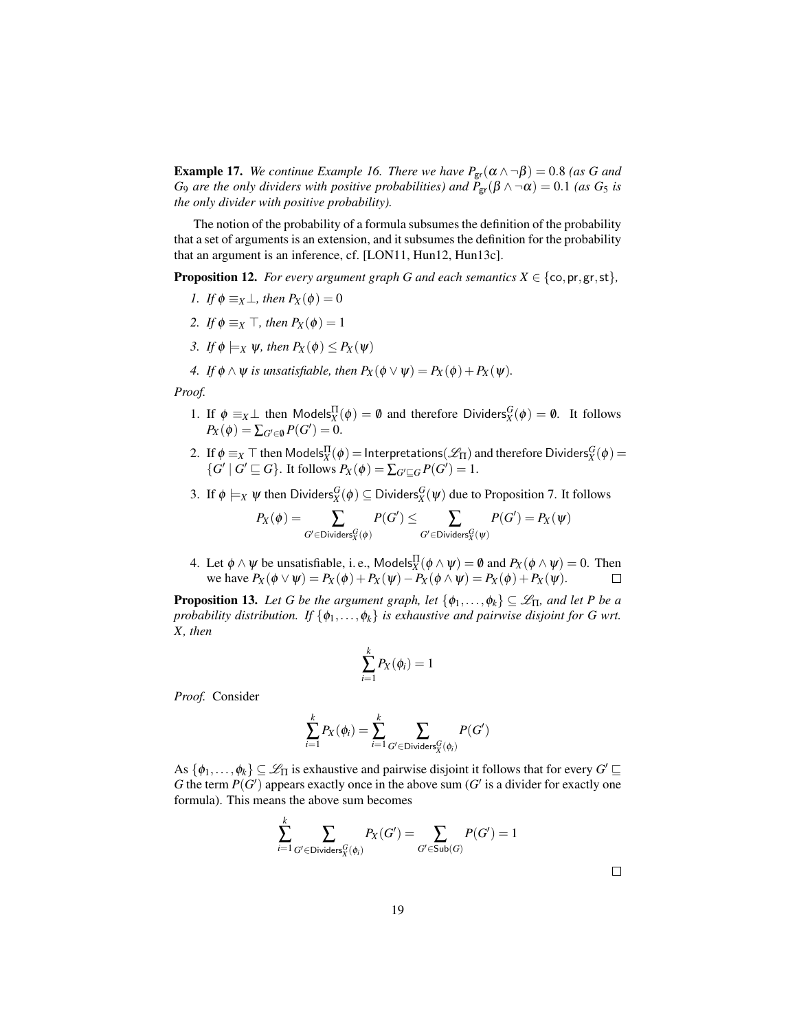**Example 17.** *We continue Example 16. There we have $P_{\mathsf{gr}}(\alpha \wedge \neg\beta) = 0.8$ (as $G$ and $G_9$ are the only dividers with positive probabilities) and $P_{\mathsf{gr}}(\beta \wedge \neg\alpha) = 0.1$ (as $G_5$ is the only divider with positive probability).*

The notion of the probability of a formula subsumes the definition of the probability that a set of arguments is an extension, and it subsumes the definition for the probability that an argument is an inference, cf. [LON11, Hun12, Hun13c].

**Proposition 12.** *For every argument graph $G$ and each semantics $X \in \{\mathsf{co}, \mathsf{pr}, \mathsf{gr}, \mathsf{st}\}$,*

1. *If $\phi \equiv_X \perp$, then $P_X(\phi) = 0$*
2. *If $\phi \equiv_X \top$, then $P_X(\phi) = 1$*
3. *If $\phi \models_X \psi$, then $P_X(\phi) \leq P_X(\psi)$*
4. *If $\phi \wedge \psi$ is unsatisfiable, then $P_X(\phi \vee \psi) = P_X(\phi) + P_X(\psi)$.*

*Proof.*

1. If $\phi \equiv_X \perp$ then $\mathsf{Models}^{\Pi}_X(\phi) = \emptyset$ and therefore $\mathsf{Dividers}^G_X(\phi) = \emptyset$. It follows $P_X(\phi) = \sum_{G' \in \emptyset} P(G') = 0$.
2. If $\phi \equiv_X \top$ then $\mathsf{Models}^{\Pi}_X(\phi) = \mathsf{Interpretations}(\mathscr{L}_\Pi)$ and therefore $\mathsf{Dividers}^G_X(\phi) = \{G' \mid G' \sqsubseteq G\}$. It follows $P_X(\phi) = \sum_{G' \sqsubseteq G} P(G') = 1$.
3. If $\phi \models_X \psi$ then $\mathsf{Dividers}^G_X(\phi) \subseteq \mathsf{Dividers}^G_X(\psi)$ due to Proposition 7. It follows
$$P_X(\phi) = \sum_{G' \in \mathsf{Dividers}^G_X(\phi)} P(G') \leq \sum_{G' \in \mathsf{Dividers}^G_X(\psi)} P(G') = P_X(\psi)$$
4. Let $\phi \wedge \psi$ be unsatisfiable, i. e., $\mathsf{Models}^{\Pi}_X(\phi \wedge \psi) = \emptyset$ and $P_X(\phi \wedge \psi) = 0$. Then we have $P_X(\phi \vee \psi) = P_X(\phi) + P_X(\psi) - P_X(\phi \wedge \psi) = P_X(\phi) + P_X(\psi)$. □

**Proposition 13.** *Let $G$ be the argument graph, let $\{\phi_1, \ldots, \phi_k\} \subseteq \mathscr{L}_\Pi$, and let $P$ be a probability distribution. If $\{\phi_1, \ldots, \phi_k\}$ is exhaustive and pairwise disjoint for $G$ wrt. $X$, then*

$$\sum_{i=1}^{k} P_X(\phi_i) = 1$$

*Proof.* Consider

$$\sum_{i=1}^{k} P_X(\phi_i) = \sum_{i=1}^{k} \sum_{G' \in \mathsf{Dividers}^G_X(\phi_i)} P(G')$$

As $\{\phi_1, \ldots, \phi_k\} \subseteq \mathscr{L}_\Pi$ is exhaustive and pairwise disjoint it follows that for every $G' \sqsubseteq G$ the term $P(G')$ appears exactly once in the above sum ($G'$ is a divider for exactly one formula). This means the above sum becomes

$$\sum_{i=1}^{k} \sum_{G' \in \mathsf{Dividers}^G_X(\phi_i)} P_X(G') = \sum_{G' \in \mathsf{Sub}(G)} P(G') = 1$$

□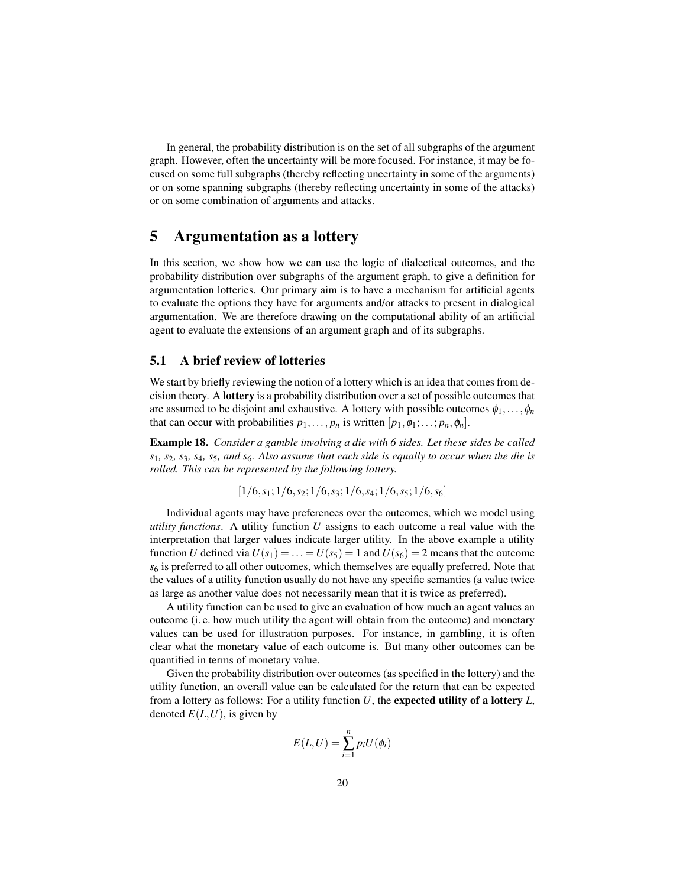In general, the probability distribution is on the set of all subgraphs of the argument graph. However, often the uncertainty will be more focused. For instance, it may be focused on some full subgraphs (thereby reflecting uncertainty in some of the arguments) or on some spanning subgraphs (thereby reflecting uncertainty in some of the attacks) or on some combination of arguments and attacks.

# 5 Argumentation as a lottery

In this section, we show how we can use the logic of dialectical outcomes, and the probability distribution over subgraphs of the argument graph, to give a definition for argumentation lotteries. Our primary aim is to have a mechanism for artificial agents to evaluate the options they have for arguments and/or attacks to present in dialogical argumentation. We are therefore drawing on the computational ability of an artificial agent to evaluate the extensions of an argument graph and of its subgraphs.

## 5.1 A brief review of lotteries

We start by briefly reviewing the notion of a lottery which is an idea that comes from decision theory. A **lottery** is a probability distribution over a set of possible outcomes that are assumed to be disjoint and exhaustive. A lottery with possible outcomes $\phi_1, \ldots, \phi_n$ that can occur with probabilities $p_1, \ldots, p_n$ is written $[p_1, \phi_1; \ldots; p_n, \phi_n]$.

**Example 18.** *Consider a gamble involving a die with 6 sides. Let these sides be called $s_1$, $s_2$, $s_3$, $s_4$, $s_5$, and $s_6$. Also assume that each side is equally to occur when the die is rolled. This can be represented by the following lottery.*

$$[1/6, s_1; 1/6, s_2; 1/6, s_3; 1/6, s_4; 1/6, s_5; 1/6, s_6]$$

Individual agents may have preferences over the outcomes, which we model using *utility functions*. A utility function $U$ assigns to each outcome a real value with the interpretation that larger values indicate larger utility. In the above example a utility function $U$ defined via $U(s_1) = \ldots = U(s_5) = 1$ and $U(s_6) = 2$ means that the outcome $s_6$ is preferred to all other outcomes, which themselves are equally preferred. Note that the values of a utility function usually do not have any specific semantics (a value twice as large as another value does not necessarily mean that it is twice as preferred).

A utility function can be used to give an evaluation of how much an agent values an outcome (i. e. how much utility the agent will obtain from the outcome) and monetary values can be used for illustration purposes. For instance, in gambling, it is often clear what the monetary value of each outcome is. But many other outcomes can be quantified in terms of monetary value.

Given the probability distribution over outcomes (as specified in the lottery) and the utility function, an overall value can be calculated for the return that can be expected from a lottery as follows: For a utility function $U$, the **expected utility of a lottery** $L$, denoted $E(L, U)$, is given by

$$E(L, U) = \sum_{i=1}^{n} p_i U(\phi_i)$$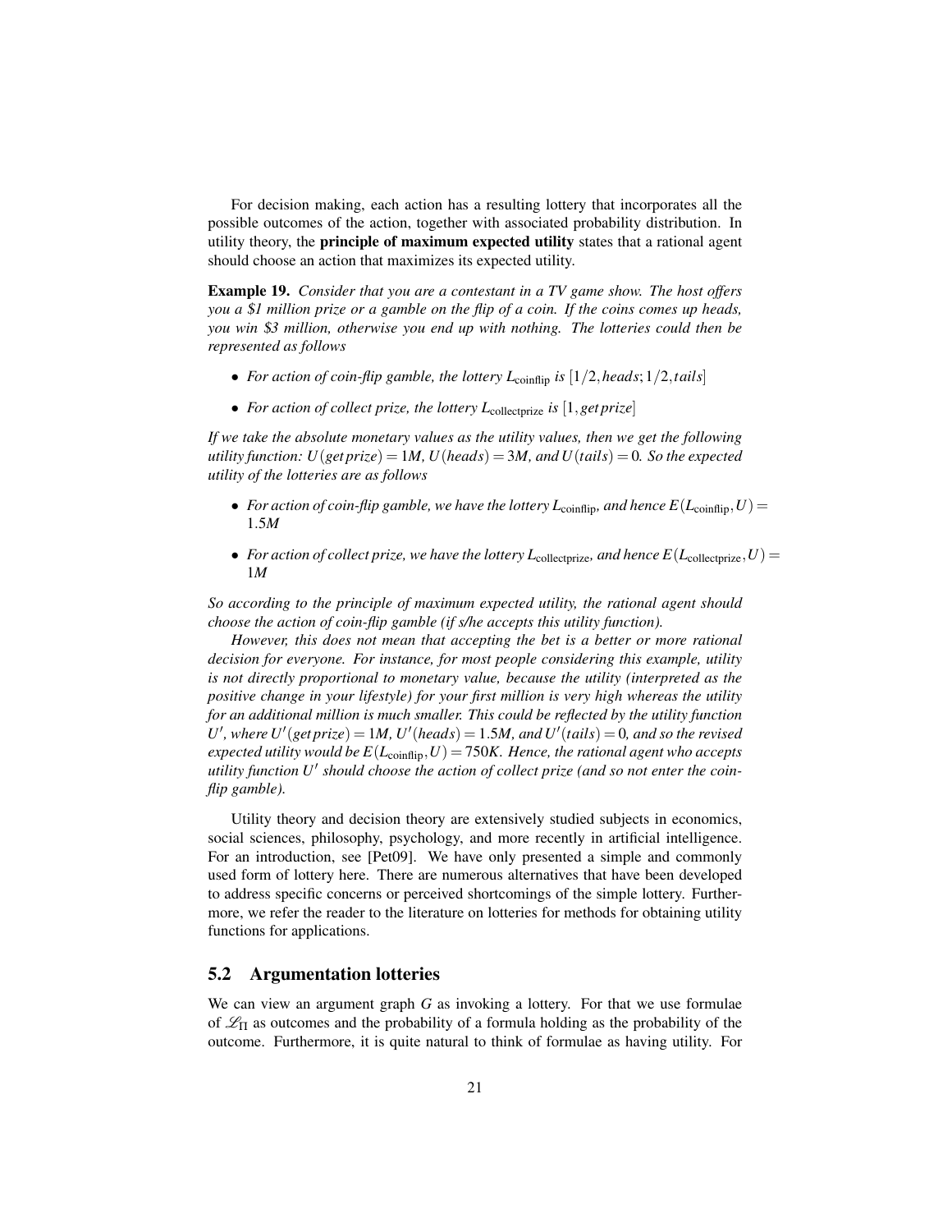For decision making, each action has a resulting lottery that incorporates all the possible outcomes of the action, together with associated probability distribution. In utility theory, the **principle of maximum expected utility** states that a rational agent should choose an action that maximizes its expected utility.

**Example 19.** *Consider that you are a contestant in a TV game show. The host offers you a $1 million prize or a gamble on the flip of a coin. If the coins comes up heads, you win $3 million, otherwise you end up with nothing. The lotteries could then be represented as follows*

- *For action of coin-flip gamble, the lottery $L_{\text{coinflip}}$ is $[1/2, heads; 1/2, tails]$*
- *For action of collect prize, the lottery $L_{\text{collectprize}}$ is $[1, getprize]$*

*If we take the absolute monetary values as the utility values, then we get the following utility function: $U(getprize) = 1M$, $U(heads) = 3M$, and $U(tails) = 0$. So the expected utility of the lotteries are as follows*

- *For action of coin-flip gamble, we have the lottery $L_{\text{coinflip}}$, and hence $E(L_{\text{coinflip}}, U) = 1.5M$*
- *For action of collect prize, we have the lottery $L_{\text{collectprize}}$, and hence $E(L_{\text{collectprize}}, U) = 1M$*

*So according to the principle of maximum expected utility, the rational agent should choose the action of coin-flip gamble (if s/he accepts this utility function).*

*However, this does not mean that accepting the bet is a better or more rational decision for everyone. For instance, for most people considering this example, utility is not directly proportional to monetary value, because the utility (interpreted as the positive change in your lifestyle) for your first million is very high whereas the utility for an additional million is much smaller. This could be reflected by the utility function $U'$, where $U'(getprize) = 1M$, $U'(heads) = 1.5M$, and $U'(tails) = 0$, and so the revised expected utility would be $E(L_{\text{coinflip}}, U) = 750K$. Hence, the rational agent who accepts utility function $U'$ should choose the action of collect prize (and so not enter the coin-flip gamble).*

Utility theory and decision theory are extensively studied subjects in economics, social sciences, philosophy, psychology, and more recently in artificial intelligence. For an introduction, see [Pet09]. We have only presented a simple and commonly used form of lottery here. There are numerous alternatives that have been developed to address specific concerns or perceived shortcomings of the simple lottery. Furthermore, we refer the reader to the literature on lotteries for methods for obtaining utility functions for applications.

## 5.2 Argumentation lotteries

We can view an argument graph $G$ as invoking a lottery. For that we use formulae of $\mathcal{L}_\Pi$ as outcomes and the probability of a formula holding as the probability of the outcome. Furthermore, it is quite natural to think of formulae as having utility. For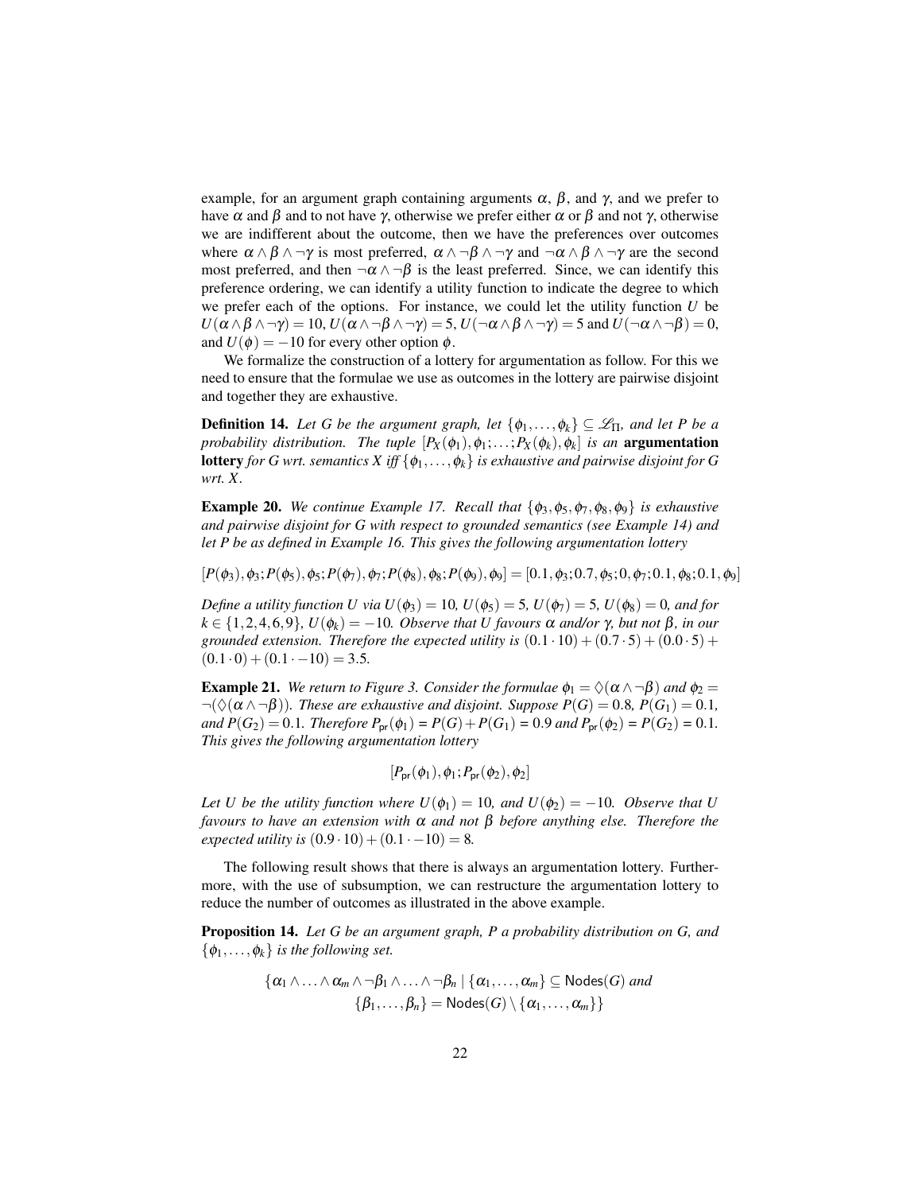example, for an argument graph containing arguments $\alpha$, $\beta$, and $\gamma$, and we prefer to have $\alpha$ and $\beta$ and to not have $\gamma$, otherwise we prefer either $\alpha$ or $\beta$ and not $\gamma$, otherwise we are indifferent about the outcome, then we have the preferences over outcomes where $\alpha \wedge \beta \wedge \neg\gamma$ is most preferred, $\alpha \wedge \neg\beta \wedge \neg\gamma$ and $\neg\alpha \wedge \beta \wedge \neg\gamma$ are the second most preferred, and then $\neg\alpha \wedge \neg\beta$ is the least preferred. Since, we can identify this preference ordering, we can identify a utility function to indicate the degree to which we prefer each of the options. For instance, we could let the utility function $U$ be $U(\alpha \wedge \beta \wedge \neg\gamma) = 10$, $U(\alpha \wedge \neg\beta \wedge \neg\gamma) = 5$, $U(\neg\alpha \wedge \beta \wedge \neg\gamma) = 5$ and $U(\neg\alpha \wedge \neg\beta) = 0$, and $U(\phi) = -10$ for every other option $\phi$.

We formalize the construction of a lottery for argumentation as follow. For this we need to ensure that the formulae we use as outcomes in the lottery are pairwise disjoint and together they are exhaustive.

**Definition 14.** *Let $G$ be the argument graph, let $\{\phi_1, \ldots, \phi_k\} \subseteq \mathcal{L}_\Pi$, and let $P$ be a probability distribution. The tuple $[P_X(\phi_1), \phi_1; \ldots; P_X(\phi_k), \phi_k]$ is an* **argumentation lottery** *for $G$ wrt. semantics $X$ iff $\{\phi_1, \ldots, \phi_k\}$ is exhaustive and pairwise disjoint for $G$ wrt. $X$.*

**Example 20.** *We continue Example 17. Recall that $\{\phi_3, \phi_5, \phi_7, \phi_8, \phi_9\}$ is exhaustive and pairwise disjoint for $G$ with respect to grounded semantics (see Example 14) and let $P$ be as defined in Example 16. This gives the following argumentation lottery*

$$[P(\phi_3), \phi_3; P(\phi_5), \phi_5; P(\phi_7), \phi_7; P(\phi_8), \phi_8; P(\phi_9), \phi_9] = [0.1, \phi_3; 0.7, \phi_5; 0, \phi_7; 0.1, \phi_8; 0.1, \phi_9]$$

*Define a utility function $U$ via $U(\phi_3) = 10$, $U(\phi_5) = 5$, $U(\phi_7) = 5$, $U(\phi_8) = 0$, and for $k \in \{1, 2, 4, 6, 9\}$, $U(\phi_k) = -10$. Observe that $U$ favours $\alpha$ and/or $\gamma$, but not $\beta$, in our grounded extension. Therefore the expected utility is $(0.1 \cdot 10) + (0.7 \cdot 5) + (0.0 \cdot 5) + (0.1 \cdot 0) + (0.1 \cdot -10) = 3.5$.*

**Example 21.** *We return to Figure 3. Consider the formulae $\phi_1 = \Diamond(\alpha \wedge \neg\beta)$ and $\phi_2 = \neg(\Diamond(\alpha \wedge \neg\beta))$. These are exhaustive and disjoint. Suppose $P(G) = 0.8$, $P(G_1) = 0.1$, and $P(G_2) = 0.1$. Therefore $P_{\mathsf{pr}}(\phi_1) = P(G) + P(G_1) = 0.9$ and $P_{\mathsf{pr}}(\phi_2) = P(G_2) = 0.1$. This gives the following argumentation lottery*

$$[P_{\mathsf{pr}}(\phi_1), \phi_1; P_{\mathsf{pr}}(\phi_2), \phi_2]$$

*Let $U$ be the utility function where $U(\phi_1) = 10$, and $U(\phi_2) = -10$. Observe that $U$ favours to have an extension with $\alpha$ and not $\beta$ before anything else. Therefore the expected utility is $(0.9 \cdot 10) + (0.1 \cdot -10) = 8$.*

The following result shows that there is always an argumentation lottery. Furthermore, with the use of subsumption, we can restructure the argumentation lottery to reduce the number of outcomes as illustrated in the above example.

**Proposition 14.** *Let $G$ be an argument graph, $P$ a probability distribution on $G$, and $\{\phi_1, \ldots, \phi_k\}$ is the following set.*

$$\{\alpha_1 \wedge \ldots \wedge \alpha_m \wedge \neg\beta_1 \wedge \ldots \wedge \neg\beta_n \mid \{\alpha_1, \ldots, \alpha_m\} \subseteq \mathsf{Nodes}(G) \text{ and } \{\beta_1, \ldots, \beta_n\} = \mathsf{Nodes}(G) \setminus \{\alpha_1, \ldots, \alpha_m\}\}$$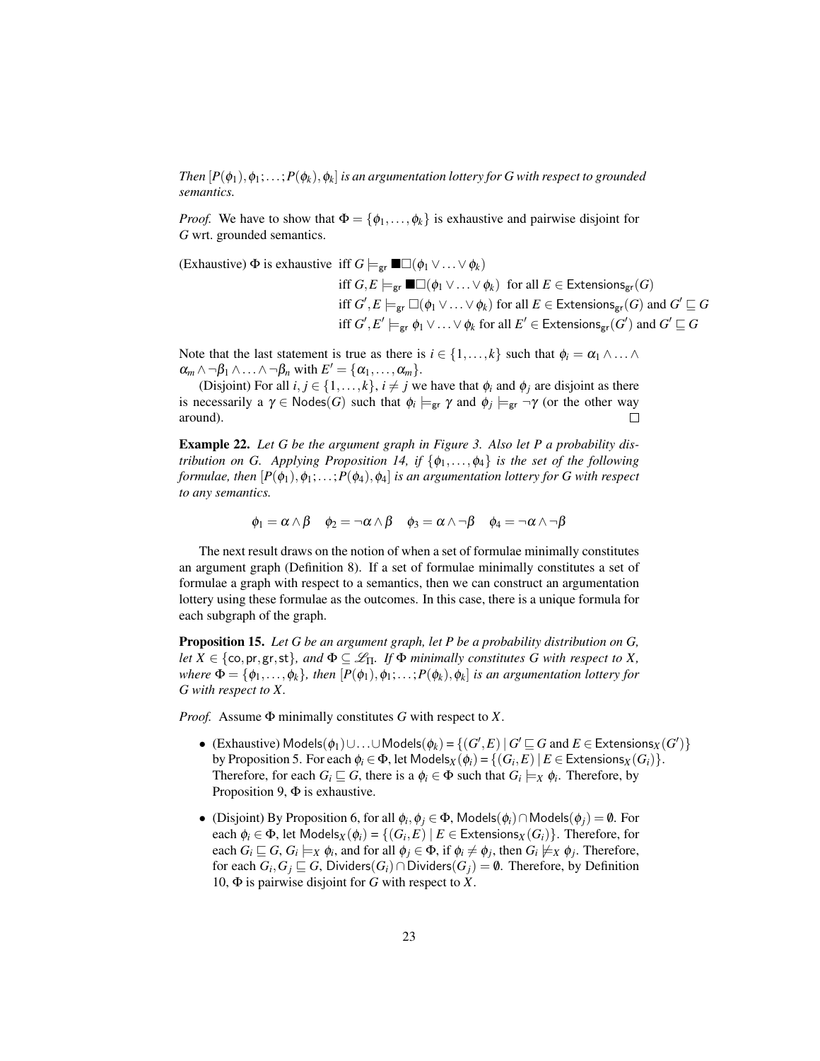*Then $[P(\phi_1), \phi_1; \ldots; P(\phi_k), \phi_k]$ is an argumentation lottery for G with respect to grounded semantics.*

*Proof.* We have to show that $\Phi = \{\phi_1, \ldots, \phi_k\}$ is exhaustive and pairwise disjoint for $G$ wrt. grounded semantics.

(Exhaustive) $\Phi$ is exhaustive iff $G \models_{\mathsf{gr}} \blacksquare\Box(\phi_1 \vee \ldots \vee \phi_k)$

iff $G, E \models_{\mathsf{gr}} \blacksquare\Box(\phi_1 \vee \ldots \vee \phi_k)$ for all $E \in \mathsf{Extensions}_{\mathsf{gr}}(G)$

iff $G', E \models_{\mathsf{gr}} \Box(\phi_1 \vee \ldots \vee \phi_k)$ for all $E \in \mathsf{Extensions}_{\mathsf{gr}}(G)$ and $G' \sqsubseteq G$

iff $G', E' \models_{\mathsf{gr}} \phi_1 \vee \ldots \vee \phi_k$ for all $E' \in \mathsf{Extensions}_{\mathsf{gr}}(G')$ and $G' \sqsubseteq G$

Note that the last statement is true as there is $i \in \{1, \ldots, k\}$ such that $\phi_i = \alpha_1 \wedge \ldots \wedge \alpha_m \wedge \neg\beta_1 \wedge \ldots \wedge \neg\beta_n$ with $E' = \{\alpha_1, \ldots, \alpha_m\}$.

(Disjoint) For all $i, j \in \{1, \ldots, k\}$, $i \neq j$ we have that $\phi_i$ and $\phi_j$ are disjoint as there is necessarily a $\gamma \in \mathsf{Nodes}(G)$ such that $\phi_i \models_{\mathsf{gr}} \gamma$ and $\phi_j \models_{\mathsf{gr}} \neg\gamma$ (or the other way around). □

**Example 22.** *Let G be the argument graph in Figure 3. Also let P a probability distribution on G. Applying Proposition 14, if $\{\phi_1, \ldots, \phi_4\}$ is the set of the following formulae, then $[P(\phi_1), \phi_1; \ldots; P(\phi_4), \phi_4]$ is an argumentation lottery for G with respect to any semantics.*

$$\phi_1 = \alpha \wedge \beta \quad \phi_2 = \neg\alpha \wedge \beta \quad \phi_3 = \alpha \wedge \neg\beta \quad \phi_4 = \neg\alpha \wedge \neg\beta$$

The next result draws on the notion of when a set of formulae minimally constitutes an argument graph (Definition 8). If a set of formulae minimally constitutes a set of formulae a graph with respect to a semantics, then we can construct an argumentation lottery using these formulae as the outcomes. In this case, there is a unique formula for each subgraph of the graph.

**Proposition 15.** *Let G be an argument graph, let P be a probability distribution on G, let $X \in \{\mathsf{co}, \mathsf{pr}, \mathsf{gr}, \mathsf{st}\}$, and $\Phi \subseteq \mathscr{L}_\Pi$. If $\Phi$ minimally constitutes G with respect to X, where $\Phi = \{\phi_1, \ldots, \phi_k\}$, then $[P(\phi_1), \phi_1; \ldots; P(\phi_k), \phi_k]$ is an argumentation lottery for G with respect to X.*

*Proof.* Assume $\Phi$ minimally constitutes $G$ with respect to $X$.

- (Exhaustive) $\mathsf{Models}(\phi_1) \cup \ldots \cup \mathsf{Models}(\phi_k) = \{(G', E) \mid G' \sqsubseteq G \text{ and } E \in \mathsf{Extensions}_X(G')\}$ by Proposition 5. For each $\phi_i \in \Phi$, let $\mathsf{Models}_X(\phi_i) = \{(G_i, E) \mid E \in \mathsf{Extensions}_X(G_i)\}$. Therefore, for each $G_i \sqsubseteq G$, there is a $\phi_i \in \Phi$ such that $G_i \models_X \phi_i$. Therefore, by Proposition 9, $\Phi$ is exhaustive.
- (Disjoint) By Proposition 6, for all $\phi_i, \phi_j \in \Phi$, $\mathsf{Models}(\phi_i) \cap \mathsf{Models}(\phi_j) = \emptyset$. For each $\phi_i \in \Phi$, let $\mathsf{Models}_X(\phi_i) = \{(G_i, E) \mid E \in \mathsf{Extensions}_X(G_i)\}$. Therefore, for each $G_i \sqsubseteq G$, $G_i \models_X \phi_i$, and for all $\phi_j \in \Phi$, if $\phi_i \neq \phi_j$, then $G_i \not\models_X \phi_j$. Therefore, for each $G_i, G_j \sqsubseteq G$, $\mathsf{Dividers}(G_i) \cap \mathsf{Dividers}(G_j) = \emptyset$. Therefore, by Definition 10, $\Phi$ is pairwise disjoint for $G$ with respect to $X$.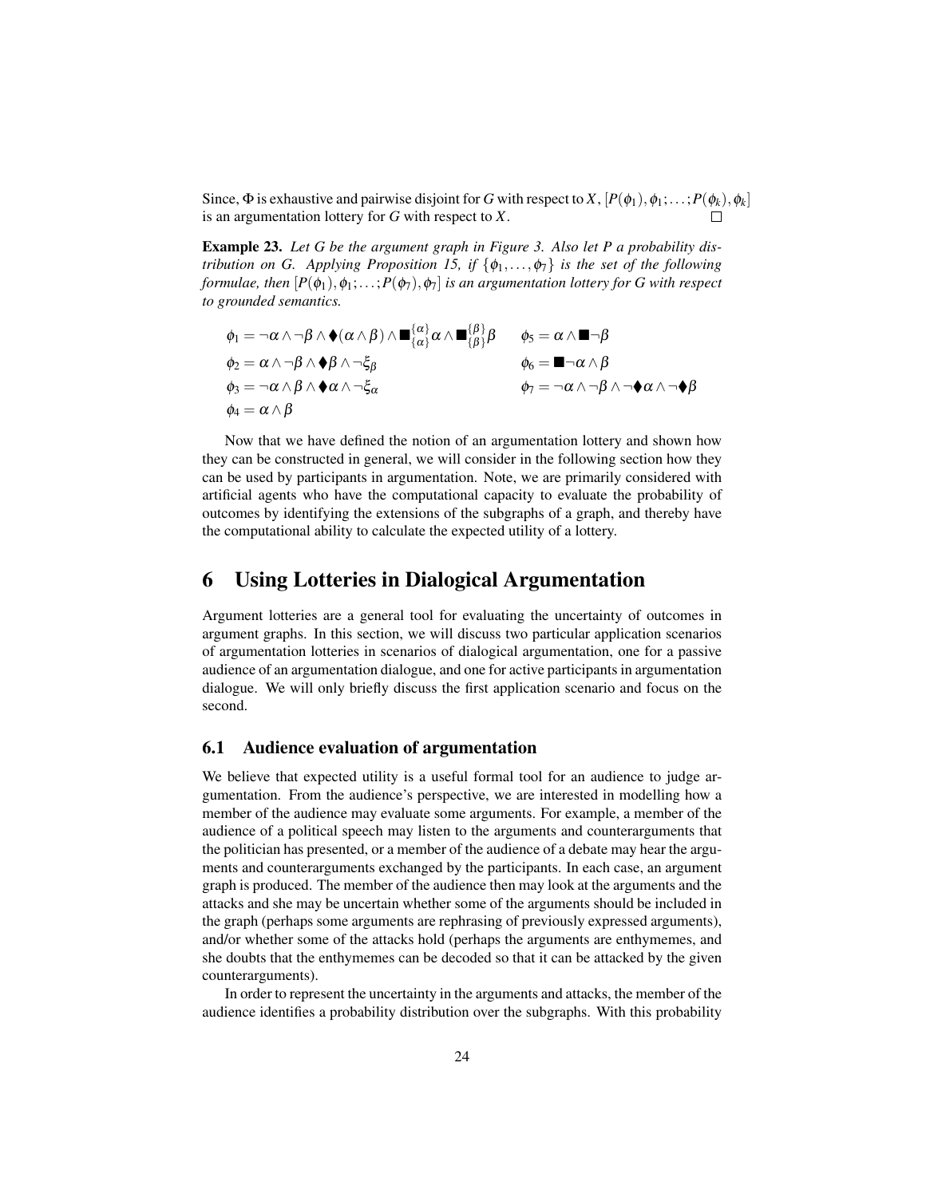Since, $\Phi$ is exhaustive and pairwise disjoint for $G$ with respect to $X$, $[P(\phi_1), \phi_1; \ldots; P(\phi_k), \phi_k]$ is an argumentation lottery for $G$ with respect to $X$. $\square$

**Example 23.** *Let $G$ be the argument graph in Figure 3. Also let $P$ a probability distribution on $G$. Applying Proposition 15, if $\{\phi_1, \ldots, \phi_7\}$ is the set of the following formulae, then $[P(\phi_1), \phi_1; \ldots; P(\phi_7), \phi_7]$ is an argumentation lottery for $G$ with respect to grounded semantics.*

$$\phi_1 = \neg\alpha \wedge \neg\beta \wedge \blacklozenge(\alpha \wedge \beta) \wedge \blacksquare^{\{\alpha\}}_{\{\alpha\}}\alpha \wedge \blacksquare^{\{\beta\}}_{\{\beta\}}\beta \qquad \phi_5 = \alpha \wedge \blacksquare\neg\beta$$

$$\phi_2 = \alpha \wedge \neg\beta \wedge \blacklozenge\beta \wedge \neg\xi_\beta \qquad \phi_6 = \blacksquare\neg\alpha \wedge \beta$$

$$\phi_3 = \neg\alpha \wedge \beta \wedge \blacklozenge\alpha \wedge \neg\xi_\alpha \qquad \phi_7 = \neg\alpha \wedge \neg\beta \wedge \neg\blacklozenge\alpha \wedge \neg\blacklozenge\beta$$

$$\phi_4 = \alpha \wedge \beta$$

Now that we have defined the notion of an argumentation lottery and shown how they can be constructed in general, we will consider in the following section how they can be used by participants in argumentation. Note, we are primarily considered with artificial agents who have the computational capacity to evaluate the probability of outcomes by identifying the extensions of the subgraphs of a graph, and thereby have the computational ability to calculate the expected utility of a lottery.

# 6 Using Lotteries in Dialogical Argumentation

Argument lotteries are a general tool for evaluating the uncertainty of outcomes in argument graphs. In this section, we will discuss two particular application scenarios of argumentation lotteries in scenarios of dialogical argumentation, one for a passive audience of an argumentation dialogue, and one for active participants in argumentation dialogue. We will only briefly discuss the first application scenario and focus on the second.

## 6.1 Audience evaluation of argumentation

We believe that expected utility is a useful formal tool for an audience to judge argumentation. From the audience's perspective, we are interested in modelling how a member of the audience may evaluate some arguments. For example, a member of the audience of a political speech may listen to the arguments and counterarguments that the politician has presented, or a member of the audience of a debate may hear the arguments and counterarguments exchanged by the participants. In each case, an argument graph is produced. The member of the audience then may look at the arguments and the attacks and she may be uncertain whether some of the arguments should be included in the graph (perhaps some arguments are rephrasing of previously expressed arguments), and/or whether some of the attacks hold (perhaps the arguments are enthymemes, and she doubts that the enthymemes can be decoded so that it can be attacked by the given counterarguments).

In order to represent the uncertainty in the arguments and attacks, the member of the audience identifies a probability distribution over the subgraphs. With this probability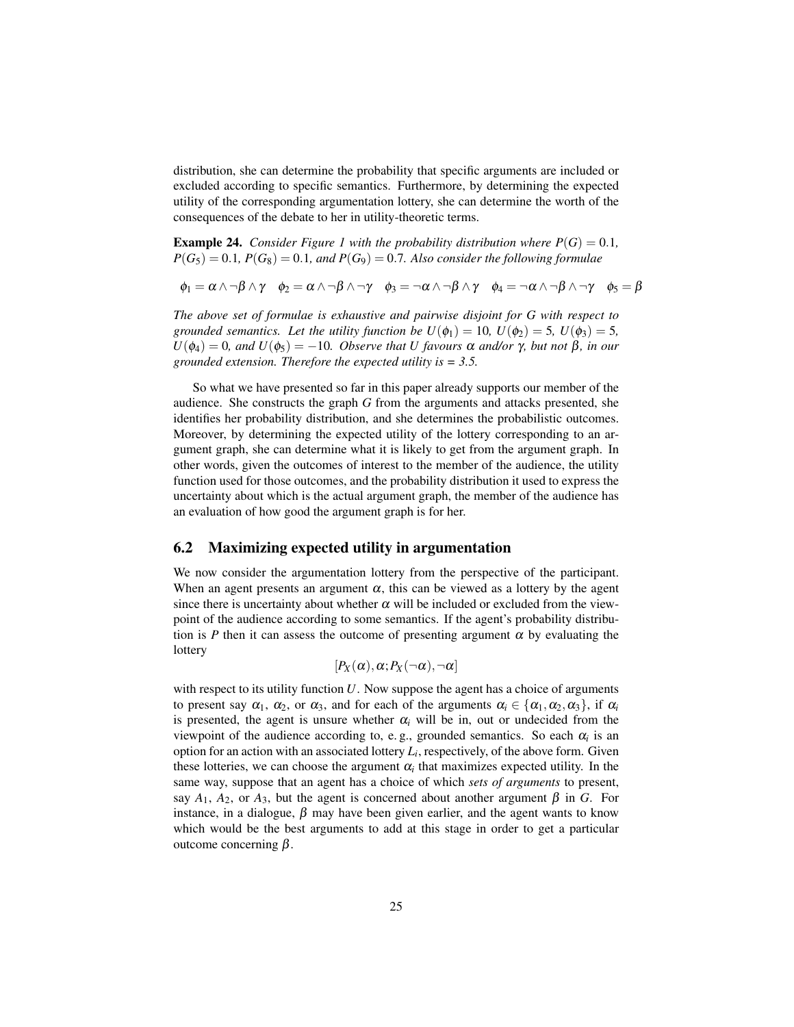distribution, she can determine the probability that specific arguments are included or excluded according to specific semantics. Furthermore, by determining the expected utility of the corresponding argumentation lottery, she can determine the worth of the consequences of the debate to her in utility-theoretic terms.

**Example 24.** *Consider Figure 1 with the probability distribution where $P(G) = 0.1$, $P(G_5) = 0.1$, $P(G_8) = 0.1$, and $P(G_9) = 0.7$. Also consider the following formulae*

$$\phi_1 = \alpha \wedge \neg\beta \wedge \gamma \quad \phi_2 = \alpha \wedge \neg\beta \wedge \neg\gamma \quad \phi_3 = \neg\alpha \wedge \neg\beta \wedge \gamma \quad \phi_4 = \neg\alpha \wedge \neg\beta \wedge \neg\gamma \quad \phi_5 = \beta$$

*The above set of formulae is exhaustive and pairwise disjoint for $G$ with respect to grounded semantics. Let the utility function be $U(\phi_1) = 10$, $U(\phi_2) = 5$, $U(\phi_3) = 5$, $U(\phi_4) = 0$, and $U(\phi_5) = -10$. Observe that $U$ favours $\alpha$ and/or $\gamma$, but not $\beta$, in our grounded extension. Therefore the expected utility is = 3.5.*

So what we have presented so far in this paper already supports our member of the audience. She constructs the graph $G$ from the arguments and attacks presented, she identifies her probability distribution, and she determines the probabilistic outcomes. Moreover, by determining the expected utility of the lottery corresponding to an argument graph, she can determine what it is likely to get from the argument graph. In other words, given the outcomes of interest to the member of the audience, the utility function used for those outcomes, and the probability distribution it used to express the uncertainty about which is the actual argument graph, the member of the audience has an evaluation of how good the argument graph is for her.

## 6.2 Maximizing expected utility in argumentation

We now consider the argumentation lottery from the perspective of the participant. When an agent presents an argument $\alpha$, this can be viewed as a lottery by the agent since there is uncertainty about whether $\alpha$ will be included or excluded from the viewpoint of the audience according to some semantics. If the agent's probability distribution is $P$ then it can assess the outcome of presenting argument $\alpha$ by evaluating the lottery

$$[P_X(\alpha), \alpha; P_X(\neg\alpha), \neg\alpha]$$

with respect to its utility function $U$. Now suppose the agent has a choice of arguments to present say $\alpha_1$, $\alpha_2$, or $\alpha_3$, and for each of the arguments $\alpha_i \in \{\alpha_1, \alpha_2, \alpha_3\}$, if $\alpha_i$ is presented, the agent is unsure whether $\alpha_i$ will be in, out or undecided from the viewpoint of the audience according to, e. g., grounded semantics. So each $\alpha_i$ is an option for an action with an associated lottery $L_i$, respectively, of the above form. Given these lotteries, we can choose the argument $\alpha_i$ that maximizes expected utility. In the same way, suppose that an agent has a choice of which *sets of arguments* to present, say $A_1$, $A_2$, or $A_3$, but the agent is concerned about another argument $\beta$ in $G$. For instance, in a dialogue, $\beta$ may have been given earlier, and the agent wants to know which would be the best arguments to add at this stage in order to get a particular outcome concerning $\beta$.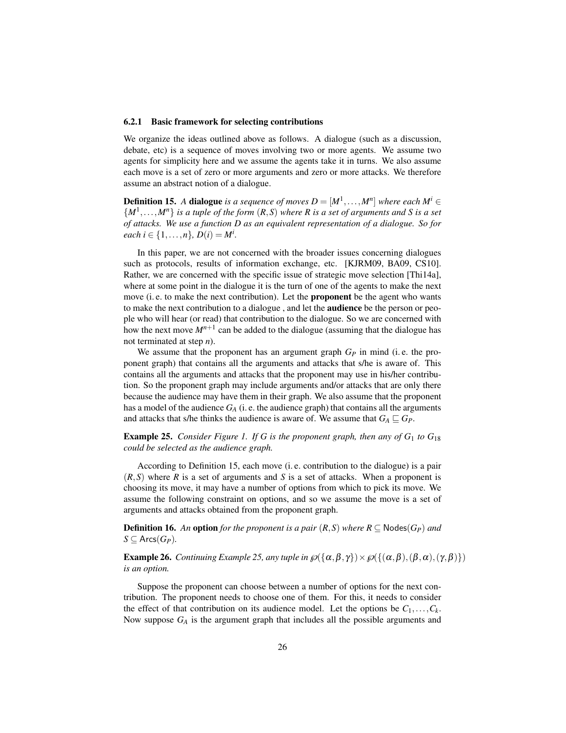### 6.2.1 Basic framework for selecting contributions

We organize the ideas outlined above as follows. A dialogue (such as a discussion, debate, etc) is a sequence of moves involving two or more agents. We assume two agents for simplicity here and we assume the agents take it in turns. We also assume each move is a set of zero or more arguments and zero or more attacks. We therefore assume an abstract notion of a dialogue.

**Definition 15.** *A* **dialogue** *is a sequence of moves $D = [M^1, \ldots, M^n]$ where each $M^i \in \{M^1, \ldots, M^n\}$ is a tuple of the form $(R, S)$ where $R$ is a set of arguments and $S$ is a set of attacks. We use a function $D$ as an equivalent representation of a dialogue. So for each $i \in \{1, \ldots, n\}$, $D(i) = M^i$.*

In this paper, we are not concerned with the broader issues concerning dialogues such as protocols, results of information exchange, etc. [KJRM09, BA09, CS10]. Rather, we are concerned with the specific issue of strategic move selection [Thi14a], where at some point in the dialogue it is the turn of one of the agents to make the next move (i. e. to make the next contribution). Let the **proponent** be the agent who wants to make the next contribution to a dialogue , and let the **audience** be the person or people who will hear (or read) that contribution to the dialogue. So we are concerned with how the next move $M^{n+1}$ can be added to the dialogue (assuming that the dialogue has not terminated at step $n$).

We assume that the proponent has an argument graph $G_P$ in mind (i. e. the proponent graph) that contains all the arguments and attacks that s/he is aware of. This contains all the arguments and attacks that the proponent may use in his/her contribution. So the proponent graph may include arguments and/or attacks that are only there because the audience may have them in their graph. We also assume that the proponent has a model of the audience $G_A$ (i. e. the audience graph) that contains all the arguments and attacks that s/he thinks the audience is aware of. We assume that $G_A \sqsubseteq G_P$.

**Example 25.** *Consider Figure 1. If $G$ is the proponent graph, then any of $G_1$ to $G_{18}$ could be selected as the audience graph.*

According to Definition 15, each move (i. e. contribution to the dialogue) is a pair $(R, S)$ where $R$ is a set of arguments and $S$ is a set of attacks. When a proponent is choosing its move, it may have a number of options from which to pick its move. We assume the following constraint on options, and so we assume the move is a set of arguments and attacks obtained from the proponent graph.

**Definition 16.** *An* **option** *for the proponent is a pair $(R, S)$ where $R \subseteq \mathsf{Nodes}(G_P)$ and $S \subseteq \mathsf{Arcs}(G_P)$.*

**Example 26.** *Continuing Example 25, any tuple in $\wp(\{\alpha, \beta, \gamma\}) \times \wp(\{(\alpha, \beta), (\beta, \alpha), (\gamma, \beta)\})$ is an option.*

Suppose the proponent can choose between a number of options for the next contribution. The proponent needs to choose one of them. For this, it needs to consider the effect of that contribution on its audience model. Let the options be $C_1, \ldots, C_k$. Now suppose $G_A$ is the argument graph that includes all the possible arguments and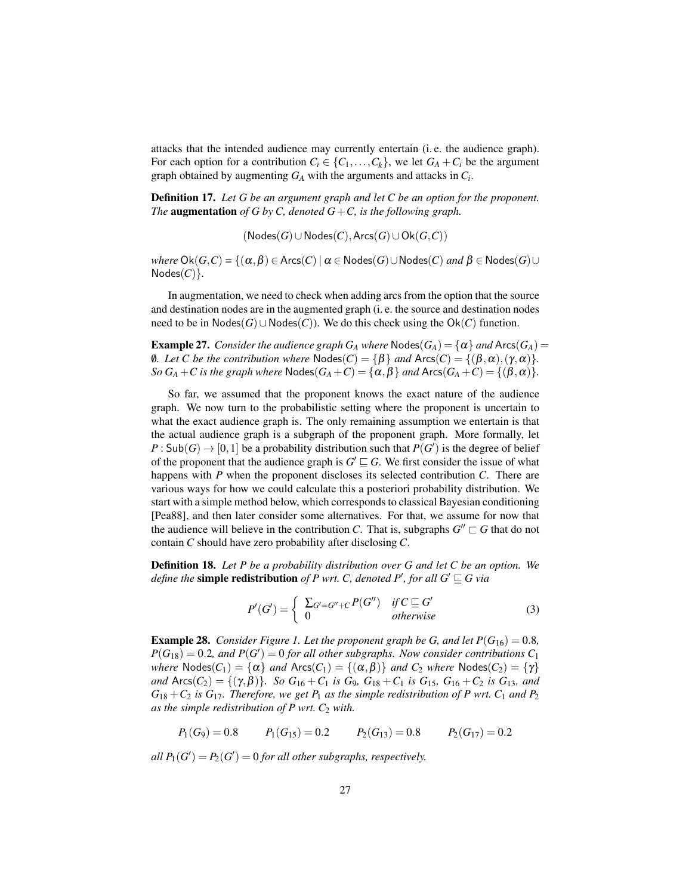attacks that the intended audience may currently entertain (i. e. the audience graph). For each option for a contribution $C_i \in \{C_1, \ldots, C_k\}$, we let $G_A + C_i$ be the argument graph obtained by augmenting $G_A$ with the arguments and attacks in $C_i$.

**Definition 17.** *Let $G$ be an argument graph and let $C$ be an option for the proponent. The* **augmentation** *of $G$ by $C$, denoted $G + C$, is the following graph.*

$$(\mathsf{Nodes}(G) \cup \mathsf{Nodes}(C), \mathsf{Arcs}(G) \cup \mathsf{Ok}(G,C))$$

*where $\mathsf{Ok}(G,C) = \{(\alpha,\beta) \in \mathsf{Arcs}(C) \mid \alpha \in \mathsf{Nodes}(G) \cup \mathsf{Nodes}(C)$ and $\beta \in \mathsf{Nodes}(G) \cup \mathsf{Nodes}(C)\}$.*

In augmentation, we need to check when adding arcs from the option that the source and destination nodes are in the augmented graph (i. e. the source and destination nodes need to be in $\mathsf{Nodes}(G) \cup \mathsf{Nodes}(C)$). We do this check using the $\mathsf{Ok}(C)$ function.

**Example 27.** *Consider the audience graph $G_A$ where $\mathsf{Nodes}(G_A) = \{\alpha\}$ and $\mathsf{Arcs}(G_A) = \emptyset$. Let $C$ be the contribution where $\mathsf{Nodes}(C) = \{\beta\}$ and $\mathsf{Arcs}(C) = \{(\beta,\alpha),(\gamma,\alpha)\}$. So $G_A + C$ is the graph where $\mathsf{Nodes}(G_A + C) = \{\alpha,\beta\}$ and $\mathsf{Arcs}(G_A + C) = \{(\beta,\alpha)\}$.*

So far, we assumed that the proponent knows the exact nature of the audience graph. We now turn to the probabilistic setting where the proponent is uncertain to what the exact audience graph is. The only remaining assumption we entertain is that the actual audience graph is a subgraph of the proponent graph. More formally, let $P : \mathsf{Sub}(G) \to [0,1]$ be a probability distribution such that $P(G')$ is the degree of belief of the proponent that the audience graph is $G' \sqsubseteq G$. We first consider the issue of what happens with $P$ when the proponent discloses its selected contribution $C$. There are various ways for how we could calculate this a posteriori probability distribution. We start with a simple method below, which corresponds to classical Bayesian conditioning [Pea88], and then later consider some alternatives. For that, we assume for now that the audience will believe in the contribution $C$. That is, subgraphs $G'' \sqsubset G$ that do not contain $C$ should have zero probability after disclosing $C$.

**Definition 18.** *Let $P$ be a probability distribution over $G$ and let $C$ be an option. We define the* **simple redistribution** *of $P$ wrt. $C$, denoted $P'$, for all $G' \sqsubseteq G$ via*

$$P'(G') = \begin{cases} \sum_{G'=G''+C} P(G'') & \text{if } C \sqsubseteq G' \\ 0 & \text{otherwise} \end{cases} \tag{3}$$

**Example 28.** *Consider Figure 1. Let the proponent graph be $G$, and let $P(G_{16}) = 0.8$, $P(G_{18}) = 0.2$, and $P(G') = 0$ for all other subgraphs. Now consider contributions $C_1$ where $\mathsf{Nodes}(C_1) = \{\alpha\}$ and $\mathsf{Arcs}(C_1) = \{(\alpha,\beta)\}$ and $C_2$ where $\mathsf{Nodes}(C_2) = \{\gamma\}$ and $\mathsf{Arcs}(C_2) = \{(\gamma,\beta)\}$. So $G_{16} + C_1$ is $G_9$, $G_{18} + C_1$ is $G_{15}$, $G_{16} + C_2$ is $G_{13}$, and $G_{18} + C_2$ is $G_{17}$. Therefore, we get $P_1$ as the simple redistribution of $P$ wrt. $C_1$ and $P_2$ as the simple redistribution of $P$ wrt. $C_2$ with.*

$$P_1(G_9) = 0.8 \qquad P_1(G_{15}) = 0.2 \qquad P_2(G_{13}) = 0.8 \qquad P_2(G_{17}) = 0.2$$

*all $P_1(G') = P_2(G') = 0$ for all other subgraphs, respectively.*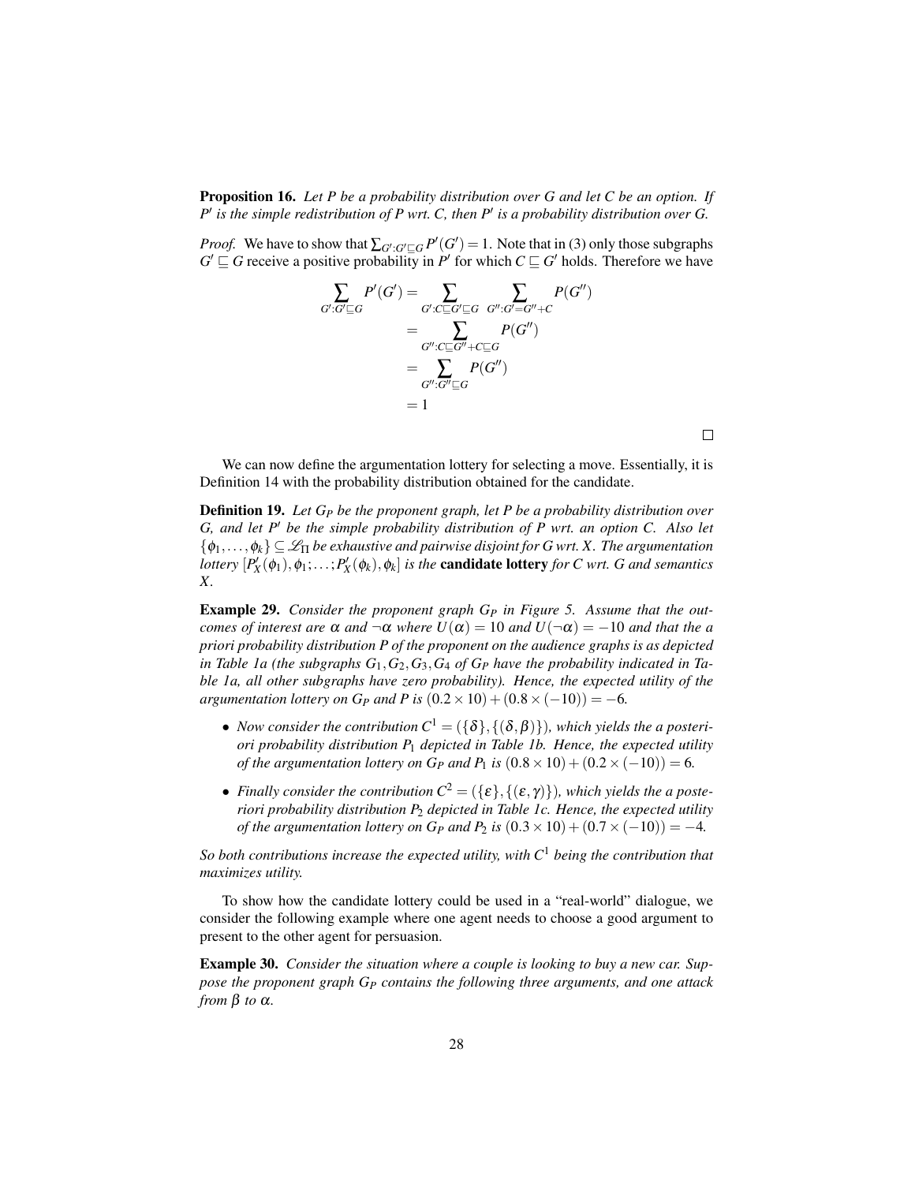**Proposition 16.** *Let $P$ be a probability distribution over $G$ and let $C$ be an option. If $P'$ is the simple redistribution of $P$ wrt. $C$, then $P'$ is a probability distribution over $G$.*

*Proof.* We have to show that $\sum_{G':G' \sqsubseteq G} P'(G') = 1$. Note that in (3) only those subgraphs $G' \sqsubseteq G$ receive a positive probability in $P'$ for which $C \sqsubseteq G'$ holds. Therefore we have

$$
\begin{aligned}
\sum_{G':G' \sqsubseteq G} P'(G') &= \sum_{G':C \sqsubseteq G' \sqsubseteq G} \; \sum_{G'':G'=G''+C} P(G'') \\
&= \sum_{G'':C \sqsubseteq G''+C \sqsubseteq G} P(G'') \\
&= \sum_{G'':G'' \sqsubseteq G} P(G'') \\
&= 1
\end{aligned}
$$

□

We can now define the argumentation lottery for selecting a move. Essentially, it is Definition 14 with the probability distribution obtained for the candidate.

**Definition 19.** *Let $G_P$ be the proponent graph, let $P$ be a probability distribution over $G$, and let $P'$ be the simple probability distribution of $P$ wrt. an option $C$. Also let $\{\phi_1, \ldots, \phi_k\} \subseteq \mathscr{L}_\Pi$ be exhaustive and pairwise disjoint for $G$ wrt. $X$. The argumentation lottery $[P'_X(\phi_1), \phi_1; \ldots; P'_X(\phi_k), \phi_k]$ is the* **candidate lottery** *for $C$ wrt. $G$ and semantics $X$.*

**Example 29.** *Consider the proponent graph $G_P$ in Figure 5. Assume that the outcomes of interest are $\alpha$ and $\neg\alpha$ where $U(\alpha) = 10$ and $U(\neg\alpha) = -10$ and that the a priori probability distribution $P$ of the proponent on the audience graphs is as depicted in Table 1a (the subgraphs $G_1, G_2, G_3, G_4$ of $G_P$ have the probability indicated in Table 1a, all other subgraphs have zero probability). Hence, the expected utility of the argumentation lottery on $G_P$ and $P$ is $(0.2 \times 10) + (0.8 \times (-10)) = -6$.*

- *Now consider the contribution $C^1 = (\{\delta\}, \{(\delta, \beta)\})$, which yields the a posteriori probability distribution $P_1$ depicted in Table 1b. Hence, the expected utility of the argumentation lottery on $G_P$ and $P_1$ is $(0.8 \times 10) + (0.2 \times (-10)) = 6$.*
- *Finally consider the contribution $C^2 = (\{\varepsilon\}, \{(\varepsilon, \gamma)\})$, which yields the a posteriori probability distribution $P_2$ depicted in Table 1c. Hence, the expected utility of the argumentation lottery on $G_P$ and $P_2$ is $(0.3 \times 10) + (0.7 \times (-10)) = -4$.*

*So both contributions increase the expected utility, with $C^1$ being the contribution that maximizes utility.*

To show how the candidate lottery could be used in a "real-world" dialogue, we consider the following example where one agent needs to choose a good argument to present to the other agent for persuasion.

**Example 30.** *Consider the situation where a couple is looking to buy a new car. Suppose the proponent graph $G_P$ contains the following three arguments, and one attack from $\beta$ to $\alpha$.*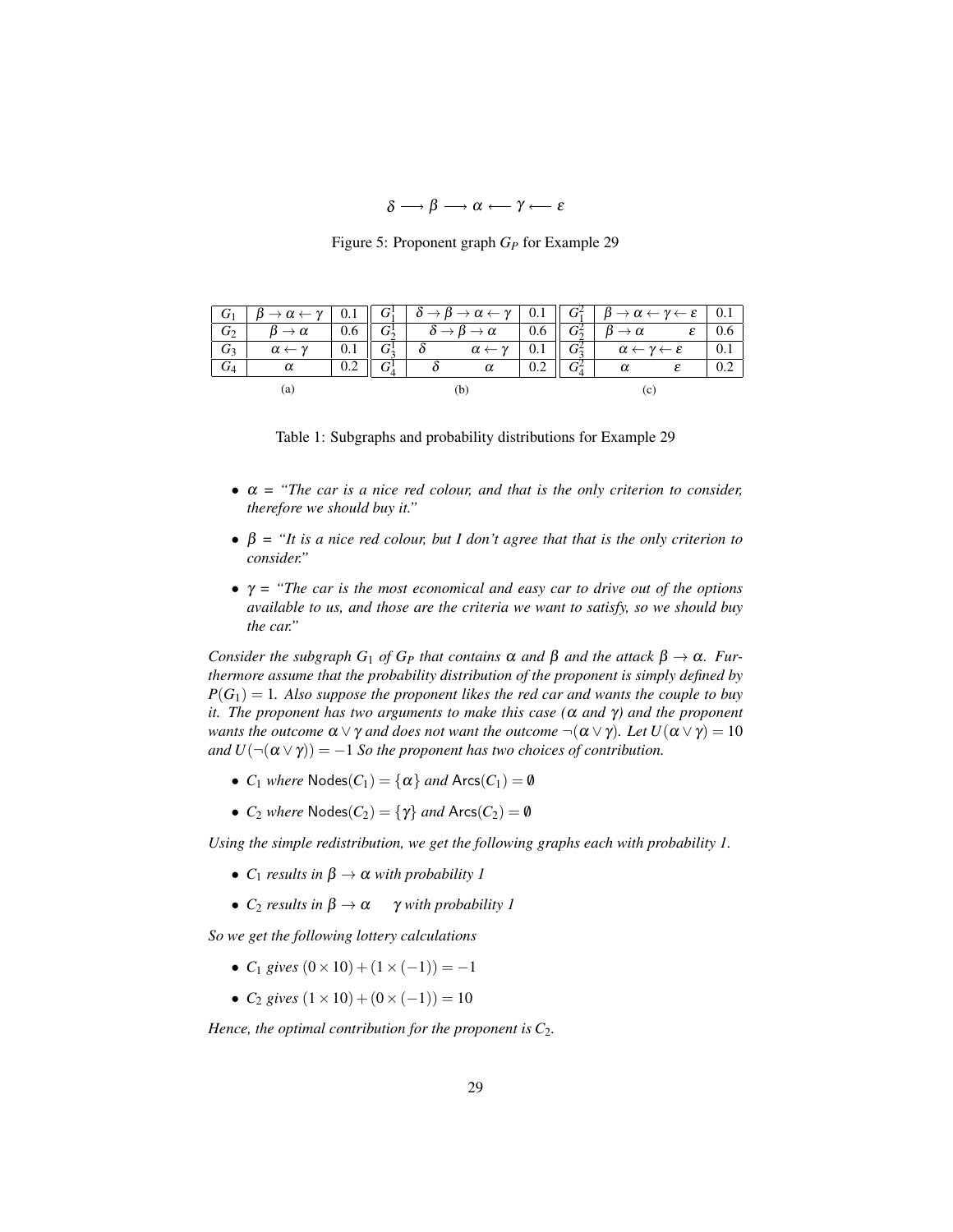$$\delta \longrightarrow \beta \longrightarrow \alpha \longleftarrow \gamma \longleftarrow \varepsilon$$

Figure 5: Proponent graph $G_P$ for Example 29

| | | | | | | | | |
|---|---|---|---|---|---|---|---|---|
| $G_1$ | $\beta \rightarrow \alpha \leftarrow \gamma$ | 0.1 | $G_1^1$ | $\delta \rightarrow \beta \rightarrow \alpha \leftarrow \gamma$ | 0.1 | $G_1^2$ | $\beta \rightarrow \alpha \leftarrow \gamma \leftarrow \varepsilon$ | 0.1 |
| $G_2$ | $\beta \rightarrow \alpha$ | 0.6 | $G_2^1$ | $\delta \rightarrow \beta \rightarrow \alpha$ | 0.6 | $G_2^2$ | $\beta \rightarrow \alpha \quad\quad \varepsilon$ | 0.6 |
| $G_3$ | $\alpha \leftarrow \gamma$ | 0.1 | $G_3^1$ | $\delta \quad\quad \alpha \leftarrow \gamma$ | 0.1 | $G_3^2$ | $\alpha \leftarrow \gamma \leftarrow \varepsilon$ | 0.1 |
| $G_4$ | $\alpha$ | 0.2 | $G_4^1$ | $\delta \quad\quad \alpha$ | 0.2 | $G_4^2$ | $\alpha \quad\quad \varepsilon$ | 0.2 |
| | (a) | | | (b) | | | (c) | |

Table 1: Subgraphs and probability distributions for Example 29

- $\alpha$ = *"The car is a nice red colour, and that is the only criterion to consider, therefore we should buy it."*
- $\beta$ = *"It is a nice red colour, but I don't agree that that is the only criterion to consider."*
- $\gamma$ = *"The car is the most economical and easy car to drive out of the options available to us, and those are the criteria we want to satisfy, so we should buy the car."*

*Consider the subgraph $G_1$ of $G_P$ that contains $\alpha$ and $\beta$ and the attack $\beta \rightarrow \alpha$. Furthermore assume that the probability distribution of the proponent is simply defined by $P(G_1) = 1$. Also suppose the proponent likes the red car and wants the couple to buy it. The proponent has two arguments to make this case ($\alpha$ and $\gamma$) and the proponent wants the outcome $\alpha \vee \gamma$ and does not want the outcome $\neg(\alpha \vee \gamma)$. Let $U(\alpha \vee \gamma) = 10$ and $U(\neg(\alpha \vee \gamma)) = -1$ So the proponent has two choices of contribution.*

- $C_1$ *where* $\mathsf{Nodes}(C_1) = \{\alpha\}$ *and* $\mathsf{Arcs}(C_1) = \emptyset$
- $C_2$ *where* $\mathsf{Nodes}(C_2) = \{\gamma\}$ *and* $\mathsf{Arcs}(C_2) = \emptyset$

*Using the simple redistribution, we get the following graphs each with probability 1.*

- $C_1$ *results in* $\beta \rightarrow \alpha$ *with probability 1*
- $C_2$ *results in* $\beta \rightarrow \alpha \quad \gamma$ *with probability 1*

*So we get the following lottery calculations*

- $C_1$ *gives* $(0 \times 10) + (1 \times (-1)) = -1$
- $C_2$ *gives* $(1 \times 10) + (0 \times (-1)) = 10$

*Hence, the optimal contribution for the proponent is $C_2$.*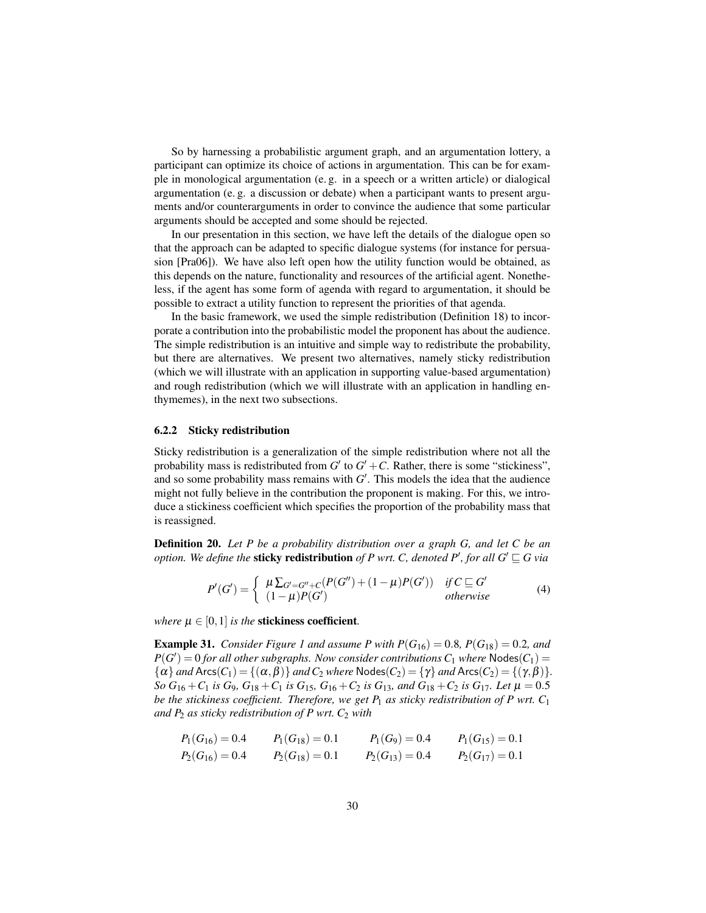So by harnessing a probabilistic argument graph, and an argumentation lottery, a participant can optimize its choice of actions in argumentation. This can be for example in monological argumentation (e. g. in a speech or a written article) or dialogical argumentation (e. g. a discussion or debate) when a participant wants to present arguments and/or counterarguments in order to convince the audience that some particular arguments should be accepted and some should be rejected.

In our presentation in this section, we have left the details of the dialogue open so that the approach can be adapted to specific dialogue systems (for instance for persuasion [Pra06]). We have also left open how the utility function would be obtained, as this depends on the nature, functionality and resources of the artificial agent. Nonetheless, if the agent has some form of agenda with regard to argumentation, it should be possible to extract a utility function to represent the priorities of that agenda.

In the basic framework, we used the simple redistribution (Definition 18) to incorporate a contribution into the probabilistic model the proponent has about the audience. The simple redistribution is an intuitive and simple way to redistribute the probability, but there are alternatives. We present two alternatives, namely sticky redistribution (which we will illustrate with an application in supporting value-based argumentation) and rough redistribution (which we will illustrate with an application in handling enthymemes), in the next two subsections.

### 6.2.2 Sticky redistribution

Sticky redistribution is a generalization of the simple redistribution where not all the probability mass is redistributed from $G'$ to $G'+C$. Rather, there is some "stickiness", and so some probability mass remains with $G'$. This models the idea that the audience might not fully believe in the contribution the proponent is making. For this, we introduce a stickiness coefficient which specifies the proportion of the probability mass that is reassigned.

**Definition 20.** *Let $P$ be a probability distribution over a graph $G$, and let $C$ be an option. We define the* **sticky redistribution** *of $P$ wrt. $C$, denoted $P'$, for all $G' \sqsubseteq G$ via*

$$P'(G') = \begin{cases} \mu \sum_{G'=G''+C}(P(G'') + (1-\mu)P(G')) & \text{if } C \sqsubseteq G' \\ (1-\mu)P(G') & \text{otherwise} \end{cases} \tag{4}$$

*where $\mu \in [0,1]$ is the* **stickiness coefficient**.

**Example 31.** *Consider Figure 1 and assume $P$ with $P(G_{16}) = 0.8$, $P(G_{18}) = 0.2$, and $P(G') = 0$ for all other subgraphs. Now consider contributions $C_1$ where $\mathsf{Nodes}(C_1) = \{\alpha\}$ and $\mathsf{Arcs}(C_1) = \{(\alpha,\beta)\}$ and $C_2$ where $\mathsf{Nodes}(C_2) = \{\gamma\}$ and $\mathsf{Arcs}(C_2) = \{(\gamma,\beta)\}$. So $G_{16}+C_1$ is $G_9$, $G_{18}+C_1$ is $G_{15}$, $G_{16}+C_2$ is $G_{13}$, and $G_{18}+C_2$ is $G_{17}$. Let $\mu = 0.5$ be the stickiness coefficient. Therefore, we get $P_1$ as sticky redistribution of $P$ wrt. $C_1$ and $P_2$ as sticky redistribution of $P$ wrt. $C_2$ with*

$$\begin{array}{llll} P_1(G_{16}) = 0.4 & P_1(G_{18}) = 0.1 & P_1(G_9) = 0.4 & P_1(G_{15}) = 0.1 \\ P_2(G_{16}) = 0.4 & P_2(G_{18}) = 0.1 & P_2(G_{13}) = 0.4 & P_2(G_{17}) = 0.1 \end{array}$$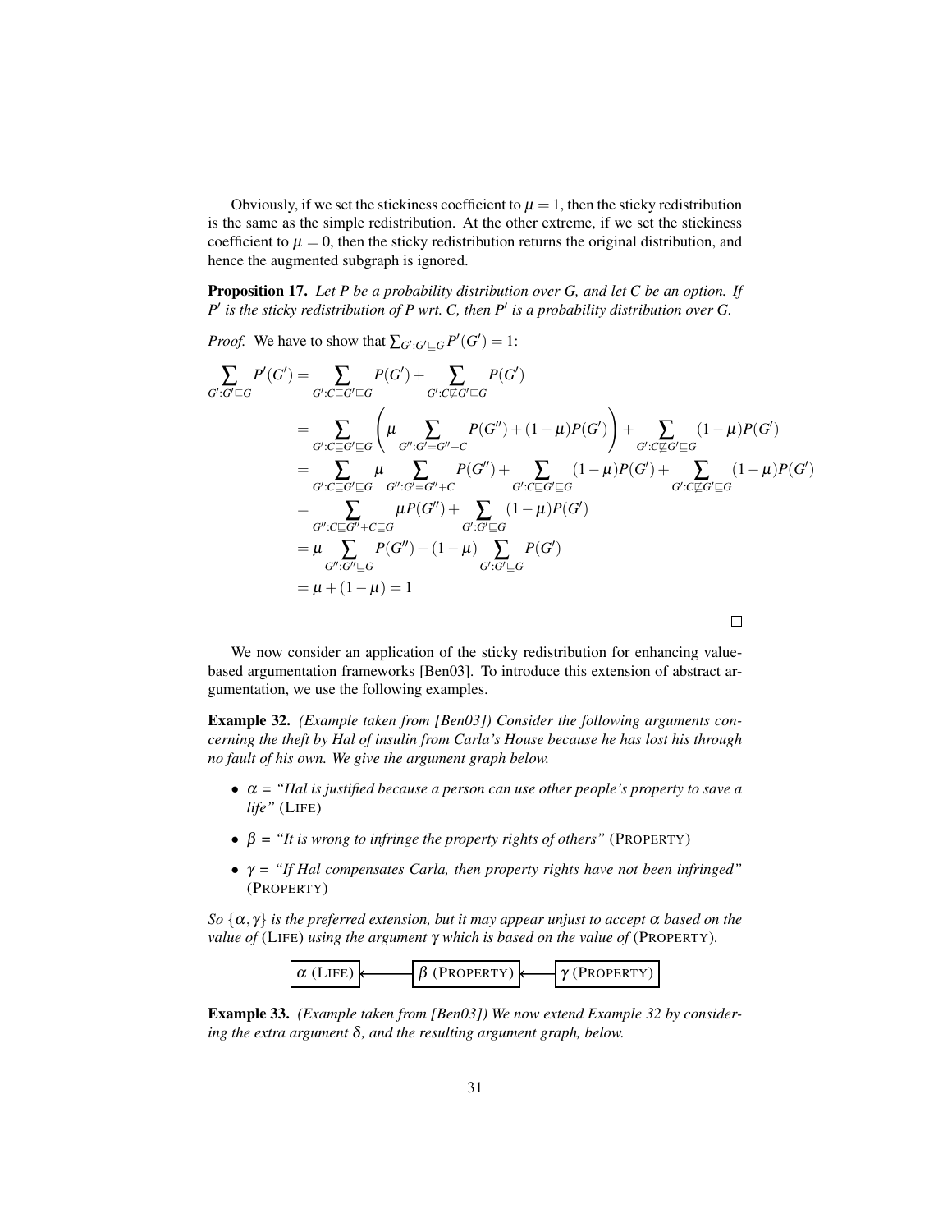Obviously, if we set the stickiness coefficient to $\mu = 1$, then the sticky redistribution is the same as the simple redistribution. At the other extreme, if we set the stickiness coefficient to $\mu = 0$, then the sticky redistribution returns the original distribution, and hence the augmented subgraph is ignored.

**Proposition 17.** *Let $P$ be a probability distribution over $G$, and let $C$ be an option. If $P'$ is the sticky redistribution of $P$ wrt. $C$, then $P'$ is a probability distribution over $G$.*

*Proof.* We have to show that $\sum_{G':G' \sqsubseteq G} P'(G') = 1$:

$$
\begin{aligned}
\sum_{G':G' \sqsubseteq G} P'(G') &= \sum_{G':C \sqsubseteq G' \sqsubseteq G} P(G') + \sum_{G':C \not\sqsubseteq G' \sqsubseteq G} P(G') \\
&= \sum_{G':C \sqsubseteq G' \sqsubseteq G} \left( \mu \sum_{G'':G'=G''+C} P(G'') + (1-\mu)P(G') \right) + \sum_{G':C \not\sqsubseteq G' \sqsubseteq G} (1-\mu)P(G') \\
&= \sum_{G':C \sqsubseteq G' \sqsubseteq G} \mu \sum_{G'':G'=G''+C} P(G'') + \sum_{G':C \sqsubseteq G' \sqsubseteq G} (1-\mu)P(G') + \sum_{G':C \not\sqsubseteq G' \sqsubseteq G} (1-\mu)P(G') \\
&= \sum_{G'':C \sqsubseteq G''+C \sqsubseteq G} \mu P(G'') + \sum_{G':G' \sqsubseteq G} (1-\mu)P(G') \\
&= \mu \sum_{G'':G'' \sqsubseteq G} P(G'') + (1-\mu) \sum_{G':G' \sqsubseteq G} P(G') \\
&= \mu + (1-\mu) = 1
\end{aligned}
$$

□

We now consider an application of the sticky redistribution for enhancing value-based argumentation frameworks [Ben03]. To introduce this extension of abstract argumentation, we use the following examples.

**Example 32.** *(Example taken from [Ben03]) Consider the following arguments concerning the theft by Hal of insulin from Carla's House because he has lost his through no fault of his own. We give the argument graph below.*

- $\alpha$ = *"Hal is justified because a person can use other people's property to save a life"* (LIFE)
- $\beta$ = *"It is wrong to infringe the property rights of others"* (PROPERTY)
- $\gamma$ = *"If Hal compensates Carla, then property rights have not been infringed"* (PROPERTY)

*So $\{\alpha, \gamma\}$ is the preferred extension, but it may appear unjust to accept $\alpha$ based on the value of* (LIFE) *using the argument $\gamma$ which is based on the value of* (PROPERTY).

$\alpha$ (LIFE) ← $\beta$ (PROPERTY) ← $\gamma$ (PROPERTY)

**Example 33.** *(Example taken from [Ben03]) We now extend Example 32 by considering the extra argument $\delta$, and the resulting argument graph, below.*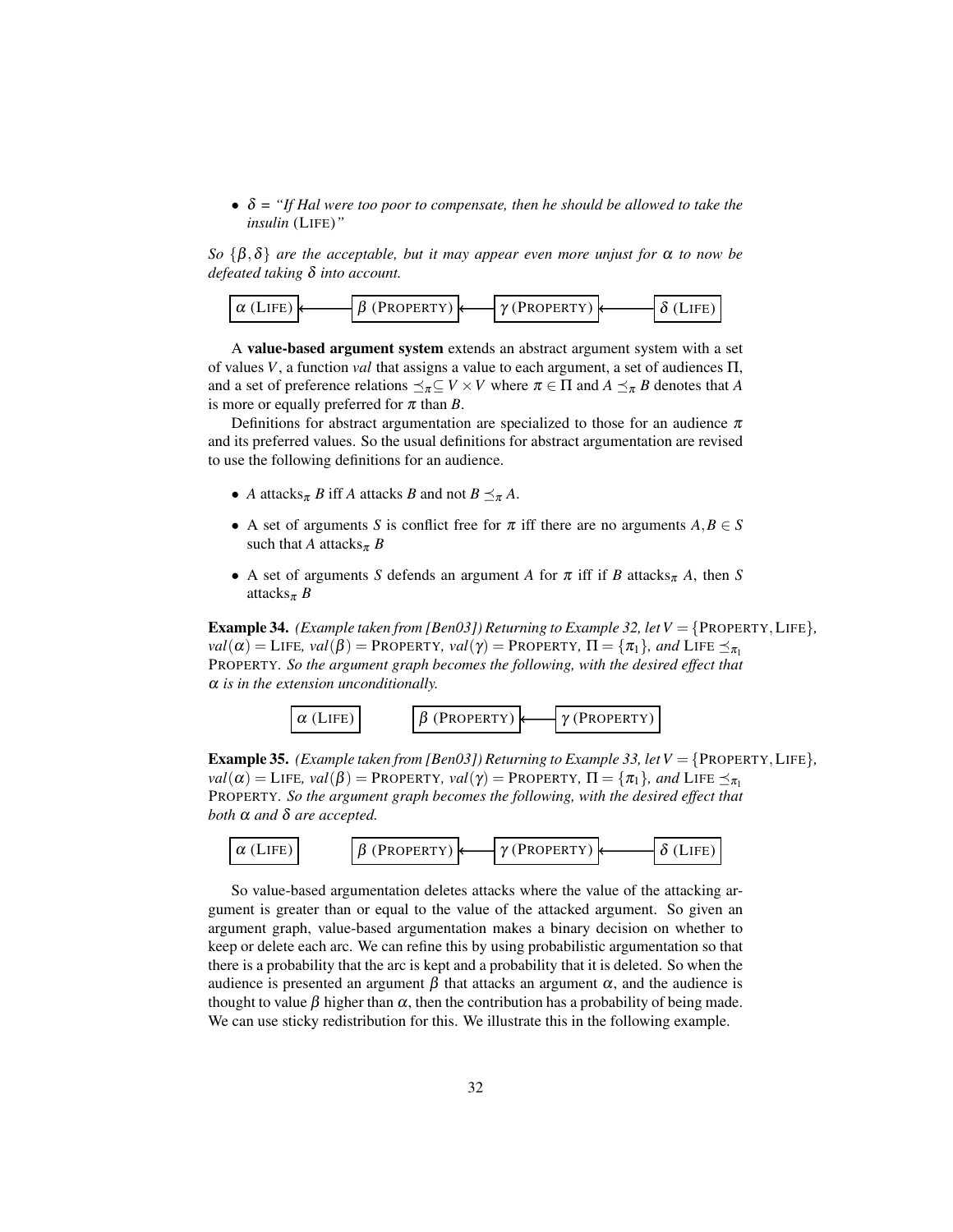- $\delta$ = *"If Hal were too poor to compensate, then he should be allowed to take the insulin* (LIFE)*"*

*So $\{\beta, \delta\}$ are the acceptable, but it may appear even more unjust for $\alpha$ to now be defeated taking $\delta$ into account.*

$\alpha$ (LIFE) ← $\beta$ (PROPERTY) ← $\gamma$ (PROPERTY) ← $\delta$ (LIFE)

A **value-based argument system** extends an abstract argument system with a set of values $V$, a function *val* that assigns a value to each argument, a set of audiences $\Pi$, and a set of preference relations $\preceq_\pi \subseteq V \times V$ where $\pi \in \Pi$ and $A \preceq_\pi B$ denotes that $A$ is more or equally preferred for $\pi$ than $B$.

Definitions for abstract argumentation are specialized to those for an audience $\pi$ and its preferred values. So the usual definitions for abstract argumentation are revised to use the following definitions for an audience.

- $A$ attacks$_\pi$ $B$ iff $A$ attacks $B$ and not $B \preceq_\pi A$.
- A set of arguments $S$ is conflict free for $\pi$ iff there are no arguments $A, B \in S$ such that $A$ attacks$_\pi$ $B$
- A set of arguments $S$ defends an argument $A$ for $\pi$ iff if $B$ attacks$_\pi$ $A$, then $S$ attacks$_\pi$ $B$

**Example 34.** *(Example taken from [Ben03]) Returning to Example 32, let $V = \{$PROPERTY, LIFE$\}$, $val(\alpha) =$ LIFE, $val(\beta) =$ PROPERTY, $val(\gamma) =$ PROPERTY, $\Pi = \{\pi_1\}$, and LIFE $\preceq_{\pi_1}$ PROPERTY. So the argument graph becomes the following, with the desired effect that $\alpha$ is in the extension unconditionally.*

$\alpha$ (LIFE)    $\beta$ (PROPERTY) ← $\gamma$ (PROPERTY)

**Example 35.** *(Example taken from [Ben03]) Returning to Example 33, let $V = \{$PROPERTY, LIFE$\}$, $val(\alpha) =$ LIFE, $val(\beta) =$ PROPERTY, $val(\gamma) =$ PROPERTY, $\Pi = \{\pi_1\}$, and LIFE $\preceq_{\pi_1}$ PROPERTY. So the argument graph becomes the following, with the desired effect that both $\alpha$ and $\delta$ are accepted.*

$\alpha$ (LIFE)    $\beta$ (PROPERTY) ← $\gamma$ (PROPERTY) ← $\delta$ (LIFE)

So value-based argumentation deletes attacks where the value of the attacking argument is greater than or equal to the value of the attacked argument. So given an argument graph, value-based argumentation makes a binary decision on whether to keep or delete each arc. We can refine this by using probabilistic argumentation so that there is a probability that the arc is kept and a probability that it is deleted. So when the audience is presented an argument $\beta$ that attacks an argument $\alpha$, and the audience is thought to value $\beta$ higher than $\alpha$, then the contribution has a probability of being made. We can use sticky redistribution for this. We illustrate this in the following example.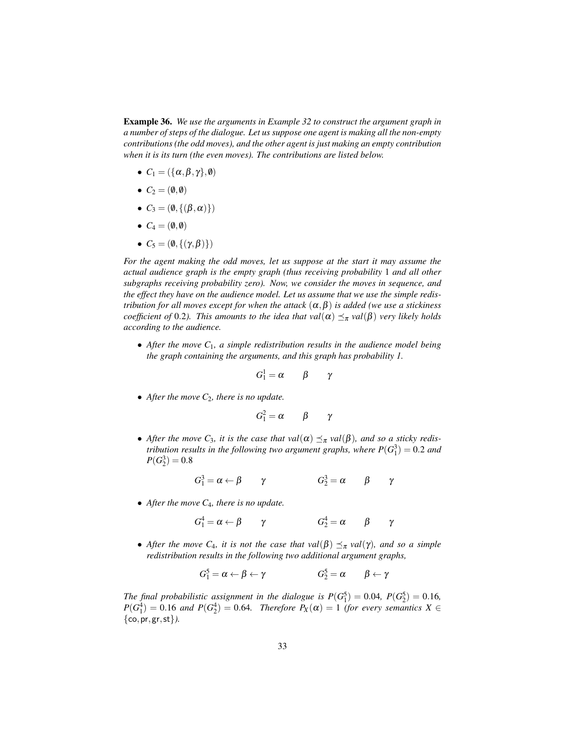**Example 36.** *We use the arguments in Example 32 to construct the argument graph in a number of steps of the dialogue. Let us suppose one agent is making all the non-empty contributions (the odd moves), and the other agent is just making an empty contribution when it is its turn (the even moves). The contributions are listed below.*

- $C_1 = (\{\alpha, \beta, \gamma\}, \emptyset)$
- $C_2 = (\emptyset, \emptyset)$
- $C_3 = (\emptyset, \{(\beta, \alpha)\})$
- $C_4 = (\emptyset, \emptyset)$
- $C_5 = (\emptyset, \{(\gamma, \beta)\})$

*For the agent making the odd moves, let us suppose at the start it may assume the actual audience graph is the empty graph (thus receiving probability* 1 *and all other subgraphs receiving probability zero). Now, we consider the moves in sequence, and the effect they have on the audience model. Let us assume that we use the simple redistribution for all moves except for when the attack* $(\alpha, \beta)$ *is added (we use a stickiness coefficient of* 0.2*). This amounts to the idea that* $val(\alpha) \preceq_\pi val(\beta)$ *very likely holds according to the audience.*

- *After the move* $C_1$*, a simple redistribution results in the audience model being the graph containing the arguments, and this graph has probability 1.*

$$G_1^1 = \alpha \qquad \beta \qquad \gamma$$

- *After the move* $C_2$*, there is no update.*

$$G_1^2 = \alpha \qquad \beta \qquad \gamma$$

- *After the move* $C_3$*, it is the case that* $val(\alpha) \preceq_\pi val(\beta)$*, and so a sticky redistribution results in the following two argument graphs, where* $P(G_1^3) = 0.2$ *and* $P(G_2^3) = 0.8$

$$G_1^3 = \alpha \leftarrow \beta \qquad \gamma \qquad\qquad G_2^3 = \alpha \qquad \beta \qquad \gamma$$

- *After the move* $C_4$*, there is no update.*

$$G_1^4 = \alpha \leftarrow \beta \qquad \gamma \qquad\qquad G_2^4 = \alpha \qquad \beta \qquad \gamma$$

- *After the move* $C_4$*, it is not the case that* $val(\beta) \preceq_\pi val(\gamma)$*, and so a simple redistribution results in the following two additional argument graphs,*

$$G_1^5 = \alpha \leftarrow \beta \leftarrow \gamma \qquad\qquad G_2^5 = \alpha \qquad \beta \leftarrow \gamma$$

*The final probabilistic assignment in the dialogue is* $P(G_1^5) = 0.04$*,* $P(G_2^5) = 0.16$*,* $P(G_1^4) = 0.16$ *and* $P(G_2^4) = 0.64$*. Therefore* $P_X(\alpha) = 1$ *(for every semantics* $X \in \{\mathsf{co}, \mathsf{pr}, \mathsf{gr}, \mathsf{st}\}$*).*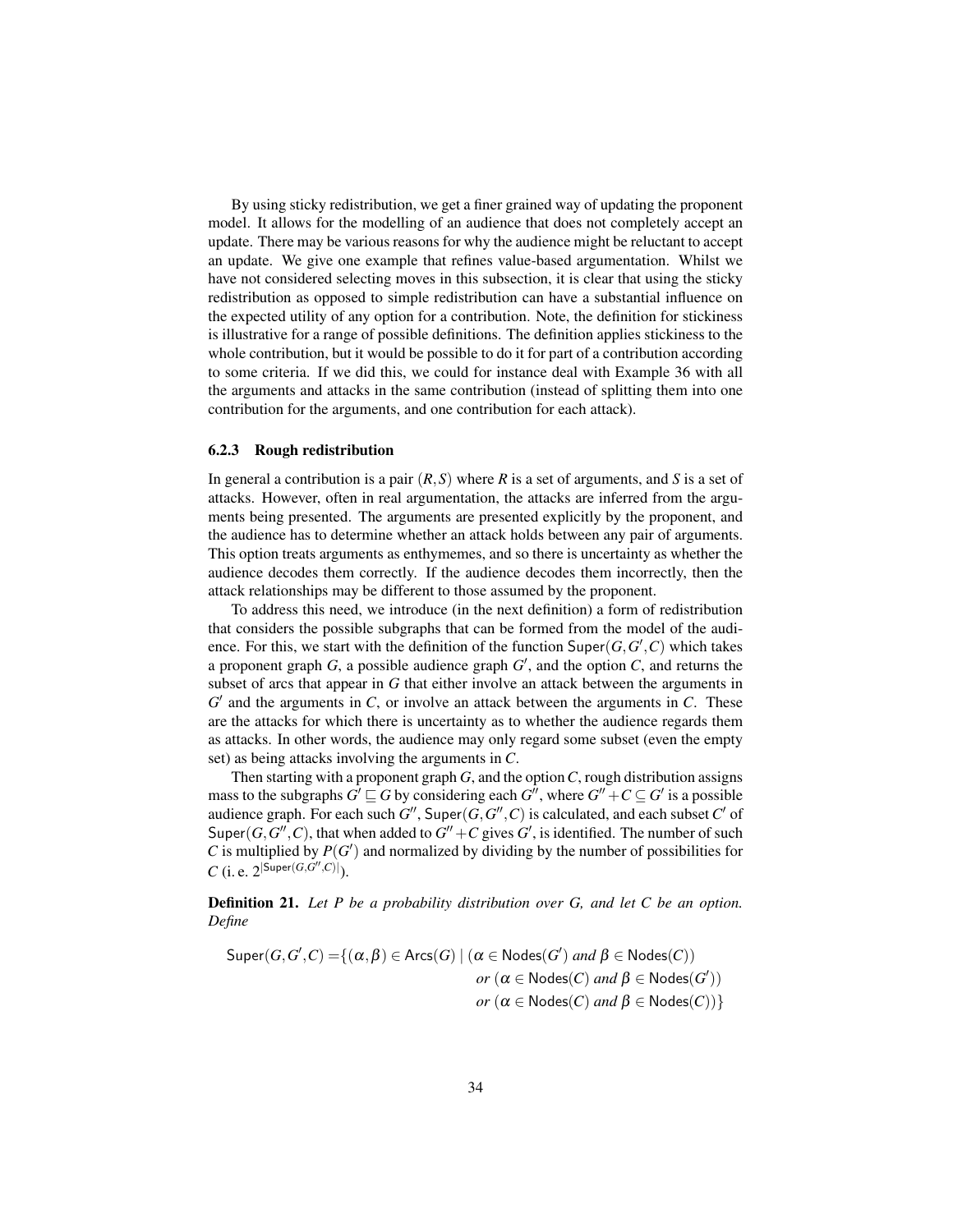By using sticky redistribution, we get a finer grained way of updating the proponent model. It allows for the modelling of an audience that does not completely accept an update. There may be various reasons for why the audience might be reluctant to accept an update. We give one example that refines value-based argumentation. Whilst we have not considered selecting moves in this subsection, it is clear that using the sticky redistribution as opposed to simple redistribution can have a substantial influence on the expected utility of any option for a contribution. Note, the definition for stickiness is illustrative for a range of possible definitions. The definition applies stickiness to the whole contribution, but it would be possible to do it for part of a contribution according to some criteria. If we did this, we could for instance deal with Example 36 with all the arguments and attacks in the same contribution (instead of splitting them into one contribution for the arguments, and one contribution for each attack).

### 6.2.3 Rough redistribution

In general a contribution is a pair $(R, S)$ where $R$ is a set of arguments, and $S$ is a set of attacks. However, often in real argumentation, the attacks are inferred from the arguments being presented. The arguments are presented explicitly by the proponent, and the audience has to determine whether an attack holds between any pair of arguments. This option treats arguments as enthymemes, and so there is uncertainty as whether the audience decodes them correctly. If the audience decodes them incorrectly, then the attack relationships may be different to those assumed by the proponent.

To address this need, we introduce (in the next definition) a form of redistribution that considers the possible subgraphs that can be formed from the model of the audience. For this, we start with the definition of the function $\mathsf{Super}(G, G', C)$ which takes a proponent graph $G$, a possible audience graph $G'$, and the option $C$, and returns the subset of arcs that appear in $G$ that either involve an attack between the arguments in $G'$ and the arguments in $C$, or involve an attack between the arguments in $C$. These are the attacks for which there is uncertainty as to whether the audience regards them as attacks. In other words, the audience may only regard some subset (even the empty set) as being attacks involving the arguments in $C$.

Then starting with a proponent graph $G$, and the option $C$, rough distribution assigns mass to the subgraphs $G' \sqsubseteq G$ by considering each $G''$, where $G'' + C \subseteq G'$ is a possible audience graph. For each such $G''$, $\mathsf{Super}(G, G'', C)$ is calculated, and each subset $C'$ of $\mathsf{Super}(G, G'', C)$, that when added to $G'' + C$ gives $G'$, is identified. The number of such $C$ is multiplied by $P(G')$ and normalized by dividing by the number of possibilities for $C$ (i. e. $2^{|\mathsf{Super}(G,G'',C)|}$).

**Definition 21.** *Let $P$ be a probability distribution over $G$, and let $C$ be an option. Define*

$$
\begin{aligned}
\mathsf{Super}(G, G', C) = \{(\alpha, \beta) \in \mathsf{Arcs}(G) \mid\ & (\alpha \in \mathsf{Nodes}(G') \text{ and } \beta \in \mathsf{Nodes}(C)) \\
& \text{or } (\alpha \in \mathsf{Nodes}(C) \text{ and } \beta \in \mathsf{Nodes}(G')) \\
& \text{or } (\alpha \in \mathsf{Nodes}(C) \text{ and } \beta \in \mathsf{Nodes}(C))\}
\end{aligned}
$$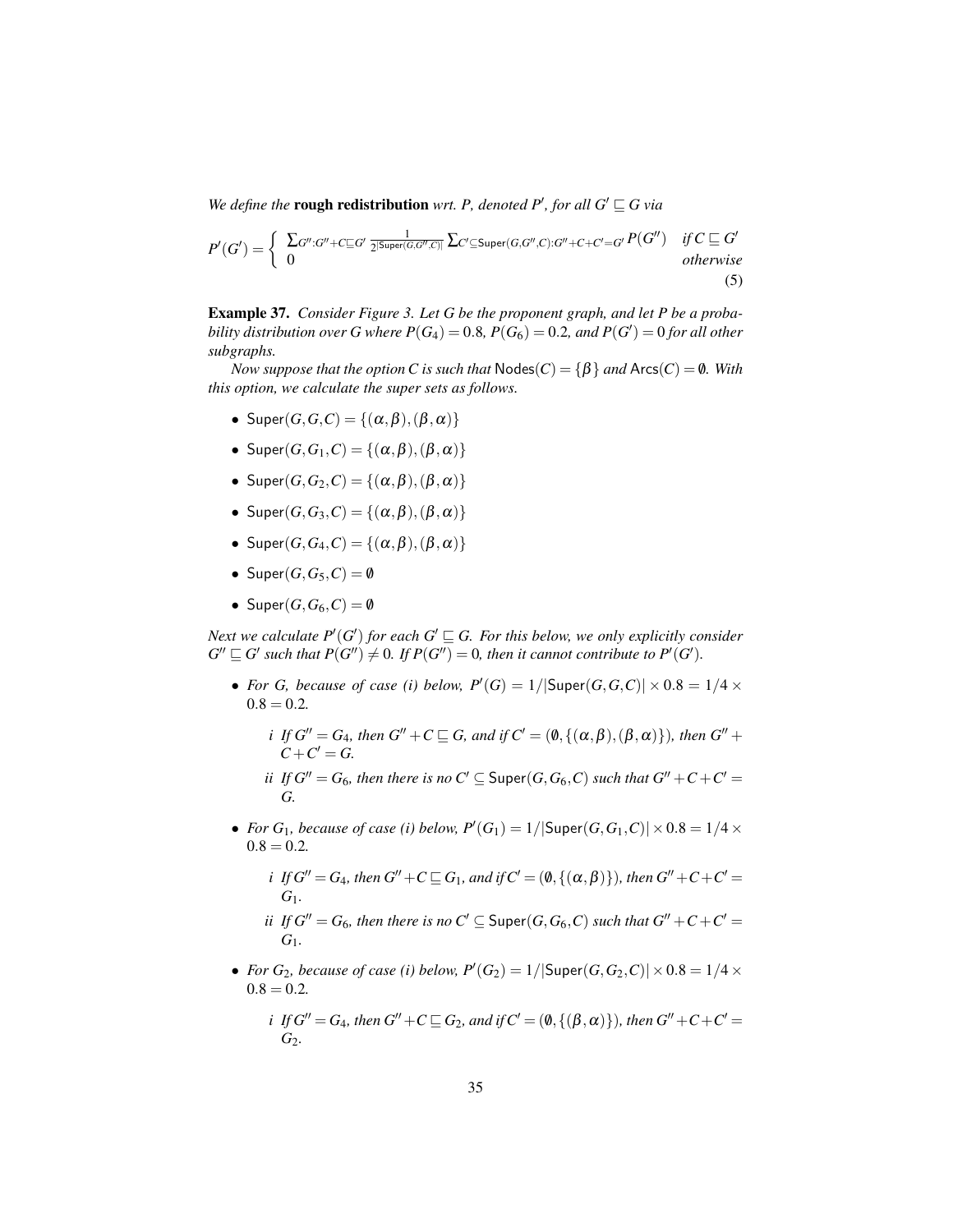*We define the* **rough redistribution** *wrt. P, denoted $P'$, for all $G' \sqsubseteq G$ via*

$$P'(G') = \begin{cases} \sum_{G'':G''+C\sqsubseteq G'} \frac{1}{2^{|\mathsf{Super}(G,G'',C)|}} \sum_{C'\subseteq \mathsf{Super}(G,G'',C):G''+C+C'=G'} P(G'') & \text{if } C \sqsubseteq G' \\ 0 & \text{otherwise} \end{cases} \quad (5)$$

**Example 37.** *Consider Figure 3. Let G be the proponent graph, and let P be a probability distribution over G where $P(G_4) = 0.8$, $P(G_6) = 0.2$, and $P(G') = 0$ for all other subgraphs.*

*Now suppose that the option C is such that $\mathsf{Nodes}(C) = \{\beta\}$ and $\mathsf{Arcs}(C) = \emptyset$. With this option, we calculate the super sets as follows.*

- $\mathsf{Super}(G, G, C) = \{(\alpha, \beta), (\beta, \alpha)\}$
- $\mathsf{Super}(G, G_1, C) = \{(\alpha, \beta), (\beta, \alpha)\}$
- $\mathsf{Super}(G, G_2, C) = \{(\alpha, \beta), (\beta, \alpha)\}$
- $\mathsf{Super}(G, G_3, C) = \{(\alpha, \beta), (\beta, \alpha)\}$
- $\mathsf{Super}(G, G_4, C) = \{(\alpha, \beta), (\beta, \alpha)\}$
- $\mathsf{Super}(G, G_5, C) = \emptyset$
- $\mathsf{Super}(G, G_6, C) = \emptyset$

*Next we calculate $P'(G')$ for each $G' \sqsubseteq G$. For this below, we only explicitly consider $G'' \sqsubseteq G'$ such that $P(G'') \neq 0$. If $P(G'') = 0$, then it cannot contribute to $P'(G')$.*

- *For G, because of case (i) below, $P'(G) = 1/|\mathsf{Super}(G, G, C)| \times 0.8 = 1/4 \times 0.8 = 0.2$.*
  - *i If $G'' = G_4$, then $G'' + C \sqsubseteq G$, and if $C' = (\emptyset, \{(\alpha, \beta), (\beta, \alpha)\})$, then $G'' + C + C' = G$.*
  - *ii If $G'' = G_6$, then there is no $C' \subseteq \mathsf{Super}(G, G_6, C)$ such that $G'' + C + C' = G$.*
- *For $G_1$, because of case (i) below, $P'(G_1) = 1/|\mathsf{Super}(G, G_1, C)| \times 0.8 = 1/4 \times 0.8 = 0.2$.*
  - *i If $G'' = G_4$, then $G'' + C \sqsubseteq G_1$, and if $C' = (\emptyset, \{(\alpha, \beta)\})$, then $G'' + C + C' = G_1$.*
  - *ii If $G'' = G_6$, then there is no $C' \subseteq \mathsf{Super}(G, G_6, C)$ such that $G'' + C + C' = G_1$.*
- *For $G_2$, because of case (i) below, $P'(G_2) = 1/|\mathsf{Super}(G, G_2, C)| \times 0.8 = 1/4 \times 0.8 = 0.2$.*
  - *i If $G'' = G_4$, then $G'' + C \sqsubseteq G_2$, and if $C' = (\emptyset, \{(\beta, \alpha)\})$, then $G'' + C + C' = G_2$.*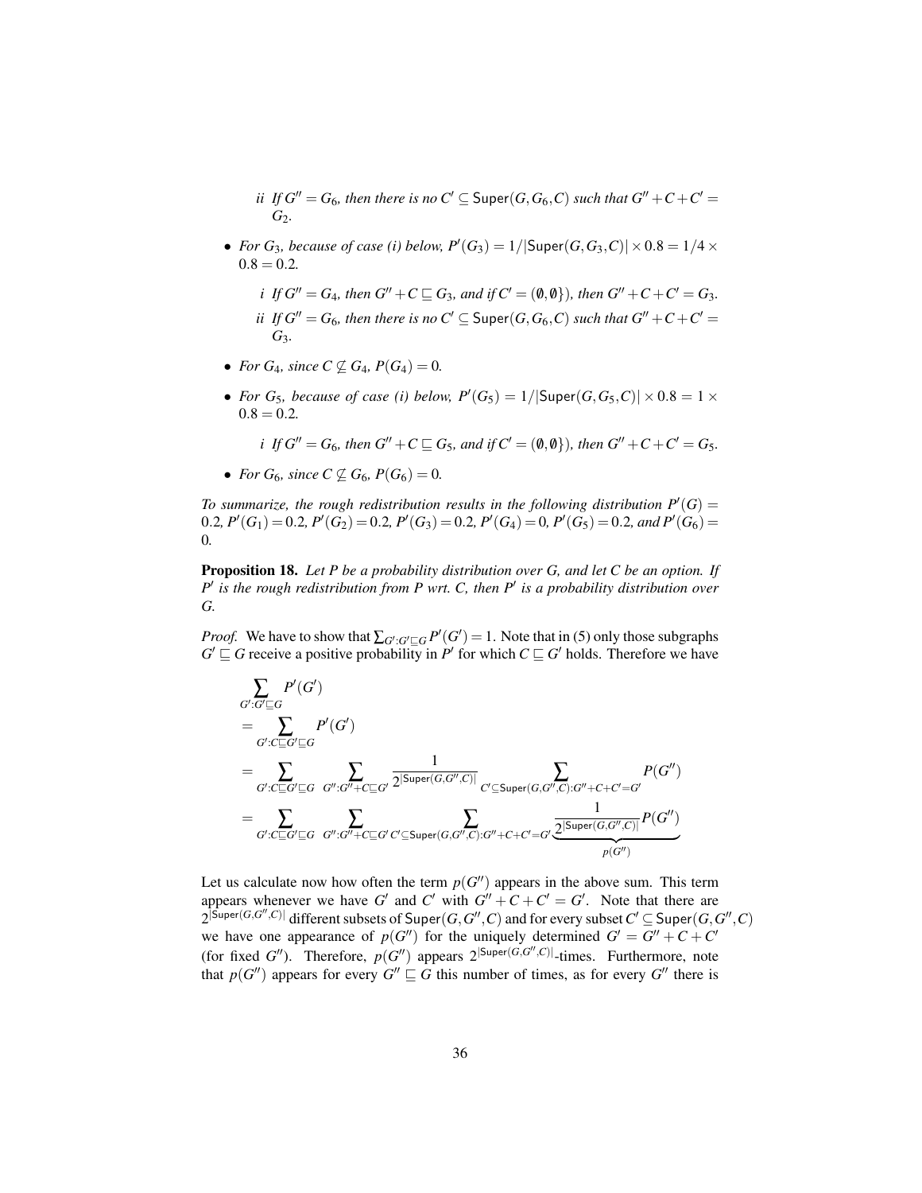*ii If $G'' = G_6$, then there is no $C' \subseteq \mathsf{Super}(G, G_6, C)$ such that $G'' + C + C' = G_2$.*

- *For $G_3$, because of case (i) below, $P'(G_3) = 1/|\mathsf{Super}(G, G_3, C)| \times 0.8 = 1/4 \times 0.8 = 0.2$.*

  *i If $G'' = G_4$, then $G'' + C \sqsubseteq G_3$, and if $C' = (\emptyset, \emptyset\})$, then $G'' + C + C' = G_3$.*

  *ii If $G'' = G_6$, then there is no $C' \subseteq \mathsf{Super}(G, G_6, C)$ such that $G'' + C + C' = G_3$.*

- *For $G_4$, since $C \not\sqsubseteq G_4$, $P(G_4) = 0$.*

- *For $G_5$, because of case (i) below, $P'(G_5) = 1/|\mathsf{Super}(G, G_5, C)| \times 0.8 = 1 \times 0.8 = 0.2$.*

  *i If $G'' = G_6$, then $G'' + C \sqsubseteq G_5$, and if $C' = (\emptyset, \emptyset\})$, then $G'' + C + C' = G_5$.*

- *For $G_6$, since $C \not\sqsubseteq G_6$, $P(G_6) = 0$.*

*To summarize, the rough redistribution results in the following distribution $P'(G) = 0.2$, $P'(G_1) = 0.2$, $P'(G_2) = 0.2$, $P'(G_3) = 0.2$, $P'(G_4) = 0$, $P'(G_5) = 0.2$, and $P'(G_6) = 0$.*

**Proposition 18.** *Let $P$ be a probability distribution over $G$, and let $C$ be an option. If $P'$ is the rough redistribution from $P$ wrt. $C$, then $P'$ is a probability distribution over $G$.*

*Proof.* We have to show that $\sum_{G':G' \sqsubseteq G} P'(G') = 1$. Note that in (5) only those subgraphs $G' \sqsubseteq G$ receive a positive probability in $P'$ for which $C \sqsubseteq G'$ holds. Therefore we have

$$
\begin{aligned}
&\sum_{G':G' \sqsubseteq G} P'(G') \\
&= \sum_{G':C \sqsubseteq G' \sqsubseteq G} P'(G') \\
&= \sum_{G':C \sqsubseteq G' \sqsubseteq G} \; \sum_{G'':G''+C \sqsubseteq G'} \frac{1}{2^{|\mathsf{Super}(G,G'',C)|}} \sum_{C' \subseteq \mathsf{Super}(G,G'',C):G''+C+C'=G'} P(G'') \\
&= \sum_{G':C \sqsubseteq G' \sqsubseteq G} \; \sum_{G'':G''+C \sqsubseteq G'} \; \sum_{C' \subseteq \mathsf{Super}(G,G'',C):G''+C+C'=G'} \underbrace{\frac{1}{2^{|\mathsf{Super}(G,G'',C)|}} P(G'')}_{p(G'')}
\end{aligned}
$$

Let us calculate now how often the term $p(G'')$ appears in the above sum. This term appears whenever we have $G'$ and $C'$ with $G'' + C + C' = G'$. Note that there are $2^{|\mathsf{Super}(G,G'',C)|}$ different subsets of $\mathsf{Super}(G, G'', C)$ and for every subset $C' \subseteq \mathsf{Super}(G, G'', C)$ we have one appearance of $p(G'')$ for the uniquely determined $G' = G'' + C + C'$ (for fixed $G''$). Therefore, $p(G'')$ appears $2^{|\mathsf{Super}(G,G'',C)|}$-times. Furthermore, note that $p(G'')$ appears for every $G'' \sqsubseteq G$ this number of times, as for every $G''$ there is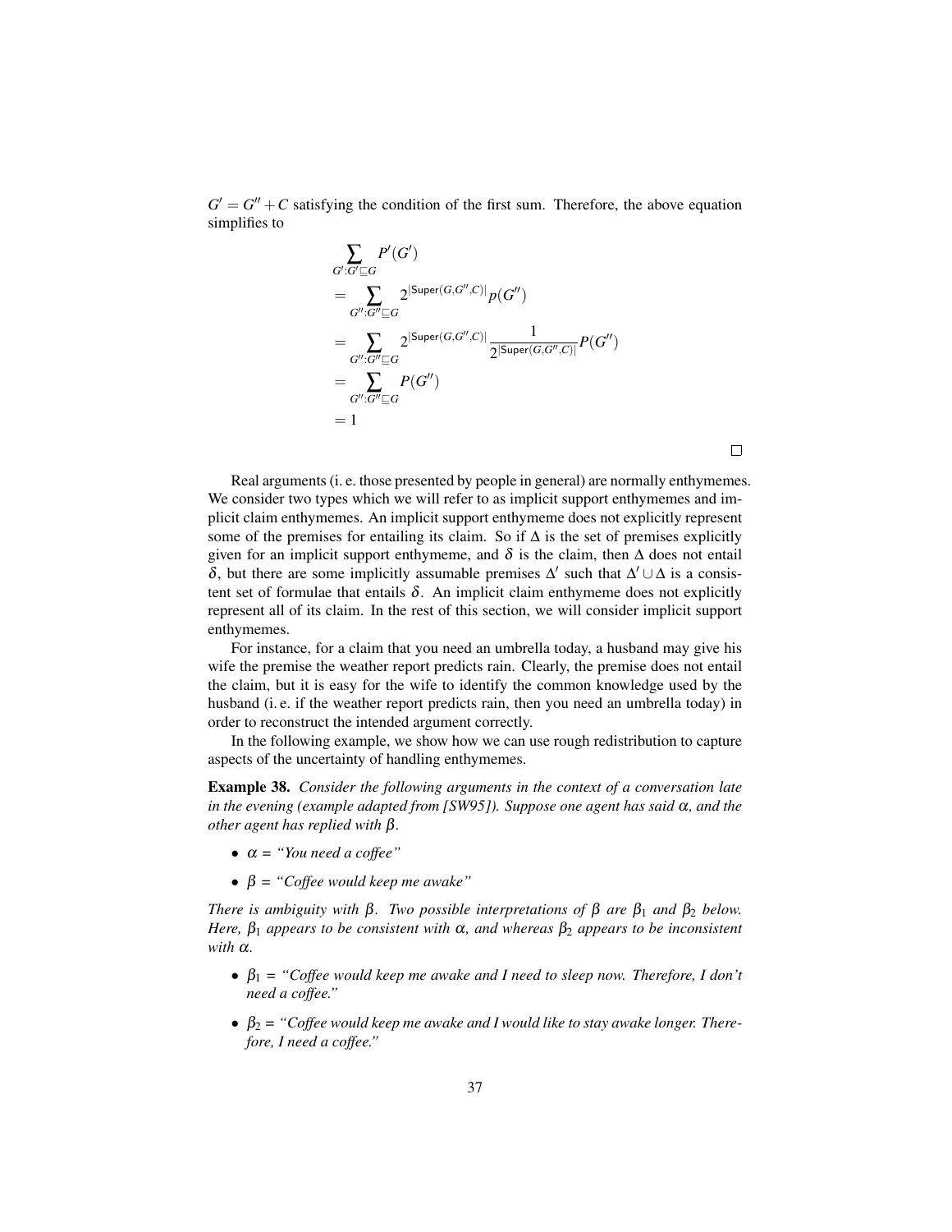$G' = G'' + C$ satisfying the condition of the first sum. Therefore, the above equation simplifies to

$$
\begin{aligned}
&\sum_{G':G' \sqsubseteq G} P'(G') \\
&= \sum_{G'':G'' \sqsubseteq G} 2^{|\mathsf{Super}(G,G'',C)|} p(G'') \\
&= \sum_{G'':G'' \sqsubseteq G} 2^{|\mathsf{Super}(G,G'',C)|} \frac{1}{2^{|\mathsf{Super}(G,G'',C)|}} P(G'') \\
&= \sum_{G'':G'' \sqsubseteq G} P(G'') \\
&= 1
\end{aligned}
$$

□

Real arguments (i. e. those presented by people in general) are normally enthymemes. We consider two types which we will refer to as implicit support enthymemes and implicit claim enthymemes. An implicit support enthymeme does not explicitly represent some of the premises for entailing its claim. So if $\Delta$ is the set of premises explicitly given for an implicit support enthymeme, and $\delta$ is the claim, then $\Delta$ does not entail $\delta$, but there are some implicitly assumable premises $\Delta'$ such that $\Delta' \cup \Delta$ is a consistent set of formulae that entails $\delta$. An implicit claim enthymeme does not explicitly represent all of its claim. In the rest of this section, we will consider implicit support enthymemes.

For instance, for a claim that you need an umbrella today, a husband may give his wife the premise the weather report predicts rain. Clearly, the premise does not entail the claim, but it is easy for the wife to identify the common knowledge used by the husband (i. e. if the weather report predicts rain, then you need an umbrella today) in order to reconstruct the intended argument correctly.

In the following example, we show how we can use rough redistribution to capture aspects of the uncertainty of handling enthymemes.

**Example 38.** *Consider the following arguments in the context of a conversation late in the evening (example adapted from [SW95]). Suppose one agent has said $\alpha$, and the other agent has replied with $\beta$.*

- $\alpha$ = *"You need a coffee"*
- $\beta$ = *"Coffee would keep me awake"*

*There is ambiguity with $\beta$. Two possible interpretations of $\beta$ are $\beta_1$ and $\beta_2$ below. Here, $\beta_1$ appears to be consistent with $\alpha$, and whereas $\beta_2$ appears to be inconsistent with $\alpha$.*

- $\beta_1$ = *"Coffee would keep me awake and I need to sleep now. Therefore, I don't need a coffee."*
- $\beta_2$ = *"Coffee would keep me awake and I would like to stay awake longer. Therefore, I need a coffee."*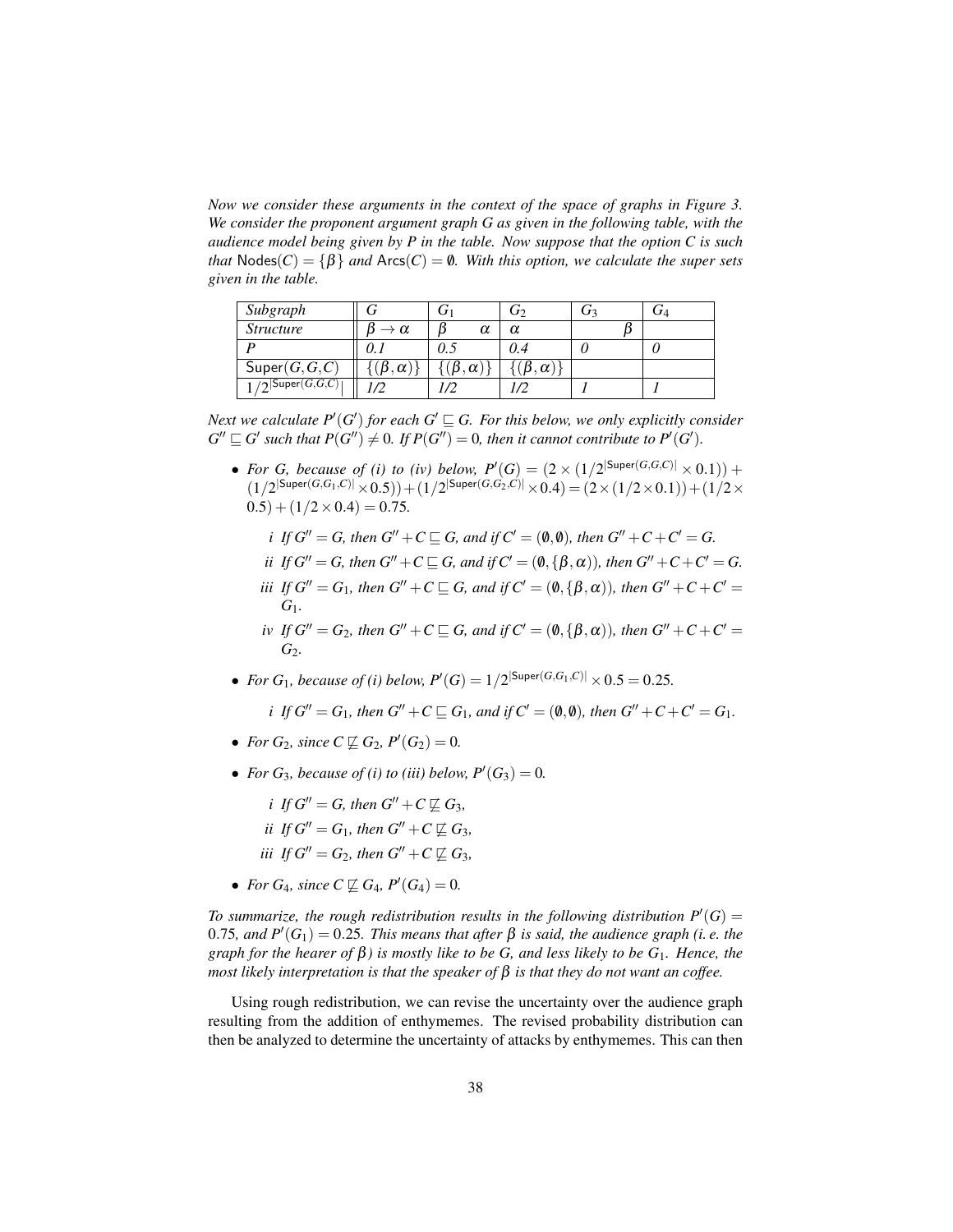*Now we consider these arguments in the context of the space of graphs in Figure 3. We consider the proponent argument graph G as given in the following table, with the audience model being given by P in the table. Now suppose that the option C is such that* $\mathsf{Nodes}(C) = \{\beta\}$ *and* $\mathsf{Arcs}(C) = \emptyset$*. With this option, we calculate the super sets given in the table.*

| *Subgraph* | $G$ | $G_1$ | $G_2$ | $G_3$ | $G_4$ |
|---|---|---|---|---|---|
| *Structure* | $\beta \to \alpha$ | $\beta \quad \alpha$ | $\alpha$ | $\beta$ | |
| $P$ | *0.1* | *0.5* | *0.4* | *0* | *0* |
| $\mathsf{Super}(G,G,C)$ | $\{(\beta,\alpha)\}$ | $\{(\beta,\alpha)\}$ | $\{(\beta,\alpha)\}$ | | |
| $1/2^{\lvert\mathsf{Super}(G,G,C)\rvert}$ | *1/2* | *1/2* | *1/2* | *1* | *1* |

*Next we calculate* $P'(G')$ *for each* $G' \sqsubseteq G$*. For this below, we only explicitly consider* $G'' \sqsubseteq G'$ *such that* $P(G'') \neq 0$*. If* $P(G'') = 0$*, then it cannot contribute to* $P'(G')$*.*

- *For G, because of (i) to (iv) below,* $P'(G) = (2 \times (1/2^{\lvert\mathsf{Super}(G,G,C)\rvert} \times 0.1)) + (1/2^{\lvert\mathsf{Super}(G,G_1,C)\rvert} \times 0.5)) + (1/2^{\lvert\mathsf{Super}(G,G_2,C)\rvert} \times 0.4) = (2 \times (1/2 \times 0.1)) + (1/2 \times 0.5) + (1/2 \times 0.4) = 0.75$*.*

  *i If* $G'' = G$*, then* $G'' + C \sqsubseteq G$*, and if* $C' = (\emptyset, \emptyset)$*, then* $G'' + C + C' = G$*.*

  *ii If* $G'' = G$*, then* $G'' + C \sqsubseteq G$*, and if* $C' = (\emptyset, \{\beta, \alpha\})$*, then* $G'' + C + C' = G$*.*

  *iii If* $G'' = G_1$*, then* $G'' + C \sqsubseteq G$*, and if* $C' = (\emptyset, \{\beta, \alpha\})$*, then* $G'' + C + C' = G_1$*.*

  *iv If* $G'' = G_2$*, then* $G'' + C \sqsubseteq G$*, and if* $C' = (\emptyset, \{\beta, \alpha\})$*, then* $G'' + C + C' = G_2$*.*

- *For* $G_1$*, because of (i) below,* $P'(G) = 1/2^{\lvert\mathsf{Super}(G,G_1,C)\rvert} \times 0.5 = 0.25$*.*

  *i If* $G'' = G_1$*, then* $G'' + C \sqsubseteq G_1$*, and if* $C' = (\emptyset, \emptyset)$*, then* $G'' + C + C' = G_1$*.*

- *For* $G_2$*, since* $C \not\sqsubseteq G_2$*,* $P'(G_2) = 0$*.*

- *For* $G_3$*, because of (i) to (iii) below,* $P'(G_3) = 0$*.*

  *i If* $G'' = G$*, then* $G'' + C \not\sqsubseteq G_3$*,*

  *ii If* $G'' = G_1$*, then* $G'' + C \not\sqsubseteq G_3$*,*

  *iii If* $G'' = G_2$*, then* $G'' + C \not\sqsubseteq G_3$*,*

- *For* $G_4$*, since* $C \not\sqsubseteq G_4$*,* $P'(G_4) = 0$*.*

*To summarize, the rough redistribution results in the following distribution* $P'(G) = 0.75$*, and* $P'(G_1) = 0.25$*. This means that after* $\beta$ *is said, the audience graph (i. e. the graph for the hearer of* $\beta$*) is mostly like to be G, and less likely to be* $G_1$*. Hence, the most likely interpretation is that the speaker of* $\beta$ *is that they do not want an coffee.*

Using rough redistribution, we can revise the uncertainty over the audience graph resulting from the addition of enthymemes. The revised probability distribution can then be analyzed to determine the uncertainty of attacks by enthymemes. This can then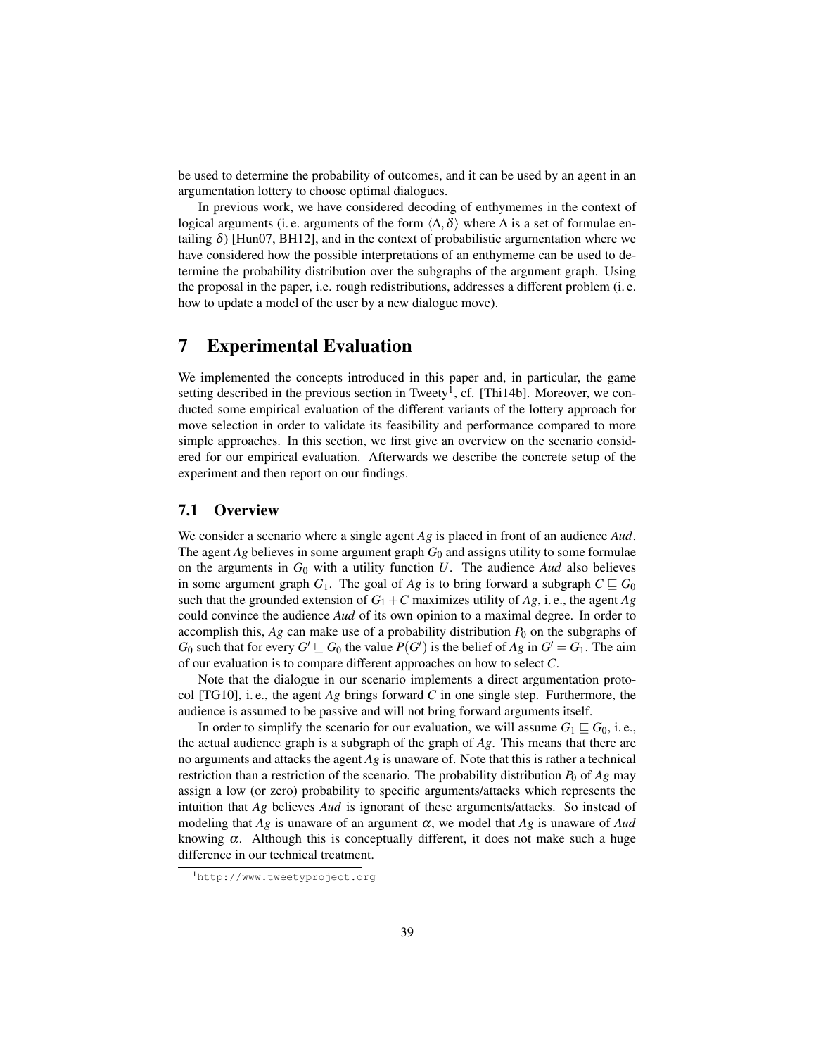be used to determine the probability of outcomes, and it can be used by an agent in an argumentation lottery to choose optimal dialogues.

In previous work, we have considered decoding of enthymemes in the context of logical arguments (i. e. arguments of the form $\langle \Delta, \delta \rangle$ where $\Delta$ is a set of formulae entailing $\delta$) [Hun07, BH12], and in the context of probabilistic argumentation where we have considered how the possible interpretations of an enthymeme can be used to determine the probability distribution over the subgraphs of the argument graph. Using the proposal in the paper, i.e. rough redistributions, addresses a different problem (i. e. how to update a model of the user by a new dialogue move).

# 7 Experimental Evaluation

We implemented the concepts introduced in this paper and, in particular, the game setting described in the previous section in Tweety[1], cf. [Thi14b]. Moreover, we conducted some empirical evaluation of the different variants of the lottery approach for move selection in order to validate its feasibility and performance compared to more simple approaches. In this section, we first give an overview on the scenario considered for our empirical evaluation. Afterwards we describe the concrete setup of the experiment and then report on our findings.

## 7.1 Overview

We consider a scenario where a single agent *Ag* is placed in front of an audience *Aud*. The agent *Ag* believes in some argument graph $G_0$ and assigns utility to some formulae on the arguments in $G_0$ with a utility function $U$. The audience *Aud* also believes in some argument graph $G_1$. The goal of *Ag* is to bring forward a subgraph $C \sqsubseteq G_0$ such that the grounded extension of $G_1 + C$ maximizes utility of *Ag*, i. e., the agent *Ag* could convince the audience *Aud* of its own opinion to a maximal degree. In order to accomplish this, *Ag* can make use of a probability distribution $P_0$ on the subgraphs of $G_0$ such that for every $G' \sqsubseteq G_0$ the value $P(G')$ is the belief of *Ag* in $G' = G_1$. The aim of our evaluation is to compare different approaches on how to select $C$.

Note that the dialogue in our scenario implements a direct argumentation protocol [TG10], i. e., the agent *Ag* brings forward $C$ in one single step. Furthermore, the audience is assumed to be passive and will not bring forward arguments itself.

In order to simplify the scenario for our evaluation, we will assume $G_1 \sqsubseteq G_0$, i. e., the actual audience graph is a subgraph of the graph of *Ag*. This means that there are no arguments and attacks the agent *Ag* is unaware of. Note that this is rather a technical restriction than a restriction of the scenario. The probability distribution $P_0$ of *Ag* may assign a low (or zero) probability to specific arguments/attacks which represents the intuition that *Ag* believes *Aud* is ignorant of these arguments/attacks. So instead of modeling that *Ag* is unaware of an argument $\alpha$, we model that *Ag* is unaware of *Aud* knowing $\alpha$. Although this is conceptually different, it does not make such a huge difference in our technical treatment.

[1] http://www.tweetyproject.org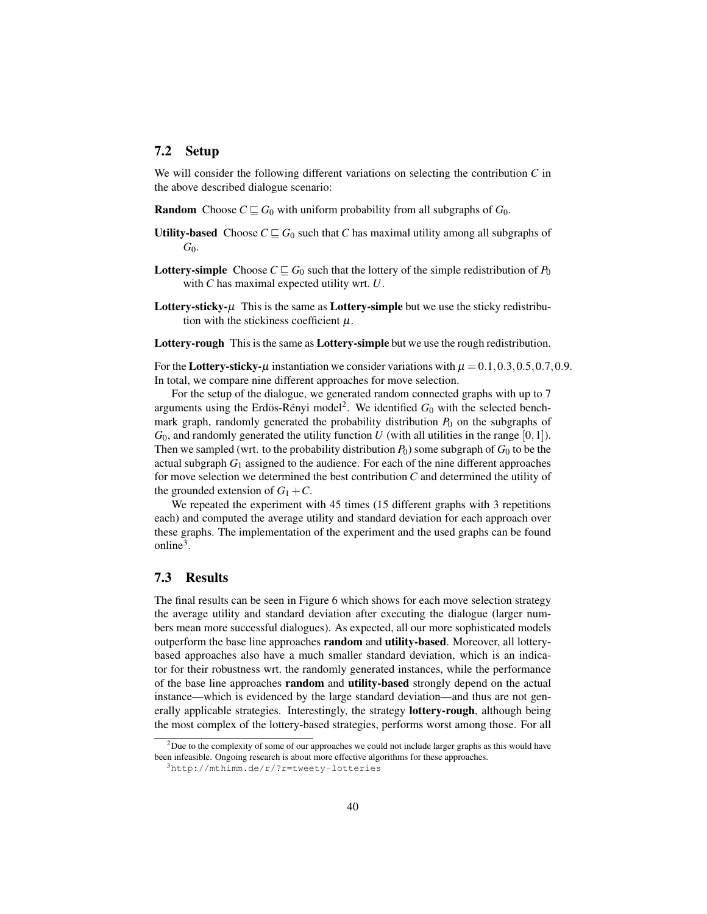## 7.2 Setup

We will consider the following different variations on selecting the contribution $C$ in the above described dialogue scenario:

**Random** Choose $C \sqsubseteq G_0$ with uniform probability from all subgraphs of $G_0$.

**Utility-based** Choose $C \sqsubseteq G_0$ such that $C$ has maximal utility among all subgraphs of $G_0$.

**Lottery-simple** Choose $C \sqsubseteq G_0$ such that the lottery of the simple redistribution of $P_0$ with $C$ has maximal expected utility wrt. $U$.

**Lottery-sticky-$\mu$** This is the same as **Lottery-simple** but we use the sticky redistribution with the stickiness coefficient $\mu$.

**Lottery-rough** This is the same as **Lottery-simple** but we use the rough redistribution.

For the **Lottery-sticky-$\mu$** instantiation we consider variations with $\mu = 0.1, 0.3, 0.5, 0.7, 0.9$. In total, we compare nine different approaches for move selection.

For the setup of the dialogue, we generated random connected graphs with up to 7 arguments using the Erdös-Rényi model[2]. We identified $G_0$ with the selected benchmark graph, randomly generated the probability distribution $P_0$ on the subgraphs of $G_0$, and randomly generated the utility function $U$ (with all utilities in the range $[0,1]$). Then we sampled (wrt. to the probability distribution $P_0$) some subgraph of $G_0$ to be the actual subgraph $G_1$ assigned to the audience. For each of the nine different approaches for move selection we determined the best contribution $C$ and determined the utility of the grounded extension of $G_1 + C$.

We repeated the experiment with 45 times (15 different graphs with 3 repetitions each) and computed the average utility and standard deviation for each approach over these graphs. The implementation of the experiment and the used graphs can be found online[3].

## 7.3 Results

The final results can be seen in Figure 6 which shows for each move selection strategy the average utility and standard deviation after executing the dialogue (larger numbers mean more successful dialogues). As expected, all our more sophisticated models outperform the base line approaches **random** and **utility-based**. Moreover, all lottery-based approaches also have a much smaller standard deviation, which is an indicator for their robustness wrt. the randomly generated instances, while the performance of the base line approaches **random** and **utility-based** strongly depend on the actual instance—which is evidenced by the large standard deviation—and thus are not generally applicable strategies. Interestingly, the strategy **lottery-rough**, although being the most complex of the lottery-based strategies, performs worst among those. For all

[2] Due to the complexity of some of our approaches we could not include larger graphs as this would have been infeasible. Ongoing research is about more effective algorithms for these approaches.

[3] `http://mthimm.de/r/?r=tweety-lotteries`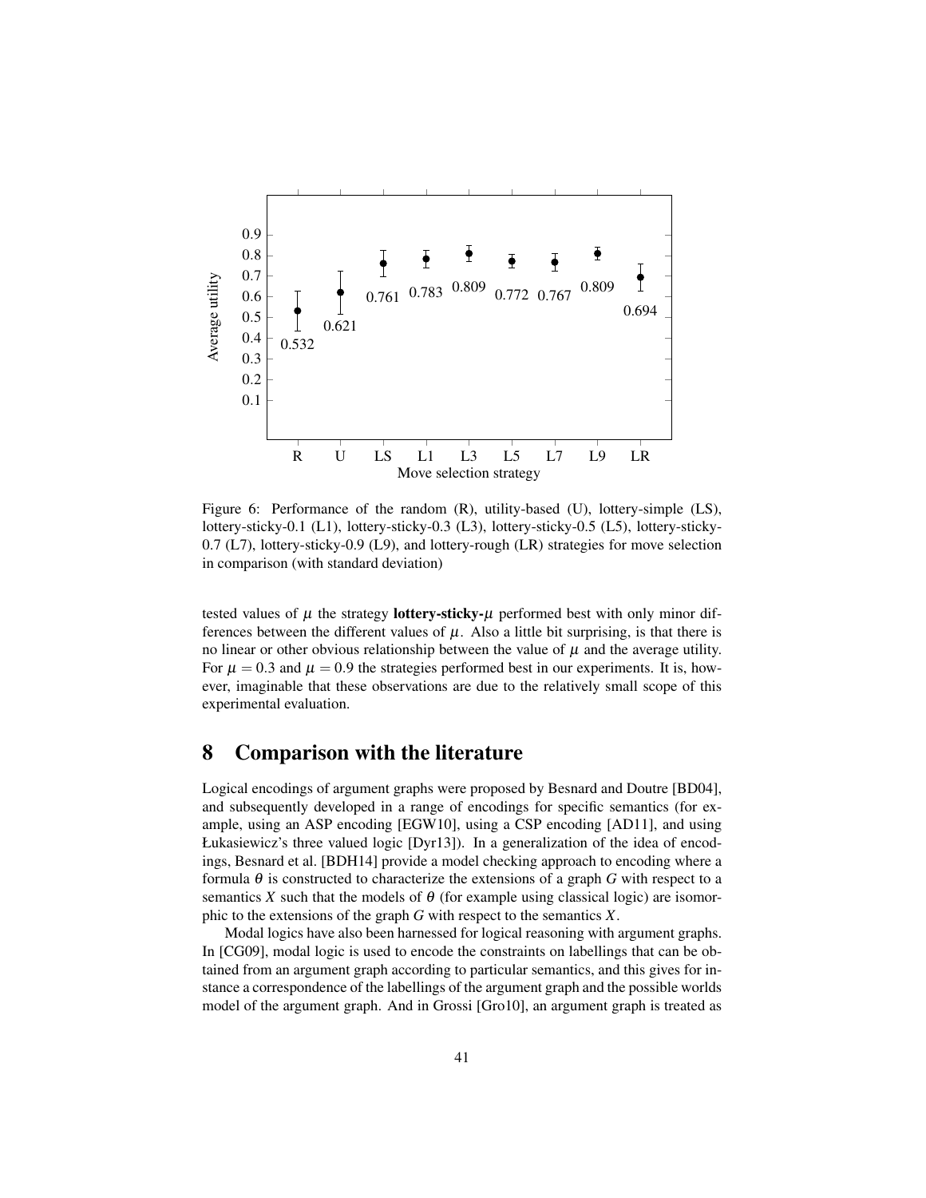Figure 6: Performance of the random (R), utility-based (U), lottery-simple (LS), lottery-sticky-0.1 (L1), lottery-sticky-0.3 (L3), lottery-sticky-0.5 (L5), lottery-sticky-0.7 (L7), lottery-sticky-0.9 (L9), and lottery-rough (LR) strategies for move selection in comparison (with standard deviation)

tested values of $\mu$ the strategy **lottery-sticky-$\mu$** performed best with only minor differences between the different values of $\mu$. Also a little bit surprising, is that there is no linear or other obvious relationship between the value of $\mu$ and the average utility. For $\mu = 0.3$ and $\mu = 0.9$ the strategies performed best in our experiments. It is, however, imaginable that these observations are due to the relatively small scope of this experimental evaluation.

# 8 Comparison with the literature

Logical encodings of argument graphs were proposed by Besnard and Doutre [BD04], and subsequently developed in a range of encodings for specific semantics (for example, using an ASP encoding [EGW10], using a CSP encoding [AD11], and using Łukasiewicz's three valued logic [Dyr13]). In a generalization of the idea of encodings, Besnard et al. [BDH14] provide a model checking approach to encoding where a formula $\theta$ is constructed to characterize the extensions of a graph $G$ with respect to a semantics $X$ such that the models of $\theta$ (for example using classical logic) are isomorphic to the extensions of the graph $G$ with respect to the semantics $X$.

Modal logics have also been harnessed for logical reasoning with argument graphs. In [CG09], modal logic is used to encode the constraints on labellings that can be obtained from an argument graph according to particular semantics, and this gives for instance a correspondence of the labellings of the argument graph and the possible worlds model of the argument graph. And in Grossi [Gro10], an argument graph is treated as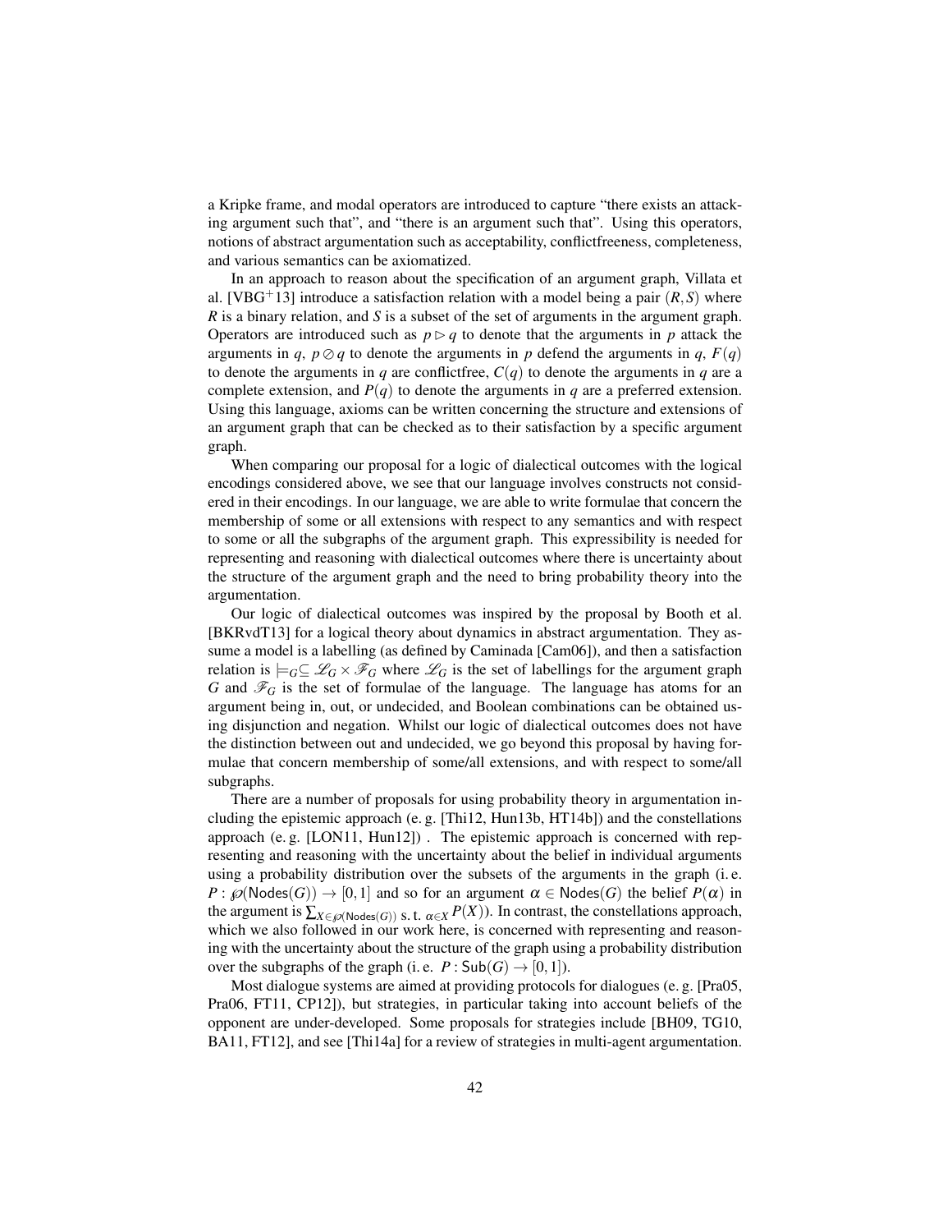a Kripke frame, and modal operators are introduced to capture "there exists an attacking argument such that", and "there is an argument such that". Using this operators, notions of abstract argumentation such as acceptability, conflictfreeness, completeness, and various semantics can be axiomatized.

In an approach to reason about the specification of an argument graph, Villata et al. [VBG+13] introduce a satisfaction relation with a model being a pair $(R,S)$ where $R$ is a binary relation, and $S$ is a subset of the set of arguments in the argument graph. Operators are introduced such as $p \triangleright q$ to denote that the arguments in $p$ attack the arguments in $q$, $p \oslash q$ to denote the arguments in $p$ defend the arguments in $q$, $F(q)$ to denote the arguments in $q$ are conflictfree, $C(q)$ to denote the arguments in $q$ are a complete extension, and $P(q)$ to denote the arguments in $q$ are a preferred extension. Using this language, axioms can be written concerning the structure and extensions of an argument graph that can be checked as to their satisfaction by a specific argument graph.

When comparing our proposal for a logic of dialectical outcomes with the logical encodings considered above, we see that our language involves constructs not considered in their encodings. In our language, we are able to write formulae that concern the membership of some or all extensions with respect to any semantics and with respect to some or all the subgraphs of the argument graph. This expressibility is needed for representing and reasoning with dialectical outcomes where there is uncertainty about the structure of the argument graph and the need to bring probability theory into the argumentation.

Our logic of dialectical outcomes was inspired by the proposal by Booth et al. [BKRvdT13] for a logical theory about dynamics in abstract argumentation. They assume a model is a labelling (as defined by Caminada [Cam06]), and then a satisfaction relation is $\models_G \subseteq \mathscr{L}_G \times \mathscr{F}_G$ where $\mathscr{L}_G$ is the set of labellings for the argument graph $G$ and $\mathscr{F}_G$ is the set of formulae of the language. The language has atoms for an argument being in, out, or undecided, and Boolean combinations can be obtained using disjunction and negation. Whilst our logic of dialectical outcomes does not have the distinction between out and undecided, we go beyond this proposal by having formulae that concern membership of some/all extensions, and with respect to some/all subgraphs.

There are a number of proposals for using probability theory in argumentation including the epistemic approach (e. g. [Thi12, Hun13b, HT14b]) and the constellations approach (e. g. [LON11, Hun12]) . The epistemic approach is concerned with representing and reasoning with the uncertainty about the belief in individual arguments using a probability distribution over the subsets of the arguments in the graph (i. e. $P : \wp(\mathsf{Nodes}(G)) \rightarrow [0,1]$ and so for an argument $\alpha \in \mathsf{Nodes}(G)$ the belief $P(\alpha)$ in the argument is $\sum_{X \in \wp(\mathsf{Nodes}(G)) \text{ s. t. } \alpha \in X} P(X)$). In contrast, the constellations approach, which we also followed in our work here, is concerned with representing and reasoning with the uncertainty about the structure of the graph using a probability distribution over the subgraphs of the graph (i. e. $P : \mathsf{Sub}(G) \rightarrow [0,1]$).

Most dialogue systems are aimed at providing protocols for dialogues (e. g. [Pra05, Pra06, FT11, CP12]), but strategies, in particular taking into account beliefs of the opponent are under-developed. Some proposals for strategies include [BH09, TG10, BA11, FT12], and see [Thi14a] for a review of strategies in multi-agent argumentation.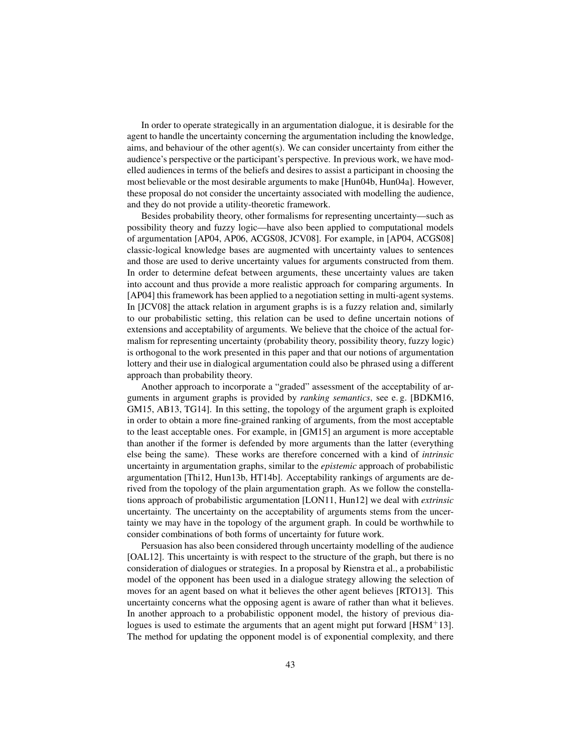In order to operate strategically in an argumentation dialogue, it is desirable for the agent to handle the uncertainty concerning the argumentation including the knowledge, aims, and behaviour of the other agent(s). We can consider uncertainty from either the audience's perspective or the participant's perspective. In previous work, we have modelled audiences in terms of the beliefs and desires to assist a participant in choosing the most believable or the most desirable arguments to make [Hun04b, Hun04a]. However, these proposal do not consider the uncertainty associated with modelling the audience, and they do not provide a utility-theoretic framework.

Besides probability theory, other formalisms for representing uncertainty—such as possibility theory and fuzzy logic—have also been applied to computational models of argumentation [AP04, AP06, ACGS08, JCV08]. For example, in [AP04, ACGS08] classic-logical knowledge bases are augmented with uncertainty values to sentences and those are used to derive uncertainty values for arguments constructed from them. In order to determine defeat between arguments, these uncertainty values are taken into account and thus provide a more realistic approach for comparing arguments. In [AP04] this framework has been applied to a negotiation setting in multi-agent systems. In [JCV08] the attack relation in argument graphs is is a fuzzy relation and, similarly to our probabilistic setting, this relation can be used to define uncertain notions of extensions and acceptability of arguments. We believe that the choice of the actual formalism for representing uncertainty (probability theory, possibility theory, fuzzy logic) is orthogonal to the work presented in this paper and that our notions of argumentation lottery and their use in dialogical argumentation could also be phrased using a different approach than probability theory.

Another approach to incorporate a "graded" assessment of the acceptability of arguments in argument graphs is provided by *ranking semantics*, see e. g. [BDKM16, GM15, AB13, TG14]. In this setting, the topology of the argument graph is exploited in order to obtain a more fine-grained ranking of arguments, from the most acceptable to the least acceptable ones. For example, in [GM15] an argument is more acceptable than another if the former is defended by more arguments than the latter (everything else being the same). These works are therefore concerned with a kind of *intrinsic* uncertainty in argumentation graphs, similar to the *epistemic* approach of probabilistic argumentation [Thi12, Hun13b, HT14b]. Acceptability rankings of arguments are derived from the topology of the plain argumentation graph. As we follow the constellations approach of probabilistic argumentation [LON11, Hun12] we deal with *extrinsic* uncertainty. The uncertainty on the acceptability of arguments stems from the uncertainty we may have in the topology of the argument graph. In could be worthwhile to consider combinations of both forms of uncertainty for future work.

Persuasion has also been considered through uncertainty modelling of the audience [OAL12]. This uncertainty is with respect to the structure of the graph, but there is no consideration of dialogues or strategies. In a proposal by Rienstra et al., a probabilistic model of the opponent has been used in a dialogue strategy allowing the selection of moves for an agent based on what it believes the other agent believes [RTO13]. This uncertainty concerns what the opposing agent is aware of rather than what it believes. In another approach to a probabilistic opponent model, the history of previous dialogues is used to estimate the arguments that an agent might put forward [HSM$^{+}$13]. The method for updating the opponent model is of exponential complexity, and there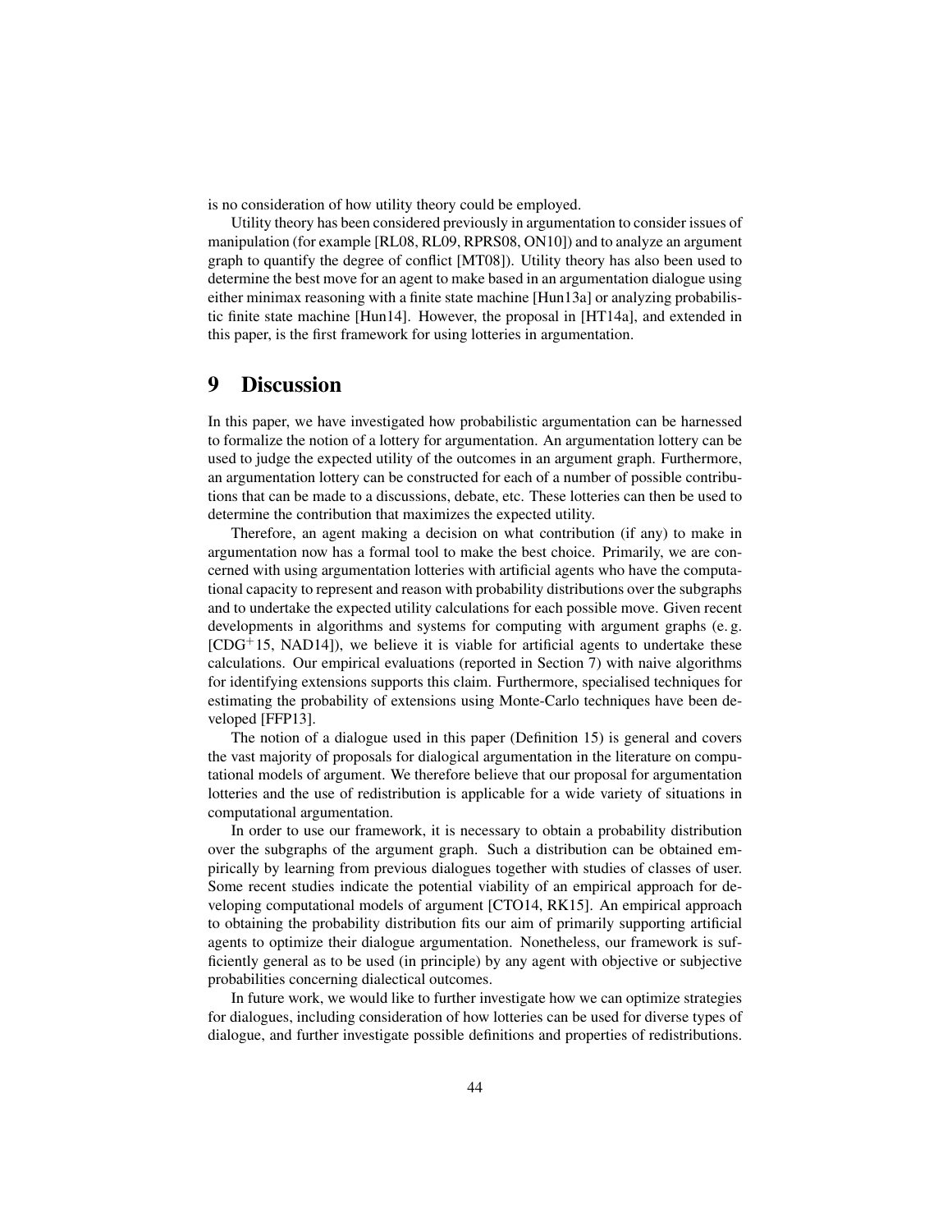is no consideration of how utility theory could be employed.

Utility theory has been considered previously in argumentation to consider issues of manipulation (for example [RL08, RL09, RPRS08, ON10]) and to analyze an argument graph to quantify the degree of conflict [MT08]). Utility theory has also been used to determine the best move for an agent to make based in an argumentation dialogue using either minimax reasoning with a finite state machine [Hun13a] or analyzing probabilistic finite state machine [Hun14]. However, the proposal in [HT14a], and extended in this paper, is the first framework for using lotteries in argumentation.

# 9 Discussion

In this paper, we have investigated how probabilistic argumentation can be harnessed to formalize the notion of a lottery for argumentation. An argumentation lottery can be used to judge the expected utility of the outcomes in an argument graph. Furthermore, an argumentation lottery can be constructed for each of a number of possible contributions that can be made to a discussions, debate, etc. These lotteries can then be used to determine the contribution that maximizes the expected utility.

Therefore, an agent making a decision on what contribution (if any) to make in argumentation now has a formal tool to make the best choice. Primarily, we are concerned with using argumentation lotteries with artificial agents who have the computational capacity to represent and reason with probability distributions over the subgraphs and to undertake the expected utility calculations for each possible move. Given recent developments in algorithms and systems for computing with argument graphs (e. g. [CDG$^{+}$15, NAD14]), we believe it is viable for artificial agents to undertake these calculations. Our empirical evaluations (reported in Section 7) with naive algorithms for identifying extensions supports this claim. Furthermore, specialised techniques for estimating the probability of extensions using Monte-Carlo techniques have been developed [FFP13].

The notion of a dialogue used in this paper (Definition 15) is general and covers the vast majority of proposals for dialogical argumentation in the literature on computational models of argument. We therefore believe that our proposal for argumentation lotteries and the use of redistribution is applicable for a wide variety of situations in computational argumentation.

In order to use our framework, it is necessary to obtain a probability distribution over the subgraphs of the argument graph. Such a distribution can be obtained empirically by learning from previous dialogues together with studies of classes of user. Some recent studies indicate the potential viability of an empirical approach for developing computational models of argument [CTO14, RK15]. An empirical approach to obtaining the probability distribution fits our aim of primarily supporting artificial agents to optimize their dialogue argumentation. Nonetheless, our framework is sufficiently general as to be used (in principle) by any agent with objective or subjective probabilities concerning dialectical outcomes.

In future work, we would like to further investigate how we can optimize strategies for dialogues, including consideration of how lotteries can be used for diverse types of dialogue, and further investigate possible definitions and properties of redistributions.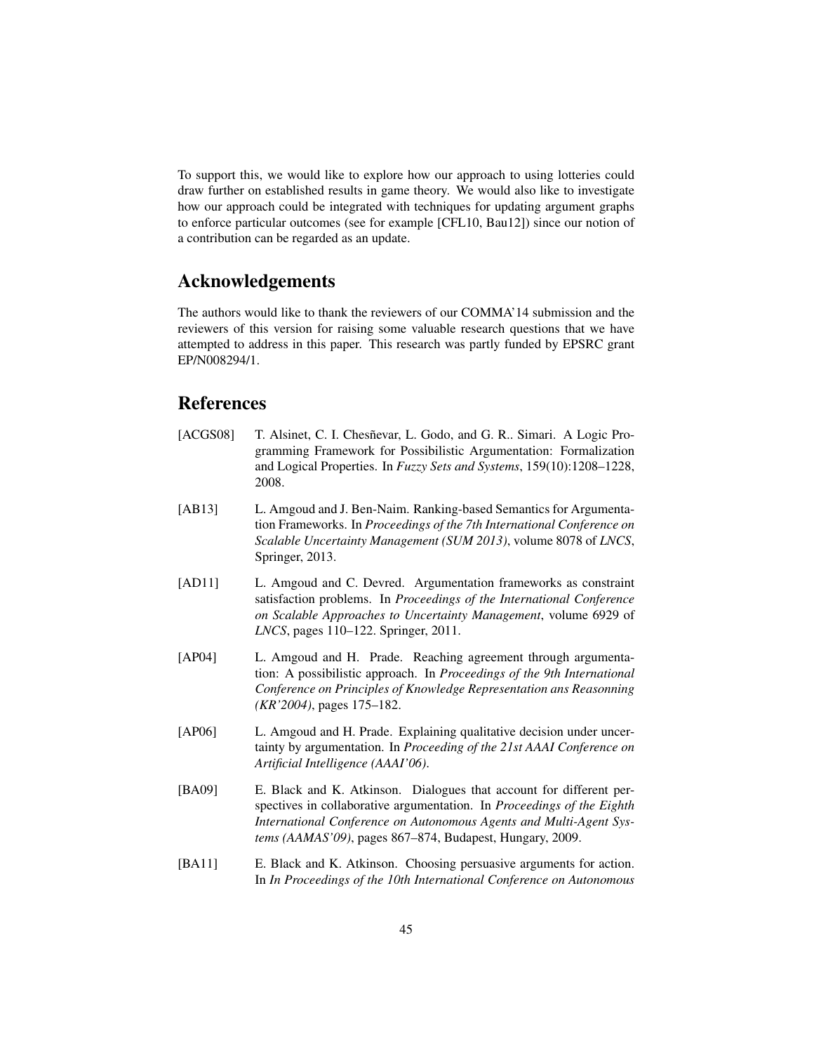To support this, we would like to explore how our approach to using lotteries could draw further on established results in game theory. We would also like to investigate how our approach could be integrated with techniques for updating argument graphs to enforce particular outcomes (see for example [CFL10, Bau12]) since our notion of a contribution can be regarded as an update.

## Acknowledgements

The authors would like to thank the reviewers of our COMMA'14 submission and the reviewers of this version for raising some valuable research questions that we have attempted to address in this paper. This research was partly funded by EPSRC grant EP/N008294/1.

## References

[ACGS08] T. Alsinet, C. I. Chesñevar, L. Godo, and G. R.. Simari. A Logic Programming Framework for Possibilistic Argumentation: Formalization and Logical Properties. In *Fuzzy Sets and Systems*, 159(10):1208–1228, 2008.

[AB13] L. Amgoud and J. Ben-Naim. Ranking-based Semantics for Argumentation Frameworks. In *Proceedings of the 7th International Conference on Scalable Uncertainty Management (SUM 2013)*, volume 8078 of *LNCS*, Springer, 2013.

[AD11] L. Amgoud and C. Devred. Argumentation frameworks as constraint satisfaction problems. In *Proceedings of the International Conference on Scalable Approaches to Uncertainty Management*, volume 6929 of *LNCS*, pages 110–122. Springer, 2011.

[AP04] L. Amgoud and H. Prade. Reaching agreement through argumentation: A possibilistic approach. In *Proceedings of the 9th International Conference on Principles of Knowledge Representation ans Reasonning (KR'2004)*, pages 175–182.

[AP06] L. Amgoud and H. Prade. Explaining qualitative decision under uncertainty by argumentation. In *Proceeding of the 21st AAAI Conference on Artificial Intelligence (AAAI'06)*.

[BA09] E. Black and K. Atkinson. Dialogues that account for different perspectives in collaborative argumentation. In *Proceedings of the Eighth International Conference on Autonomous Agents and Multi-Agent Systems (AAMAS'09)*, pages 867–874, Budapest, Hungary, 2009.

[BA11] E. Black and K. Atkinson. Choosing persuasive arguments for action. In *In Proceedings of the 10th International Conference on Autonomous*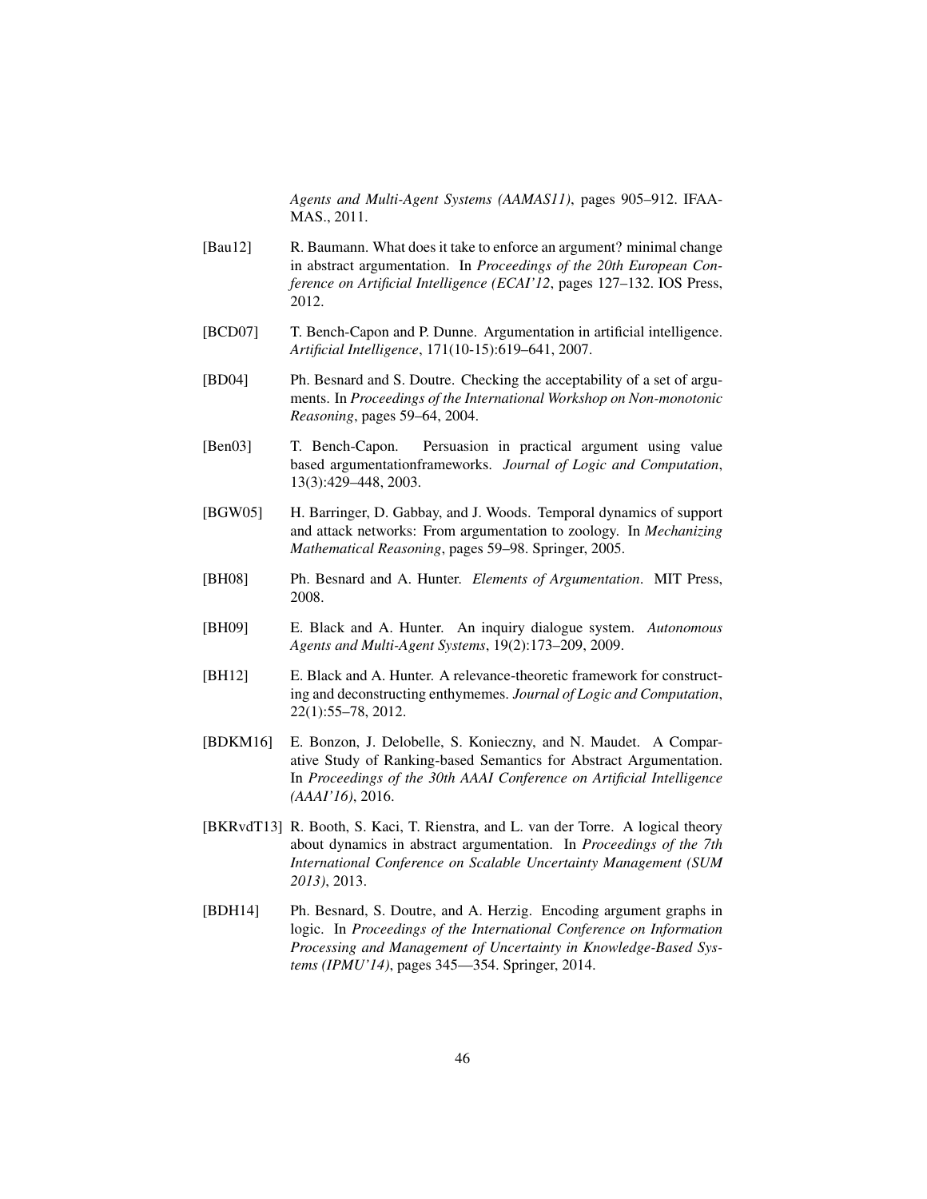*Agents and Multi-Agent Systems (AAMAS11)*, pages 905–912. IFAA-MAS., 2011.

[Bau12] R. Baumann. What does it take to enforce an argument? minimal change in abstract argumentation. In *Proceedings of the 20th European Conference on Artificial Intelligence (ECAI'12*, pages 127–132. IOS Press, 2012.

[BCD07] T. Bench-Capon and P. Dunne. Argumentation in artificial intelligence. *Artificial Intelligence*, 171(10-15):619–641, 2007.

[BD04] Ph. Besnard and S. Doutre. Checking the acceptability of a set of arguments. In *Proceedings of the International Workshop on Non-monotonic Reasoning*, pages 59–64, 2004.

[Ben03] T. Bench-Capon. Persuasion in practical argument using value based argumentationframeworks. *Journal of Logic and Computation*, 13(3):429–448, 2003.

[BGW05] H. Barringer, D. Gabbay, and J. Woods. Temporal dynamics of support and attack networks: From argumentation to zoology. In *Mechanizing Mathematical Reasoning*, pages 59–98. Springer, 2005.

[BH08] Ph. Besnard and A. Hunter. *Elements of Argumentation*. MIT Press, 2008.

[BH09] E. Black and A. Hunter. An inquiry dialogue system. *Autonomous Agents and Multi-Agent Systems*, 19(2):173–209, 2009.

[BH12] E. Black and A. Hunter. A relevance-theoretic framework for constructing and deconstructing enthymemes. *Journal of Logic and Computation*, 22(1):55–78, 2012.

[BDKM16] E. Bonzon, J. Delobelle, S. Konieczny, and N. Maudet. A Comparative Study of Ranking-based Semantics for Abstract Argumentation. In *Proceedings of the 30th AAAI Conference on Artificial Intelligence (AAAI'16)*, 2016.

[BKRvdT13] R. Booth, S. Kaci, T. Rienstra, and L. van der Torre. A logical theory about dynamics in abstract argumentation. In *Proceedings of the 7th International Conference on Scalable Uncertainty Management (SUM 2013)*, 2013.

[BDH14] Ph. Besnard, S. Doutre, and A. Herzig. Encoding argument graphs in logic. In *Proceedings of the International Conference on Information Processing and Management of Uncertainty in Knowledge-Based Systems (IPMU'14)*, pages 345—354. Springer, 2014.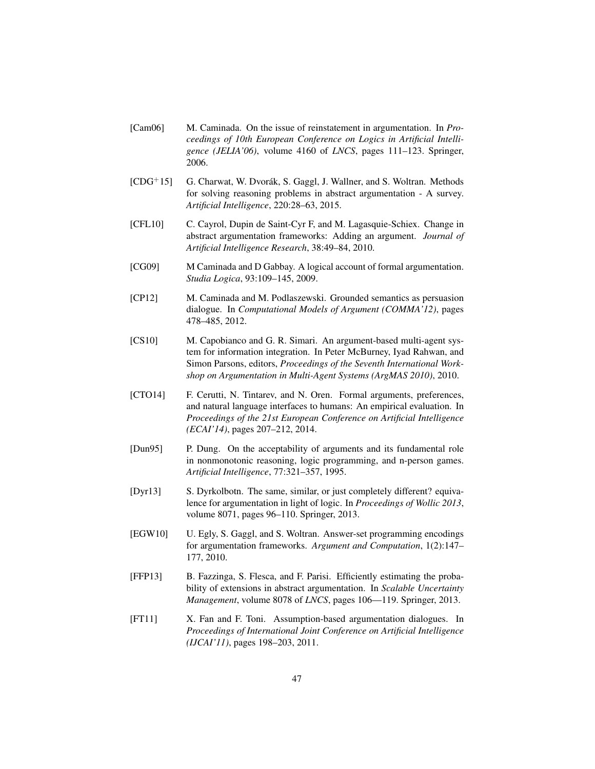[Cam06] M. Caminada. On the issue of reinstatement in argumentation. In *Proceedings of 10th European Conference on Logics in Artificial Intelligence (JELIA'06)*, volume 4160 of *LNCS*, pages 111–123. Springer, 2006.

[CDG+15] G. Charwat, W. Dvorák, S. Gaggl, J. Wallner, and S. Woltran. Methods for solving reasoning problems in abstract argumentation - A survey. *Artificial Intelligence*, 220:28–63, 2015.

[CFL10] C. Cayrol, Dupin de Saint-Cyr F, and M. Lagasquie-Schiex. Change in abstract argumentation frameworks: Adding an argument. *Journal of Artificial Intelligence Research*, 38:49–84, 2010.

[CG09] M Caminada and D Gabbay. A logical account of formal argumentation. *Studia Logica*, 93:109–145, 2009.

[CP12] M. Caminada and M. Podlaszewski. Grounded semantics as persuasion dialogue. In *Computational Models of Argument (COMMA'12)*, pages 478–485, 2012.

[CS10] M. Capobianco and G. R. Simari. An argument-based multi-agent system for information integration. In Peter McBurney, Iyad Rahwan, and Simon Parsons, editors, *Proceedings of the Seventh International Workshop on Argumentation in Multi-Agent Systems (ArgMAS 2010)*, 2010.

[CTO14] F. Cerutti, N. Tintarev, and N. Oren. Formal arguments, preferences, and natural language interfaces to humans: An empirical evaluation. In *Proceedings of the 21st European Conference on Artificial Intelligence (ECAI'14)*, pages 207–212, 2014.

[Dun95] P. Dung. On the acceptability of arguments and its fundamental role in nonmonotonic reasoning, logic programming, and n-person games. *Artificial Intelligence*, 77:321–357, 1995.

[Dyr13] S. Dyrkolbotn. The same, similar, or just completely different? equivalence for argumentation in light of logic. In *Proceedings of Wollic 2013*, volume 8071, pages 96–110. Springer, 2013.

[EGW10] U. Egly, S. Gaggl, and S. Woltran. Answer-set programming encodings for argumentation frameworks. *Argument and Computation*, 1(2):147–177, 2010.

[FFP13] B. Fazzinga, S. Flesca, and F. Parisi. Efficiently estimating the probability of extensions in abstract argumentation. In *Scalable Uncertainty Management*, volume 8078 of *LNCS*, pages 106—119. Springer, 2013.

[FT11] X. Fan and F. Toni. Assumption-based argumentation dialogues. In *Proceedings of International Joint Conference on Artificial Intelligence (IJCAI'11)*, pages 198–203, 2011.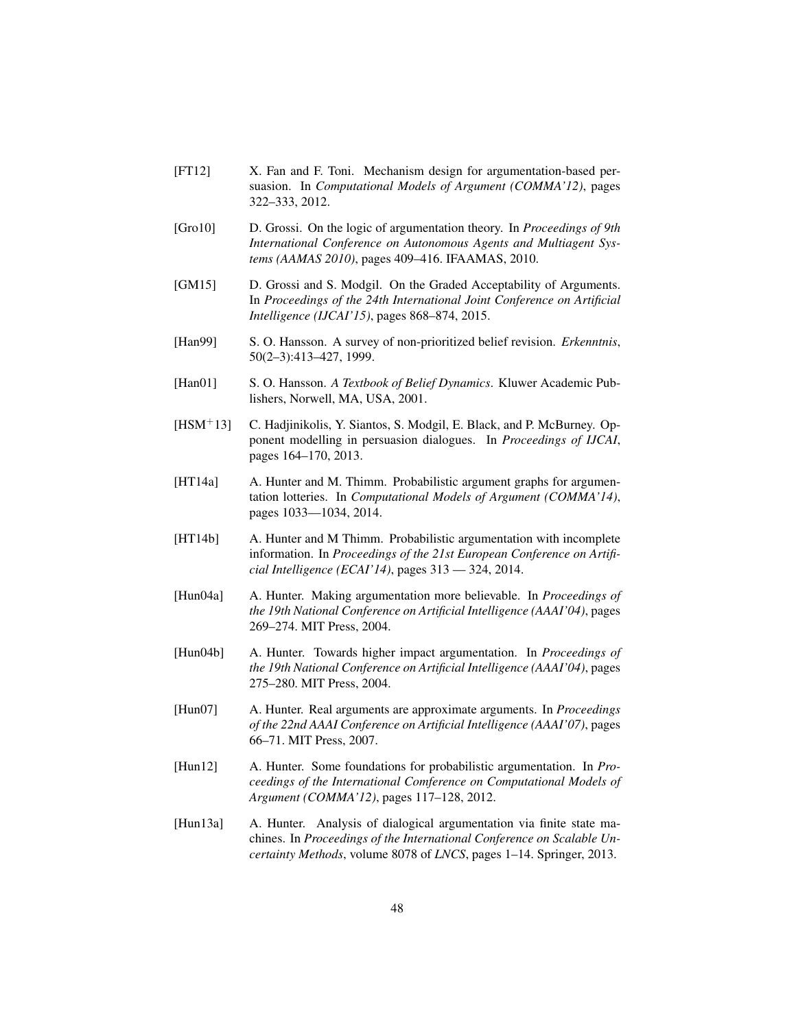[FT12] X. Fan and F. Toni. Mechanism design for argumentation-based persuasion. In *Computational Models of Argument (COMMA'12)*, pages 322–333, 2012.

[Gro10] D. Grossi. On the logic of argumentation theory. In *Proceedings of 9th International Conference on Autonomous Agents and Multiagent Systems (AAMAS 2010)*, pages 409–416. IFAAMAS, 2010.

[GM15] D. Grossi and S. Modgil. On the Graded Acceptability of Arguments. In *Proceedings of the 24th International Joint Conference on Artificial Intelligence (IJCAI'15)*, pages 868–874, 2015.

[Han99] S. O. Hansson. A survey of non-prioritized belief revision. *Erkenntnis*, 50(2–3):413–427, 1999.

[Han01] S. O. Hansson. *A Textbook of Belief Dynamics*. Kluwer Academic Publishers, Norwell, MA, USA, 2001.

[HSM+13] C. Hadjinikolis, Y. Siantos, S. Modgil, E. Black, and P. McBurney. Opponent modelling in persuasion dialogues. In *Proceedings of IJCAI*, pages 164–170, 2013.

[HT14a] A. Hunter and M. Thimm. Probabilistic argument graphs for argumentation lotteries. In *Computational Models of Argument (COMMA'14)*, pages 1033—1034, 2014.

[HT14b] A. Hunter and M Thimm. Probabilistic argumentation with incomplete information. In *Proceedings of the 21st European Conference on Artificial Intelligence (ECAI'14)*, pages 313 — 324, 2014.

[Hun04a] A. Hunter. Making argumentation more believable. In *Proceedings of the 19th National Conference on Artificial Intelligence (AAAI'04)*, pages 269–274. MIT Press, 2004.

[Hun04b] A. Hunter. Towards higher impact argumentation. In *Proceedings of the 19th National Conference on Artificial Intelligence (AAAI'04)*, pages 275–280. MIT Press, 2004.

[Hun07] A. Hunter. Real arguments are approximate arguments. In *Proceedings of the 22nd AAAI Conference on Artificial Intelligence (AAAI'07)*, pages 66–71. MIT Press, 2007.

[Hun12] A. Hunter. Some foundations for probabilistic argumentation. In *Proceedings of the International Comference on Computational Models of Argument (COMMA'12)*, pages 117–128, 2012.

[Hun13a] A. Hunter. Analysis of dialogical argumentation via finite state machines. In *Proceedings of the International Conference on Scalable Uncertainty Methods*, volume 8078 of *LNCS*, pages 1–14. Springer, 2013.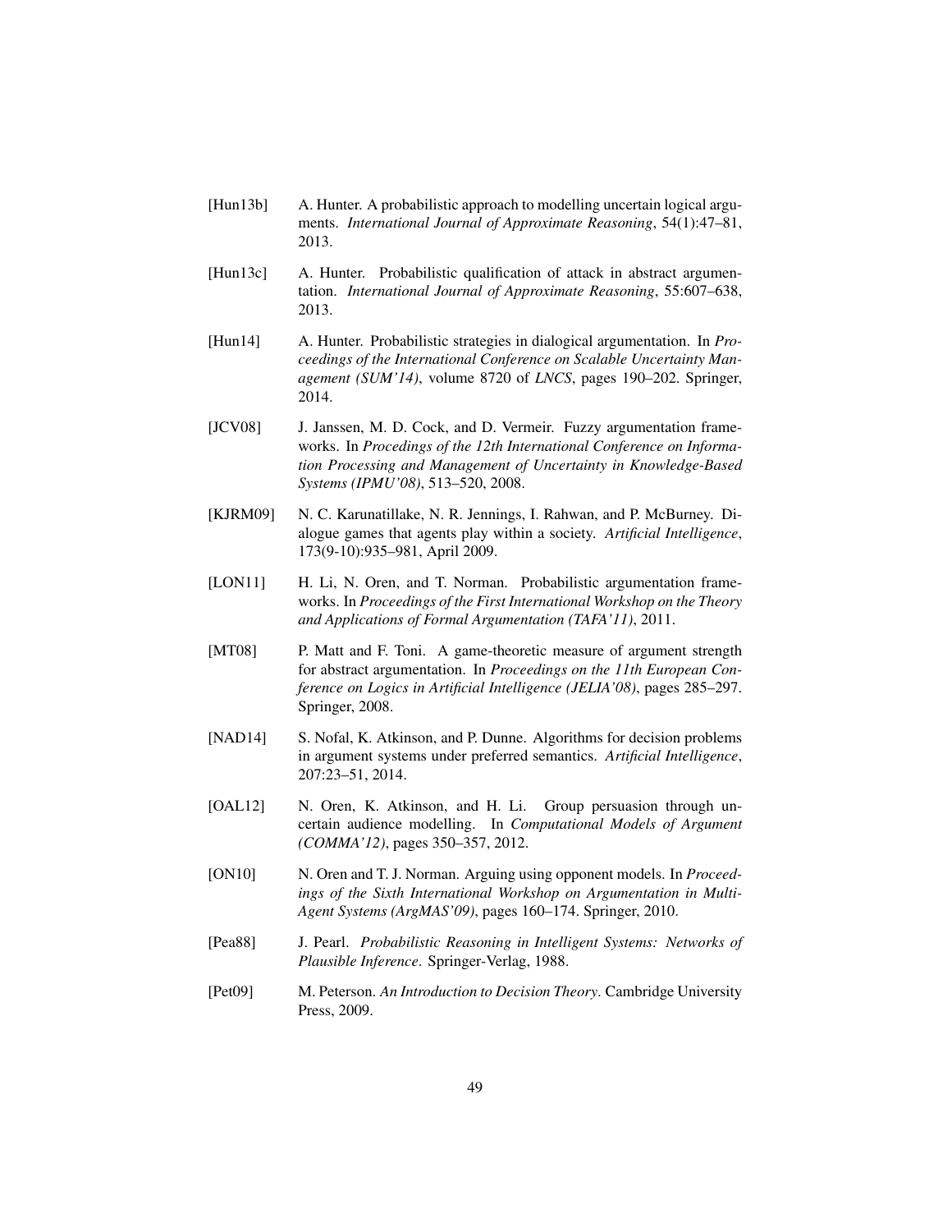[Hun13b] A. Hunter. A probabilistic approach to modelling uncertain logical arguments. *International Journal of Approximate Reasoning*, 54(1):47–81, 2013.

[Hun13c] A. Hunter. Probabilistic qualification of attack in abstract argumentation. *International Journal of Approximate Reasoning*, 55:607–638, 2013.

[Hun14] A. Hunter. Probabilistic strategies in dialogical argumentation. In *Proceedings of the International Conference on Scalable Uncertainty Management (SUM'14)*, volume 8720 of *LNCS*, pages 190–202. Springer, 2014.

[JCV08] J. Janssen, M. D. Cock, and D. Vermeir. Fuzzy argumentation frameworks. In *Procedings of the 12th International Conference on Information Processing and Management of Uncertainty in Knowledge-Based Systems (IPMU'08)*, 513–520, 2008.

[KJRM09] N. C. Karunatillake, N. R. Jennings, I. Rahwan, and P. McBurney. Dialogue games that agents play within a society. *Artificial Intelligence*, 173(9-10):935–981, April 2009.

[LON11] H. Li, N. Oren, and T. Norman. Probabilistic argumentation frameworks. In *Proceedings of the First International Workshop on the Theory and Applications of Formal Argumentation (TAFA'11)*, 2011.

[MT08] P. Matt and F. Toni. A game-theoretic measure of argument strength for abstract argumentation. In *Proceedings on the 11th European Conference on Logics in Artificial Intelligence (JELIA'08)*, pages 285–297. Springer, 2008.

[NAD14] S. Nofal, K. Atkinson, and P. Dunne. Algorithms for decision problems in argument systems under preferred semantics. *Artificial Intelligence*, 207:23–51, 2014.

[OAL12] N. Oren, K. Atkinson, and H. Li. Group persuasion through uncertain audience modelling. In *Computational Models of Argument (COMMA'12)*, pages 350–357, 2012.

[ON10] N. Oren and T. J. Norman. Arguing using opponent models. In *Proceedings of the Sixth International Workshop on Argumentation in Multi-Agent Systems (ArgMAS'09)*, pages 160–174. Springer, 2010.

[Pea88] J. Pearl. *Probabilistic Reasoning in Intelligent Systems: Networks of Plausible Inference*. Springer-Verlag, 1988.

[Pet09] M. Peterson. *An Introduction to Decision Theory*. Cambridge University Press, 2009.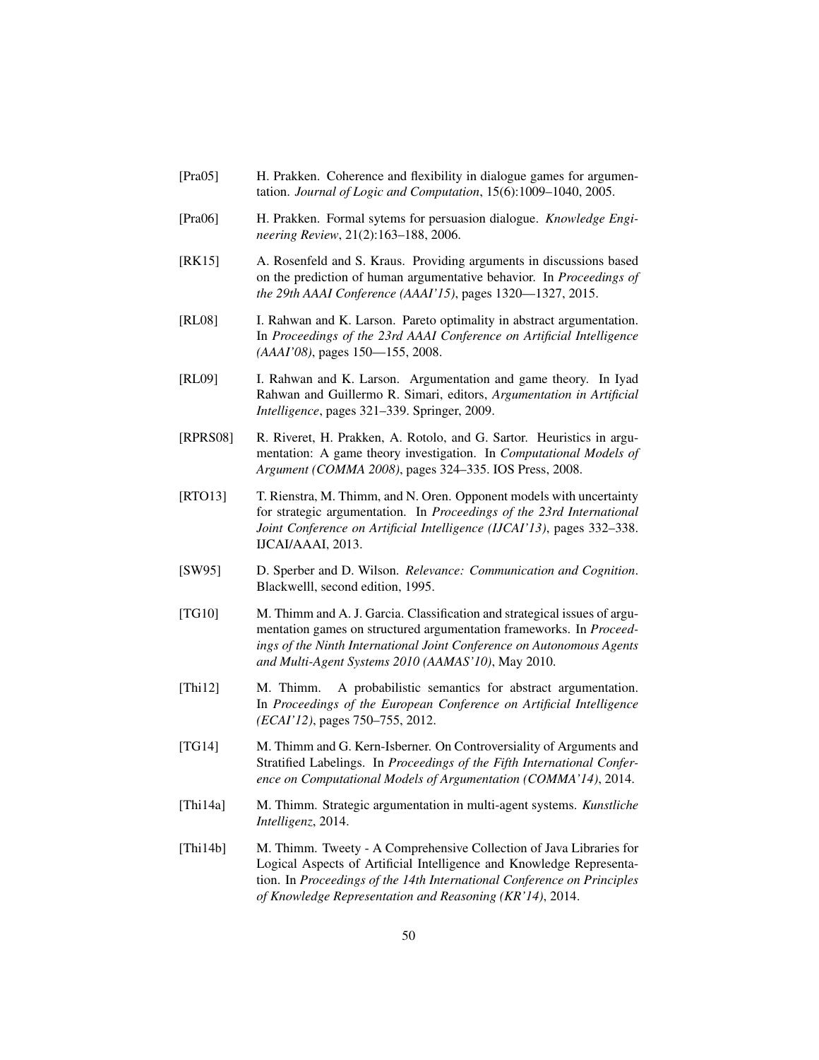[Pra05] H. Prakken. Coherence and flexibility in dialogue games for argumentation. *Journal of Logic and Computation*, 15(6):1009–1040, 2005.

[Pra06] H. Prakken. Formal sytems for persuasion dialogue. *Knowledge Engineering Review*, 21(2):163–188, 2006.

[RK15] A. Rosenfeld and S. Kraus. Providing arguments in discussions based on the prediction of human argumentative behavior. In *Proceedings of the 29th AAAI Conference (AAAI'15)*, pages 1320—1327, 2015.

[RL08] I. Rahwan and K. Larson. Pareto optimality in abstract argumentation. In *Proceedings of the 23rd AAAI Conference on Artificial Intelligence (AAAI'08)*, pages 150—155, 2008.

[RL09] I. Rahwan and K. Larson. Argumentation and game theory. In Iyad Rahwan and Guillermo R. Simari, editors, *Argumentation in Artificial Intelligence*, pages 321–339. Springer, 2009.

[RPRS08] R. Riveret, H. Prakken, A. Rotolo, and G. Sartor. Heuristics in argumentation: A game theory investigation. In *Computational Models of Argument (COMMA 2008)*, pages 324–335. IOS Press, 2008.

[RTO13] T. Rienstra, M. Thimm, and N. Oren. Opponent models with uncertainty for strategic argumentation. In *Proceedings of the 23rd International Joint Conference on Artificial Intelligence (IJCAI'13)*, pages 332–338. IJCAI/AAAI, 2013.

[SW95] D. Sperber and D. Wilson. *Relevance: Communication and Cognition*. Blackwelll, second edition, 1995.

[TG10] M. Thimm and A. J. Garcia. Classification and strategical issues of argumentation games on structured argumentation frameworks. In *Proceedings of the Ninth International Joint Conference on Autonomous Agents and Multi-Agent Systems 2010 (AAMAS'10)*, May 2010.

[Thi12] M. Thimm. A probabilistic semantics for abstract argumentation. In *Proceedings of the European Conference on Artificial Intelligence (ECAI'12)*, pages 750–755, 2012.

[TG14] M. Thimm and G. Kern-Isberner. On Controversiality of Arguments and Stratified Labelings. In *Proceedings of the Fifth International Conference on Computational Models of Argumentation (COMMA'14)*, 2014.

[Thi14a] M. Thimm. Strategic argumentation in multi-agent systems. *Kunstliche Intelligenz*, 2014.

[Thi14b] M. Thimm. Tweety - A Comprehensive Collection of Java Libraries for Logical Aspects of Artificial Intelligence and Knowledge Representation. In *Proceedings of the 14th International Conference on Principles of Knowledge Representation and Reasoning (KR'14)*, 2014.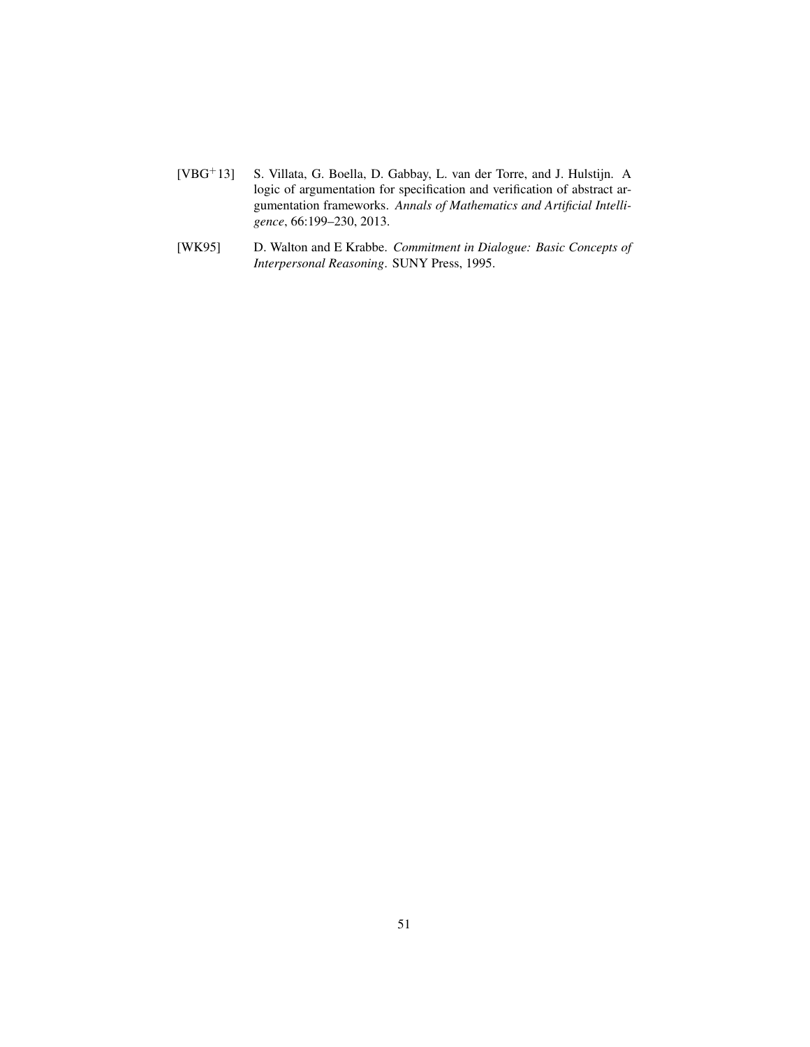[VBG$^+$13] S. Villata, G. Boella, D. Gabbay, L. van der Torre, and J. Hulstijn. A logic of argumentation for specification and verification of abstract argumentation frameworks. *Annals of Mathematics and Artificial Intelligence*, 66:199–230, 2013.

[WK95] D. Walton and E Krabbe. *Commitment in Dialogue: Basic Concepts of Interpersonal Reasoning*. SUNY Press, 1995.